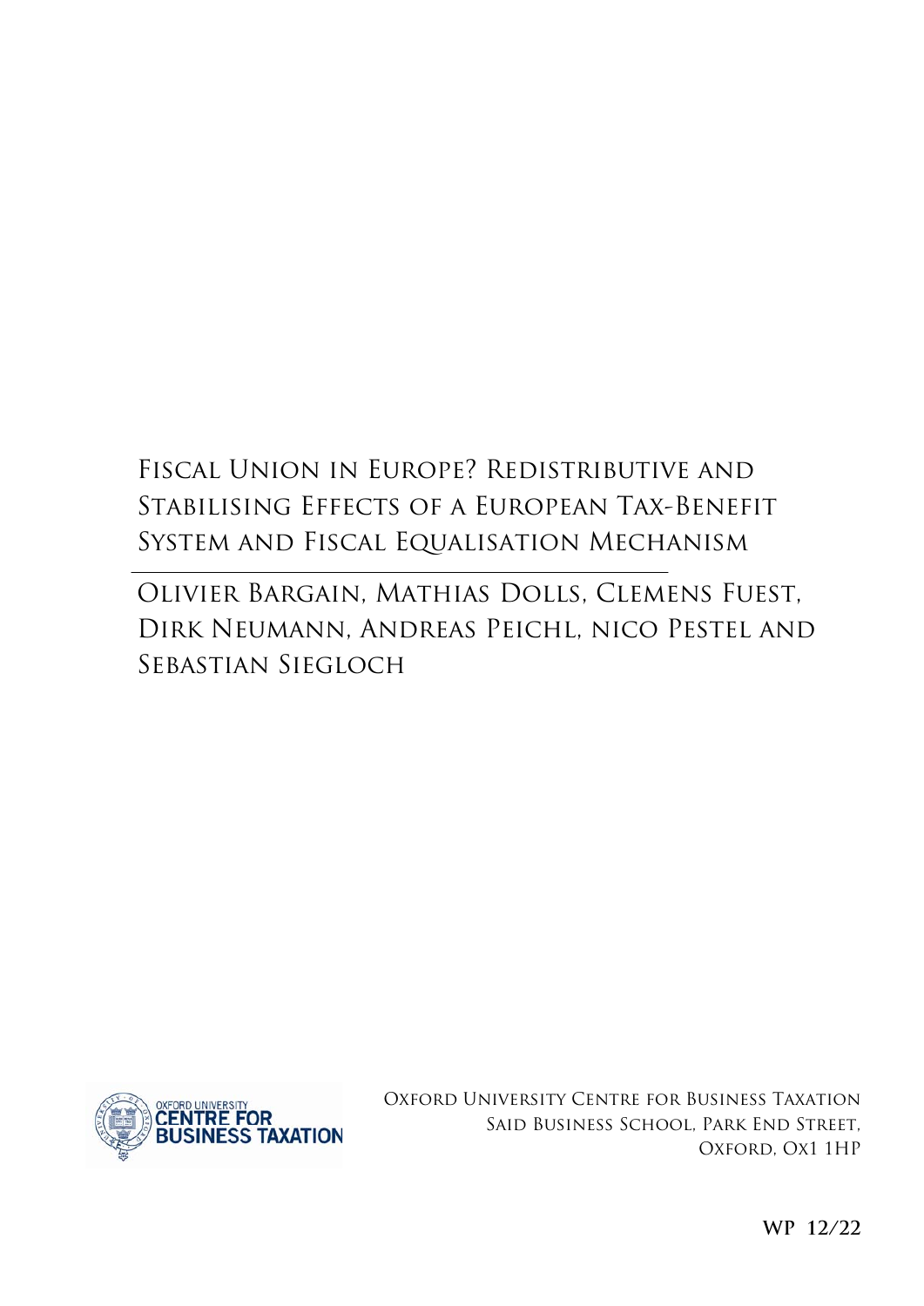# Fiscal Union in Europe? Redistributive and Stabilising Effects of a European Tax-Benefit System and Fiscal Equalisation Mechanism

Olivier Bargain, Mathias Dolls, Clemens Fuest, Dirk Neumann, Andreas Peichl, nico Pestel and Sebastian Siegloch

Oxford University Centre for Business Taxation
Said Business School, Park End Street,
Oxford, Ox1 1HP

WP 12/22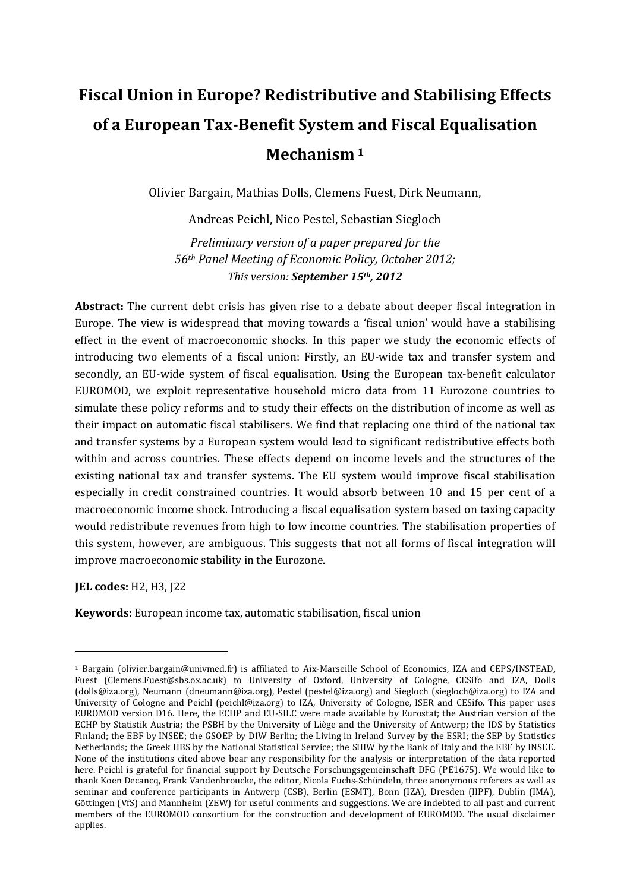# Fiscal Union in Europe? Redistributive and Stabilising Effects of a European Tax-Benefit System and Fiscal Equalisation Mechanism [1]

Olivier Bargain, Mathias Dolls, Clemens Fuest, Dirk Neumann,

Andreas Peichl, Nico Pestel, Sebastian Siegloch

*Preliminary version of a paper prepared for the 56th Panel Meeting of Economic Policy, October 2012;*
*This version:* ***September 15th, 2012***

**Abstract:** The current debt crisis has given rise to a debate about deeper fiscal integration in Europe. The view is widespread that moving towards a 'fiscal union' would have a stabilising effect in the event of macroeconomic shocks. In this paper we study the economic effects of introducing two elements of a fiscal union: Firstly, an EU-wide tax and transfer system and secondly, an EU-wide system of fiscal equalisation. Using the European tax-benefit calculator EUROMOD, we exploit representative household micro data from 11 Eurozone countries to simulate these policy reforms and to study their effects on the distribution of income as well as their impact on automatic fiscal stabilisers. We find that replacing one third of the national tax and transfer systems by a European system would lead to significant redistributive effects both within and across countries. These effects depend on income levels and the structures of the existing national tax and transfer systems. The EU system would improve fiscal stabilisation especially in credit constrained countries. It would absorb between 10 and 15 per cent of a macroeconomic income shock. Introducing a fiscal equalisation system based on taxing capacity would redistribute revenues from high to low income countries. The stabilisation properties of this system, however, are ambiguous. This suggests that not all forms of fiscal integration will improve macroeconomic stability in the Eurozone.

**JEL codes:** H2, H3, J22

**Keywords:** European income tax, automatic stabilisation, fiscal union

---

[1] Bargain (olivier.bargain@univmed.fr) is affiliated to Aix-Marseille School of Economics, IZA and CEPS/INSTEAD, Fuest (Clemens.Fuest@sbs.ox.ac.uk) to University of Oxford, University of Cologne, CESifo and IZA, Dolls (dolls@iza.org), Neumann (dneumann@iza.org), Pestel (pestel@iza.org) and Siegloch (siegloch@iza.org) to IZA and University of Cologne and Peichl (peichl@iza.org) to IZA, University of Cologne, ISER and CESifo. This paper uses EUROMOD version D16. Here, the ECHP and EU-SILC were made available by Eurostat; the Austrian version of the ECHP by Statistik Austria; the PSBH by the University of Liège and the University of Antwerp; the IDS by Statistics Finland; the EBF by INSEE; the GSOEP by DIW Berlin; the Living in Ireland Survey by the ESRI; the SEP by Statistics Netherlands; the Greek HBS by the National Statistical Service; the SHIW by the Bank of Italy and the EBF by INSEE. None of the institutions cited above bear any responsibility for the analysis or interpretation of the data reported here. Peichl is grateful for financial support by Deutsche Forschungsgemeinschaft DFG (PE1675). We would like to thank Koen Decancq, Frank Vandenbroucke, the editor, Nicola Fuchs-Schündeln, three anonymous referees as well as seminar and conference participants in Antwerp (CSB), Berlin (ESMT), Bonn (IZA), Dresden (IIPF), Dublin (IMA), Göttingen (VfS) and Mannheim (ZEW) for useful comments and suggestions. We are indebted to all past and current members of the EUROMOD consortium for the construction and development of EUROMOD. The usual disclaimer applies.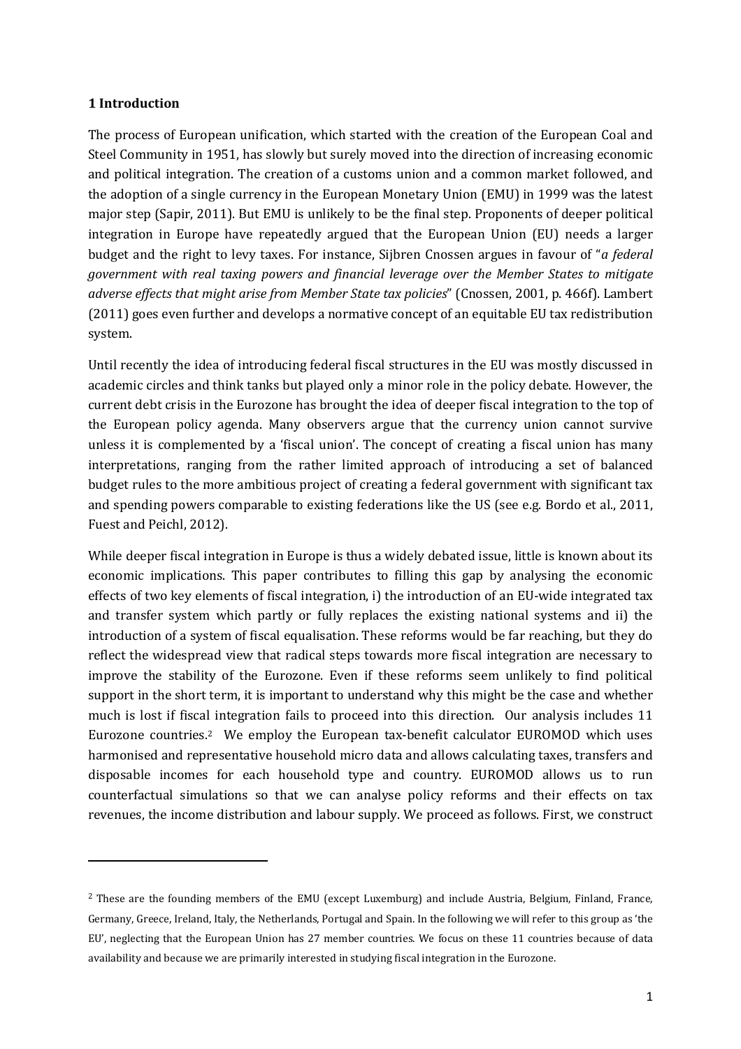**1 Introduction**

The process of European unification, which started with the creation of the European Coal and Steel Community in 1951, has slowly but surely moved into the direction of increasing economic and political integration. The creation of a customs union and a common market followed, and the adoption of a single currency in the European Monetary Union (EMU) in 1999 was the latest major step (Sapir, 2011). But EMU is unlikely to be the final step. Proponents of deeper political integration in Europe have repeatedly argued that the European Union (EU) needs a larger budget and the right to levy taxes. For instance, Sijbren Cnossen argues in favour of "*a federal government with real taxing powers and financial leverage over the Member States to mitigate adverse effects that might arise from Member State tax policies*" (Cnossen, 2001, p. 466f). Lambert (2011) goes even further and develops a normative concept of an equitable EU tax redistribution system.

Until recently the idea of introducing federal fiscal structures in the EU was mostly discussed in academic circles and think tanks but played only a minor role in the policy debate. However, the current debt crisis in the Eurozone has brought the idea of deeper fiscal integration to the top of the European policy agenda. Many observers argue that the currency union cannot survive unless it is complemented by a 'fiscal union'. The concept of creating a fiscal union has many interpretations, ranging from the rather limited approach of introducing a set of balanced budget rules to the more ambitious project of creating a federal government with significant tax and spending powers comparable to existing federations like the US (see e.g. Bordo et al., 2011, Fuest and Peichl, 2012).

While deeper fiscal integration in Europe is thus a widely debated issue, little is known about its economic implications. This paper contributes to filling this gap by analysing the economic effects of two key elements of fiscal integration, i) the introduction of an EU-wide integrated tax and transfer system which partly or fully replaces the existing national systems and ii) the introduction of a system of fiscal equalisation. These reforms would be far reaching, but they do reflect the widespread view that radical steps towards more fiscal integration are necessary to improve the stability of the Eurozone. Even if these reforms seem unlikely to find political support in the short term, it is important to understand why this might be the case and whether much is lost if fiscal integration fails to proceed into this direction. Our analysis includes 11 Eurozone countries.[2] We employ the European tax-benefit calculator EUROMOD which uses harmonised and representative household micro data and allows calculating taxes, transfers and disposable incomes for each household type and country. EUROMOD allows us to run counterfactual simulations so that we can analyse policy reforms and their effects on tax revenues, the income distribution and labour supply. We proceed as follows. First, we construct

[2] These are the founding members of the EMU (except Luxemburg) and include Austria, Belgium, Finland, France, Germany, Greece, Ireland, Italy, the Netherlands, Portugal and Spain. In the following we will refer to this group as 'the EU', neglecting that the European Union has 27 member countries. We focus on these 11 countries because of data availability and because we are primarily interested in studying fiscal integration in the Eurozone.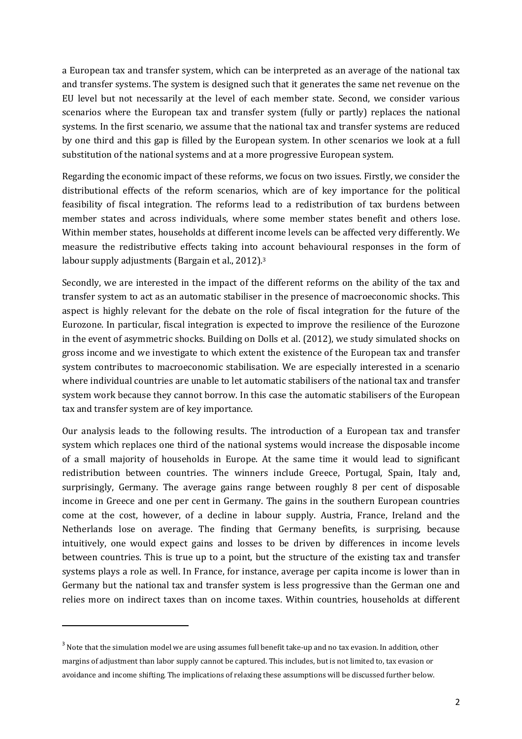a European tax and transfer system, which can be interpreted as an average of the national tax and transfer systems. The system is designed such that it generates the same net revenue on the EU level but not necessarily at the level of each member state. Second, we consider various scenarios where the European tax and transfer system (fully or partly) replaces the national systems. In the first scenario, we assume that the national tax and transfer systems are reduced by one third and this gap is filled by the European system. In other scenarios we look at a full substitution of the national systems and at a more progressive European system.

Regarding the economic impact of these reforms, we focus on two issues. Firstly, we consider the distributional effects of the reform scenarios, which are of key importance for the political feasibility of fiscal integration. The reforms lead to a redistribution of tax burdens between member states and across individuals, where some member states benefit and others lose. Within member states, households at different income levels can be affected very differently. We measure the redistributive effects taking into account behavioural responses in the form of labour supply adjustments (Bargain et al., 2012).[3]

Secondly, we are interested in the impact of the different reforms on the ability of the tax and transfer system to act as an automatic stabiliser in the presence of macroeconomic shocks. This aspect is highly relevant for the debate on the role of fiscal integration for the future of the Eurozone. In particular, fiscal integration is expected to improve the resilience of the Eurozone in the event of asymmetric shocks. Building on Dolls et al. (2012), we study simulated shocks on gross income and we investigate to which extent the existence of the European tax and transfer system contributes to macroeconomic stabilisation. We are especially interested in a scenario where individual countries are unable to let automatic stabilisers of the national tax and transfer system work because they cannot borrow. In this case the automatic stabilisers of the European tax and transfer system are of key importance.

Our analysis leads to the following results. The introduction of a European tax and transfer system which replaces one third of the national systems would increase the disposable income of a small majority of households in Europe. At the same time it would lead to significant redistribution between countries. The winners include Greece, Portugal, Spain, Italy and, surprisingly, Germany. The average gains range between roughly 8 per cent of disposable income in Greece and one per cent in Germany. The gains in the southern European countries come at the cost, however, of a decline in labour supply. Austria, France, Ireland and the Netherlands lose on average. The finding that Germany benefits, is surprising, because intuitively, one would expect gains and losses to be driven by differences in income levels between countries. This is true up to a point, but the structure of the existing tax and transfer systems plays a role as well. In France, for instance, average per capita income is lower than in Germany but the national tax and transfer system is less progressive than the German one and relies more on indirect taxes than on income taxes. Within countries, households at different

[3] Note that the simulation model we are using assumes full benefit take-up and no tax evasion. In addition, other margins of adjustment than labor supply cannot be captured. This includes, but is not limited to, tax evasion or avoidance and income shifting. The implications of relaxing these assumptions will be discussed further below.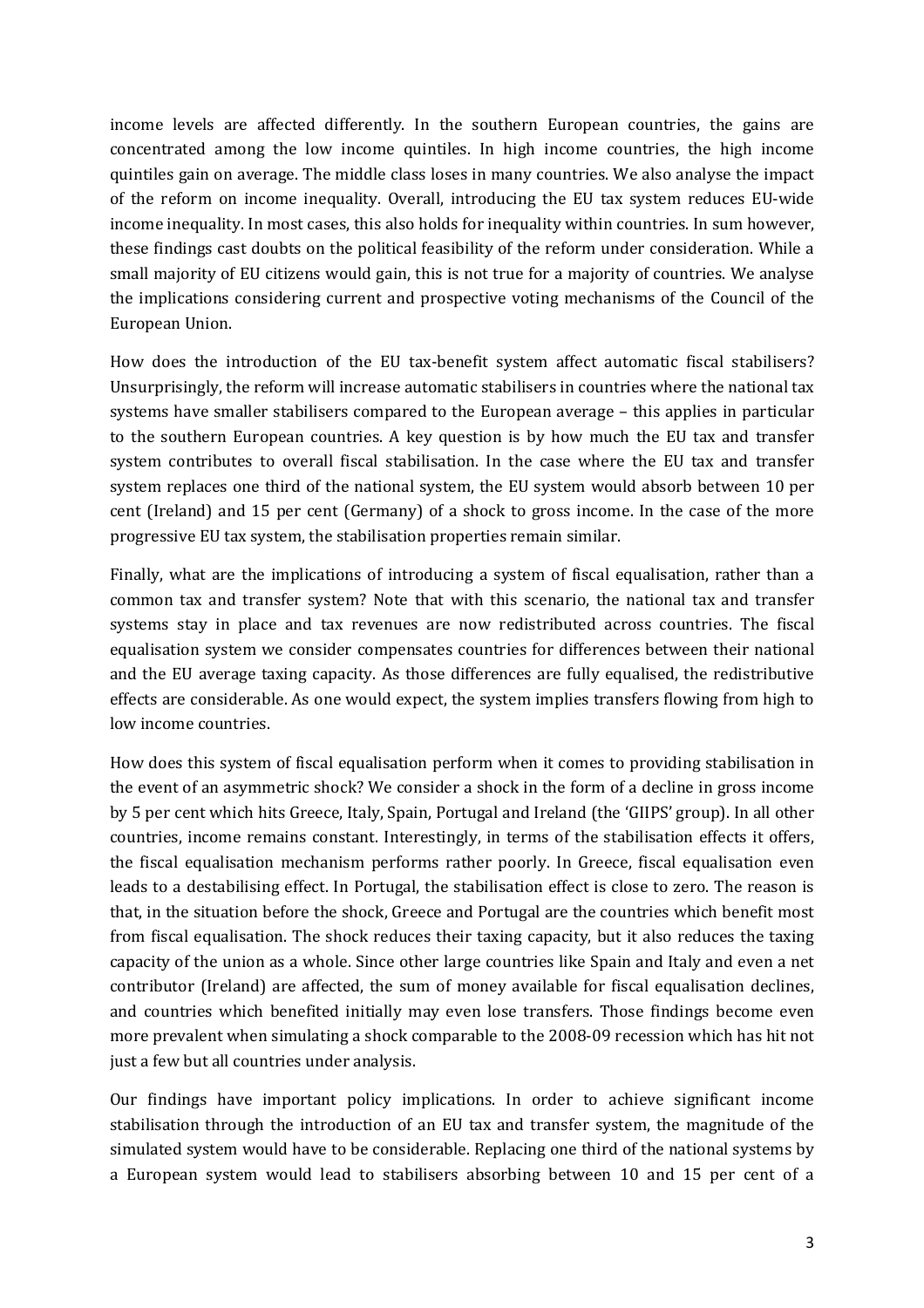income levels are affected differently. In the southern European countries, the gains are concentrated among the low income quintiles. In high income countries, the high income quintiles gain on average. The middle class loses in many countries. We also analyse the impact of the reform on income inequality. Overall, introducing the EU tax system reduces EU-wide income inequality. In most cases, this also holds for inequality within countries. In sum however, these findings cast doubts on the political feasibility of the reform under consideration. While a small majority of EU citizens would gain, this is not true for a majority of countries. We analyse the implications considering current and prospective voting mechanisms of the Council of the European Union.

How does the introduction of the EU tax-benefit system affect automatic fiscal stabilisers? Unsurprisingly, the reform will increase automatic stabilisers in countries where the national tax systems have smaller stabilisers compared to the European average – this applies in particular to the southern European countries. A key question is by how much the EU tax and transfer system contributes to overall fiscal stabilisation. In the case where the EU tax and transfer system replaces one third of the national system, the EU system would absorb between 10 per cent (Ireland) and 15 per cent (Germany) of a shock to gross income. In the case of the more progressive EU tax system, the stabilisation properties remain similar.

Finally, what are the implications of introducing a system of fiscal equalisation, rather than a common tax and transfer system? Note that with this scenario, the national tax and transfer systems stay in place and tax revenues are now redistributed across countries. The fiscal equalisation system we consider compensates countries for differences between their national and the EU average taxing capacity. As those differences are fully equalised, the redistributive effects are considerable. As one would expect, the system implies transfers flowing from high to low income countries.

How does this system of fiscal equalisation perform when it comes to providing stabilisation in the event of an asymmetric shock? We consider a shock in the form of a decline in gross income by 5 per cent which hits Greece, Italy, Spain, Portugal and Ireland (the 'GIIPS' group). In all other countries, income remains constant. Interestingly, in terms of the stabilisation effects it offers, the fiscal equalisation mechanism performs rather poorly. In Greece, fiscal equalisation even leads to a destabilising effect. In Portugal, the stabilisation effect is close to zero. The reason is that, in the situation before the shock, Greece and Portugal are the countries which benefit most from fiscal equalisation. The shock reduces their taxing capacity, but it also reduces the taxing capacity of the union as a whole. Since other large countries like Spain and Italy and even a net contributor (Ireland) are affected, the sum of money available for fiscal equalisation declines, and countries which benefited initially may even lose transfers. Those findings become even more prevalent when simulating a shock comparable to the 2008-09 recession which has hit not just a few but all countries under analysis.

Our findings have important policy implications. In order to achieve significant income stabilisation through the introduction of an EU tax and transfer system, the magnitude of the simulated system would have to be considerable. Replacing one third of the national systems by a European system would lead to stabilisers absorbing between 10 and 15 per cent of a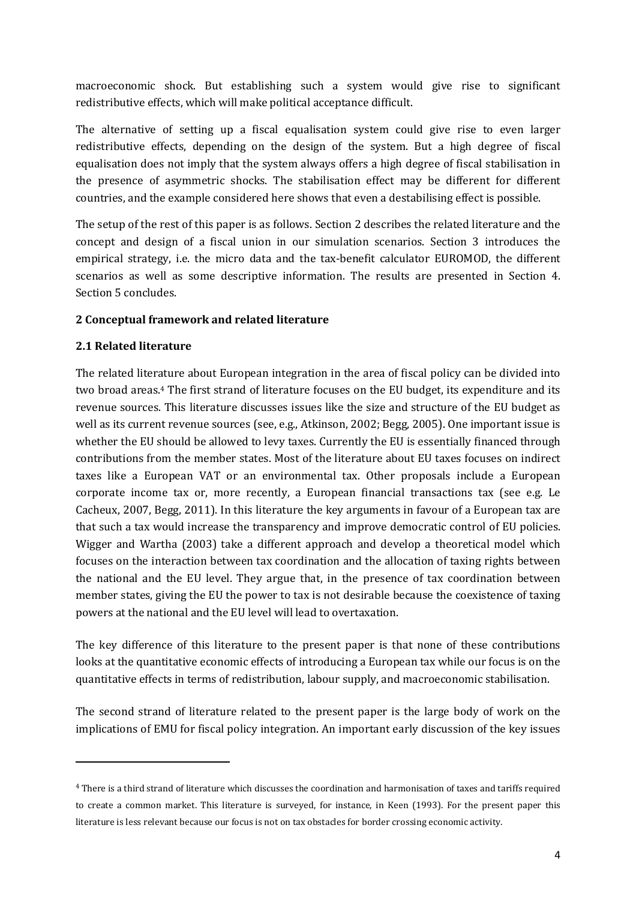macroeconomic shock. But establishing such a system would give rise to significant redistributive effects, which will make political acceptance difficult.

The alternative of setting up a fiscal equalisation system could give rise to even larger redistributive effects, depending on the design of the system. But a high degree of fiscal equalisation does not imply that the system always offers a high degree of fiscal stabilisation in the presence of asymmetric shocks. The stabilisation effect may be different for different countries, and the example considered here shows that even a destabilising effect is possible.

The setup of the rest of this paper is as follows. Section 2 describes the related literature and the concept and design of a fiscal union in our simulation scenarios. Section 3 introduces the empirical strategy, i.e. the micro data and the tax-benefit calculator EUROMOD, the different scenarios as well as some descriptive information. The results are presented in Section 4. Section 5 concludes.

## 2 Conceptual framework and related literature

### 2.1 Related literature

The related literature about European integration in the area of fiscal policy can be divided into two broad areas.[4] The first strand of literature focuses on the EU budget, its expenditure and its revenue sources. This literature discusses issues like the size and structure of the EU budget as well as its current revenue sources (see, e.g., Atkinson, 2002; Begg, 2005). One important issue is whether the EU should be allowed to levy taxes. Currently the EU is essentially financed through contributions from the member states. Most of the literature about EU taxes focuses on indirect taxes like a European VAT or an environmental tax. Other proposals include a European corporate income tax or, more recently, a European financial transactions tax (see e.g. Le Cacheux, 2007, Begg, 2011). In this literature the key arguments in favour of a European tax are that such a tax would increase the transparency and improve democratic control of EU policies. Wigger and Wartha (2003) take a different approach and develop a theoretical model which focuses on the interaction between tax coordination and the allocation of taxing rights between the national and the EU level. They argue that, in the presence of tax coordination between member states, giving the EU the power to tax is not desirable because the coexistence of taxing powers at the national and the EU level will lead to overtaxation.

The key difference of this literature to the present paper is that none of these contributions looks at the quantitative economic effects of introducing a European tax while our focus is on the quantitative effects in terms of redistribution, labour supply, and macroeconomic stabilisation.

The second strand of literature related to the present paper is the large body of work on the implications of EMU for fiscal policy integration. An important early discussion of the key issues

[4] There is a third strand of literature which discusses the coordination and harmonisation of taxes and tariffs required to create a common market. This literature is surveyed, for instance, in Keen (1993). For the present paper this literature is less relevant because our focus is not on tax obstacles for border crossing economic activity.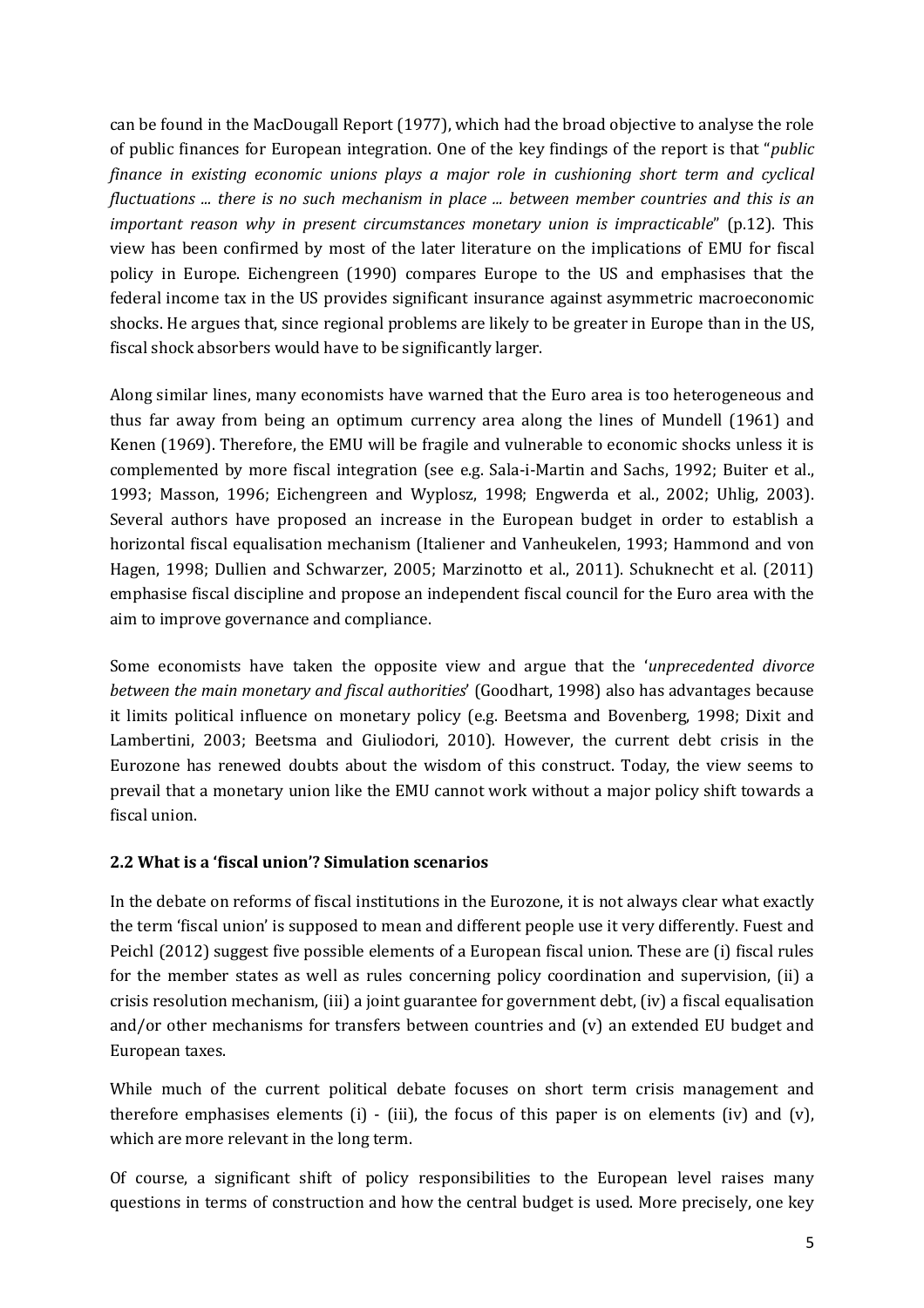can be found in the MacDougall Report (1977), which had the broad objective to analyse the role of public finances for European integration. One of the key findings of the report is that "*public finance in existing economic unions plays a major role in cushioning short term and cyclical fluctuations ... there is no such mechanism in place ... between member countries and this is an important reason why in present circumstances monetary union is impracticable*" (p.12). This view has been confirmed by most of the later literature on the implications of EMU for fiscal policy in Europe. Eichengreen (1990) compares Europe to the US and emphasises that the federal income tax in the US provides significant insurance against asymmetric macroeconomic shocks. He argues that, since regional problems are likely to be greater in Europe than in the US, fiscal shock absorbers would have to be significantly larger.

Along similar lines, many economists have warned that the Euro area is too heterogeneous and thus far away from being an optimum currency area along the lines of Mundell (1961) and Kenen (1969). Therefore, the EMU will be fragile and vulnerable to economic shocks unless it is complemented by more fiscal integration (see e.g. Sala-i-Martin and Sachs, 1992; Buiter et al., 1993; Masson, 1996; Eichengreen and Wyplosz, 1998; Engwerda et al., 2002; Uhlig, 2003). Several authors have proposed an increase in the European budget in order to establish a horizontal fiscal equalisation mechanism (Italiener and Vanheukelen, 1993; Hammond and von Hagen, 1998; Dullien and Schwarzer, 2005; Marzinotto et al., 2011). Schuknecht et al. (2011) emphasise fiscal discipline and propose an independent fiscal council for the Euro area with the aim to improve governance and compliance.

Some economists have taken the opposite view and argue that the '*unprecedented divorce between the main monetary and fiscal authorities*' (Goodhart, 1998) also has advantages because it limits political influence on monetary policy (e.g. Beetsma and Bovenberg, 1998; Dixit and Lambertini, 2003; Beetsma and Giuliodori, 2010). However, the current debt crisis in the Eurozone has renewed doubts about the wisdom of this construct. Today, the view seems to prevail that a monetary union like the EMU cannot work without a major policy shift towards a fiscal union.

### 2.2 What is a 'fiscal union'? Simulation scenarios

In the debate on reforms of fiscal institutions in the Eurozone, it is not always clear what exactly the term 'fiscal union' is supposed to mean and different people use it very differently. Fuest and Peichl (2012) suggest five possible elements of a European fiscal union. These are (i) fiscal rules for the member states as well as rules concerning policy coordination and supervision, (ii) a crisis resolution mechanism, (iii) a joint guarantee for government debt, (iv) a fiscal equalisation and/or other mechanisms for transfers between countries and (v) an extended EU budget and European taxes.

While much of the current political debate focuses on short term crisis management and therefore emphasises elements (i) - (iii), the focus of this paper is on elements (iv) and (v), which are more relevant in the long term.

Of course, a significant shift of policy responsibilities to the European level raises many questions in terms of construction and how the central budget is used. More precisely, one key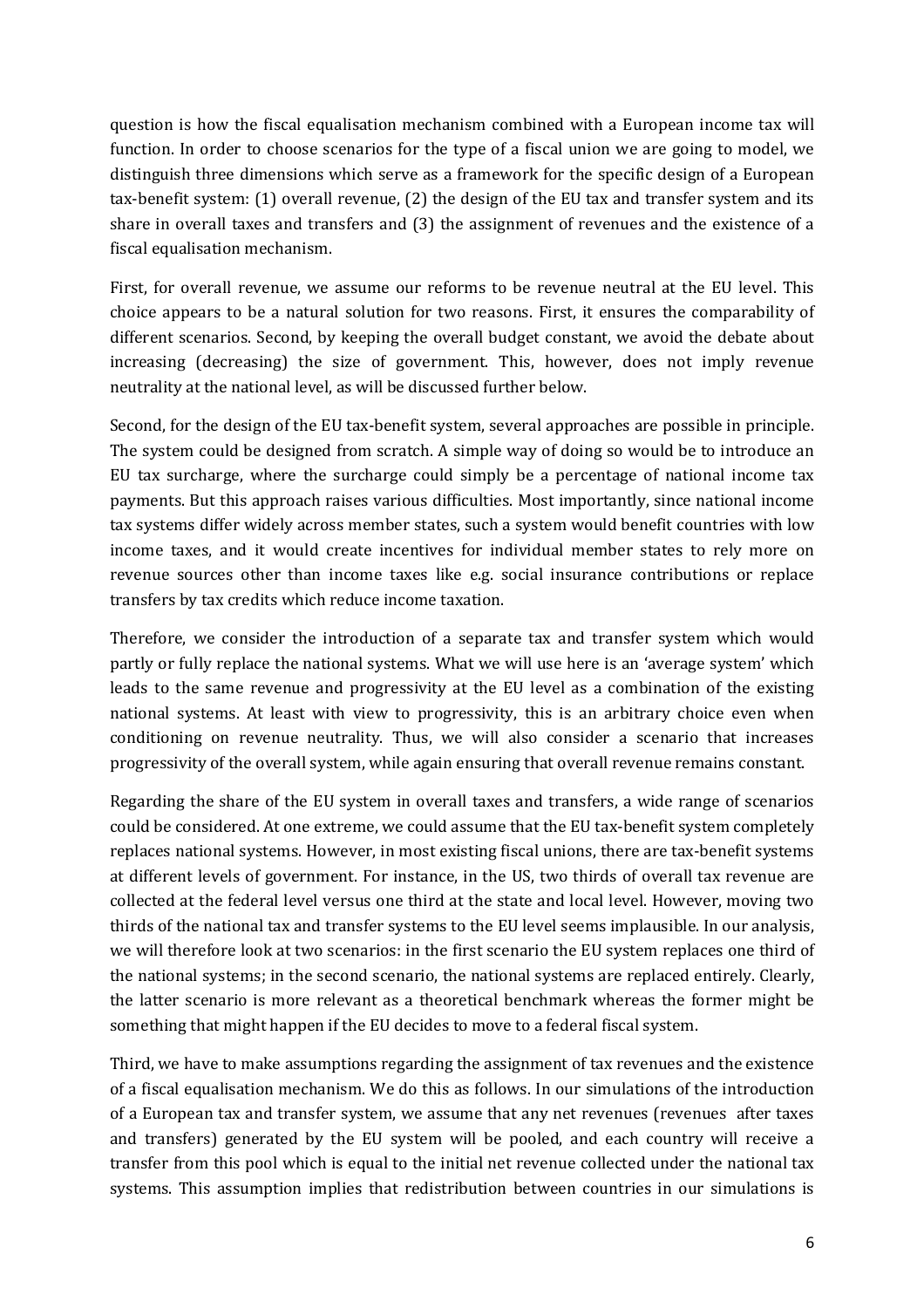question is how the fiscal equalisation mechanism combined with a European income tax will function. In order to choose scenarios for the type of a fiscal union we are going to model, we distinguish three dimensions which serve as a framework for the specific design of a European tax-benefit system: (1) overall revenue, (2) the design of the EU tax and transfer system and its share in overall taxes and transfers and (3) the assignment of revenues and the existence of a fiscal equalisation mechanism.

First, for overall revenue, we assume our reforms to be revenue neutral at the EU level. This choice appears to be a natural solution for two reasons. First, it ensures the comparability of different scenarios. Second, by keeping the overall budget constant, we avoid the debate about increasing (decreasing) the size of government. This, however, does not imply revenue neutrality at the national level, as will be discussed further below.

Second, for the design of the EU tax-benefit system, several approaches are possible in principle. The system could be designed from scratch. A simple way of doing so would be to introduce an EU tax surcharge, where the surcharge could simply be a percentage of national income tax payments. But this approach raises various difficulties. Most importantly, since national income tax systems differ widely across member states, such a system would benefit countries with low income taxes, and it would create incentives for individual member states to rely more on revenue sources other than income taxes like e.g. social insurance contributions or replace transfers by tax credits which reduce income taxation.

Therefore, we consider the introduction of a separate tax and transfer system which would partly or fully replace the national systems. What we will use here is an 'average system' which leads to the same revenue and progressivity at the EU level as a combination of the existing national systems. At least with view to progressivity, this is an arbitrary choice even when conditioning on revenue neutrality. Thus, we will also consider a scenario that increases progressivity of the overall system, while again ensuring that overall revenue remains constant.

Regarding the share of the EU system in overall taxes and transfers, a wide range of scenarios could be considered. At one extreme, we could assume that the EU tax-benefit system completely replaces national systems. However, in most existing fiscal unions, there are tax-benefit systems at different levels of government. For instance, in the US, two thirds of overall tax revenue are collected at the federal level versus one third at the state and local level. However, moving two thirds of the national tax and transfer systems to the EU level seems implausible. In our analysis, we will therefore look at two scenarios: in the first scenario the EU system replaces one third of the national systems; in the second scenario, the national systems are replaced entirely. Clearly, the latter scenario is more relevant as a theoretical benchmark whereas the former might be something that might happen if the EU decides to move to a federal fiscal system.

Third, we have to make assumptions regarding the assignment of tax revenues and the existence of a fiscal equalisation mechanism. We do this as follows. In our simulations of the introduction of a European tax and transfer system, we assume that any net revenues (revenues after taxes and transfers) generated by the EU system will be pooled, and each country will receive a transfer from this pool which is equal to the initial net revenue collected under the national tax systems. This assumption implies that redistribution between countries in our simulations is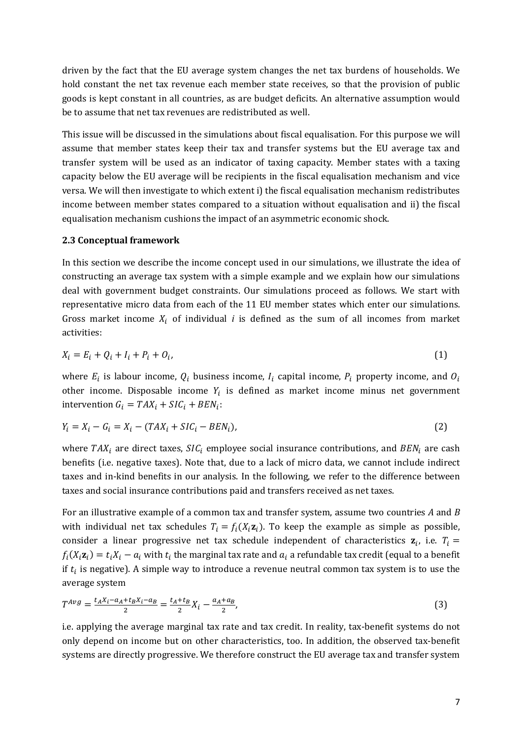driven by the fact that the EU average system changes the net tax burdens of households. We hold constant the net tax revenue each member state receives, so that the provision of public goods is kept constant in all countries, as are budget deficits. An alternative assumption would be to assume that net tax revenues are redistributed as well.

This issue will be discussed in the simulations about fiscal equalisation. For this purpose we will assume that member states keep their tax and transfer systems but the EU average tax and transfer system will be used as an indicator of taxing capacity. Member states with a taxing capacity below the EU average will be recipients in the fiscal equalisation mechanism and vice versa. We will then investigate to which extent i) the fiscal equalisation mechanism redistributes income between member states compared to a situation without equalisation and ii) the fiscal equalisation mechanism cushions the impact of an asymmetric economic shock.

### 2.3 Conceptual framework

In this section we describe the income concept used in our simulations, we illustrate the idea of constructing an average tax system with a simple example and we explain how our simulations deal with government budget constraints. Our simulations proceed as follows. We start with representative micro data from each of the 11 EU member states which enter our simulations. Gross market income $X_i$ of individual $i$ is defined as the sum of all incomes from market activities:

$$X_i = E_i + Q_i + I_i + P_i + O_i, \tag{1}$$

where $E_i$ is labour income, $Q_i$ business income, $I_i$ capital income, $P_i$ property income, and $O_i$ other income. Disposable income $Y_i$ is defined as market income minus net government intervention $G_i = TAX_i + SIC_i + BEN_i$:

$$Y_i = X_i - G_i = X_i - (TAX_i + SIC_i - BEN_i), \tag{2}$$

where $TAX_i$ are direct taxes, $SIC_i$ employee social insurance contributions, and $BEN_i$ are cash benefits (i.e. negative taxes). Note that, due to a lack of micro data, we cannot include indirect taxes and in-kind benefits in our analysis. In the following, we refer to the difference between taxes and social insurance contributions paid and transfers received as net taxes.

For an illustrative example of a common tax and transfer system, assume two countries $A$ and $B$ with individual net tax schedules $T_i = f_i(X_i\mathbf{z}_i)$. To keep the example as simple as possible, consider a linear progressive net tax schedule independent of characteristics $\mathbf{z}_i$, i.e. $T_i = f_i(X_i\mathbf{z}_i) = t_iX_i - a_i$ with $t_i$ the marginal tax rate and $a_i$ a refundable tax credit (equal to a benefit if $t_i$ is negative). A simple way to introduce a revenue neutral common tax system is to use the average system

$$T^{Avg} = \frac{t_AX_i - a_A + t_BX_i - a_B}{2} = \frac{t_A + t_B}{2}X_i - \frac{a_A + a_B}{2}, \tag{3}$$

i.e. applying the average marginal tax rate and tax credit. In reality, tax-benefit systems do not only depend on income but on other characteristics, too. In addition, the observed tax-benefit systems are directly progressive. We therefore construct the EU average tax and transfer system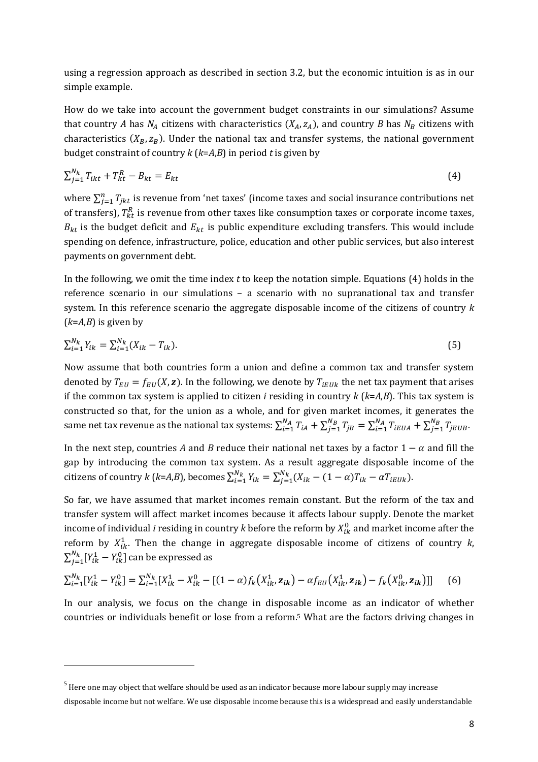using a regression approach as described in section 3.2, but the economic intuition is as in our simple example.

How do we take into account the government budget constraints in our simulations? Assume that country $A$ has $N_A$ citizens with characteristics $(X_A, z_A)$, and country $B$ has $N_B$ citizens with characteristics $(X_B, z_B)$. Under the national tax and transfer systems, the national government budget constraint of country $k$ ($k$=$A$,$B$) in period $t$ is given by

$$\sum_{j=1}^{N_k} T_{ikt} + T_{kt}^R - B_{kt} = E_{kt} \tag{4}$$

where $\sum_{j=1}^{n} T_{jkt}$ is revenue from 'net taxes' (income taxes and social insurance contributions net of transfers), $T_{kt}^R$ is revenue from other taxes like consumption taxes or corporate income taxes, $B_{kt}$ is the budget deficit and $E_{kt}$ is public expenditure excluding transfers. This would include spending on defence, infrastructure, police, education and other public services, but also interest payments on government debt.

In the following, we omit the time index $t$ to keep the notation simple. Equations (4) holds in the reference scenario in our simulations – a scenario with no supranational tax and transfer system. In this reference scenario the aggregate disposable income of the citizens of country $k$ ($k$=$A$,$B$) is given by

$$\sum_{i=1}^{N_k} Y_{ik} = \sum_{i=1}^{N_k} (X_{ik} - T_{ik}). \tag{5}$$

Now assume that both countries form a union and define a common tax and transfer system denoted by $T_{EU} = f_{EU}(X, \boldsymbol{z})$. In the following, we denote by $T_{iEUk}$ the net tax payment that arises if the common tax system is applied to citizen $i$ residing in country $k$ ($k$=$A$,$B$). This tax system is constructed so that, for the union as a whole, and for given market incomes, it generates the same net tax revenue as the national tax systems: $\sum_{i=1}^{N_A} T_{iA} + \sum_{j=1}^{N_B} T_{jB} = \sum_{i=1}^{N_A} T_{iEUA} + \sum_{j=1}^{N_B} T_{jEUB}$.

In the next step, countries $A$ and $B$ reduce their national net taxes by a factor $1 - \alpha$ and fill the gap by introducing the common tax system. As a result aggregate disposable income of the citizens of country $k$ ($k$=$A$,$B$), becomes $\sum_{i=1}^{N_k} Y_{ik} = \sum_{j=1}^{N_k} (X_{ik} - (1-\alpha)T_{ik} - \alpha T_{iEUk})$.

So far, we have assumed that market incomes remain constant. But the reform of the tax and transfer system will affect market incomes because it affects labour supply. Denote the market income of individual $i$ residing in country $k$ before the reform by $X_{ik}^0$ and market income after the reform by $X_{ik}^1$. Then the change in aggregate disposable income of citizens of country $k$, $\sum_{j=1}^{N_k} [Y_{ik}^1 - Y_{ik}^0]$ can be expressed as

$$\sum_{i=1}^{N_k} [Y_{ik}^1 - Y_{ik}^0] = \sum_{i=1}^{N_k} [X_{ik}^1 - X_{ik}^0 - [(1-\alpha) f_k(X_{ik}^1, \boldsymbol{z_{ik}}) - \alpha f_{EU}(X_{ik}^1, \boldsymbol{z_{ik}}) - f_k(X_{ik}^0, \boldsymbol{z_{ik}})]] \tag{6}$$

In our analysis, we focus on the change in disposable income as an indicator of whether countries or individuals benefit or lose from a reform.[5] What are the factors driving changes in

[5] Here one may object that welfare should be used as an indicator because more labour supply may increase disposable income but not welfare. We use disposable income because this is a widespread and easily understandable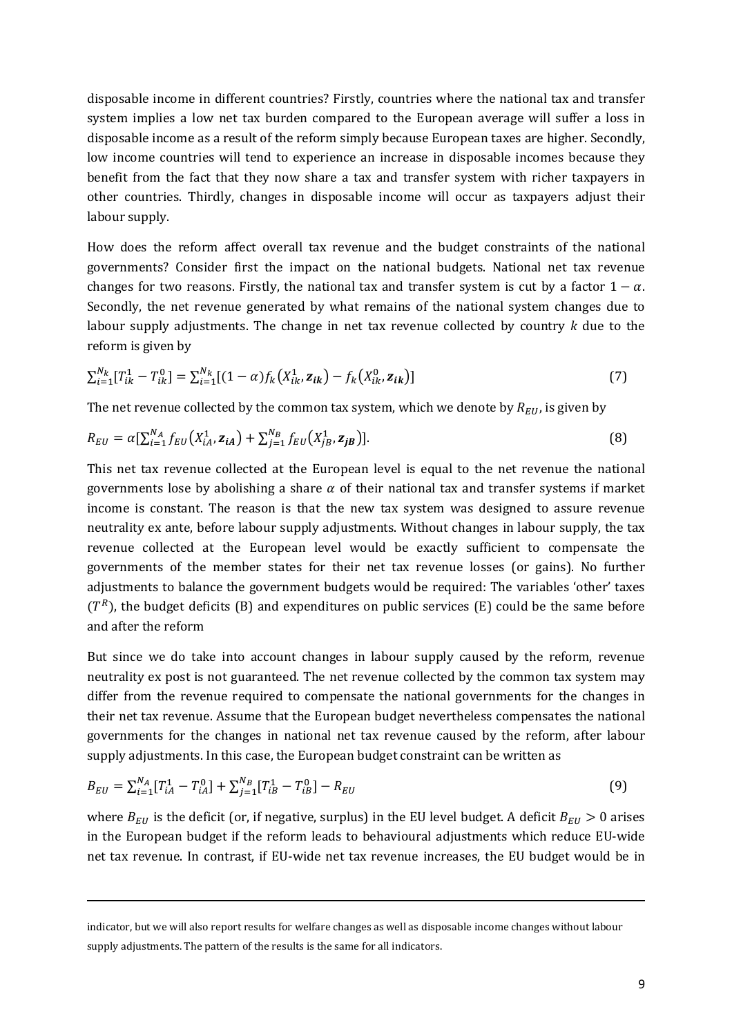disposable income in different countries? Firstly, countries where the national tax and transfer system implies a low net tax burden compared to the European average will suffer a loss in disposable income as a result of the reform simply because European taxes are higher. Secondly, low income countries will tend to experience an increase in disposable incomes because they benefit from the fact that they now share a tax and transfer system with richer taxpayers in other countries. Thirdly, changes in disposable income will occur as taxpayers adjust their labour supply.

How does the reform affect overall tax revenue and the budget constraints of the national governments? Consider first the impact on the national budgets. National net tax revenue changes for two reasons. Firstly, the national tax and transfer system is cut by a factor $1-\alpha$. Secondly, the net revenue generated by what remains of the national system changes due to labour supply adjustments. The change in net tax revenue collected by country $k$ due to the reform is given by

$$\sum_{i=1}^{N_k}[T_{ik}^1 - T_{ik}^0] = \sum_{i=1}^{N_k}[(1-\alpha)f_k(X_{ik}^1, \boldsymbol{z_{ik}}) - f_k(X_{ik}^0, \boldsymbol{z_{ik}})] \tag{7}$$

The net revenue collected by the common tax system, which we denote by $R_{EU}$, is given by

$$R_{EU} = \alpha[\sum_{i=1}^{N_A} f_{EU}(X_{iA}^1, \boldsymbol{z_{iA}}) + \sum_{j=1}^{N_B} f_{EU}(X_{jB}^1, \boldsymbol{z_{jB}})]. \tag{8}$$

This net tax revenue collected at the European level is equal to the net revenue the national governments lose by abolishing a share $\alpha$ of their national tax and transfer systems if market income is constant. The reason is that the new tax system was designed to assure revenue neutrality ex ante, before labour supply adjustments. Without changes in labour supply, the tax revenue collected at the European level would be exactly sufficient to compensate the governments of the member states for their net tax revenue losses (or gains). No further adjustments to balance the government budgets would be required: The variables 'other' taxes ($T^R$), the budget deficits (B) and expenditures on public services (E) could be the same before and after the reform

But since we do take into account changes in labour supply caused by the reform, revenue neutrality ex post is not guaranteed. The net revenue collected by the common tax system may differ from the revenue required to compensate the national governments for the changes in their net tax revenue. Assume that the European budget nevertheless compensates the national governments for the changes in national net tax revenue caused by the reform, after labour supply adjustments. In this case, the European budget constraint can be written as

$$B_{EU} = \sum_{i=1}^{N_A}[T_{iA}^1 - T_{iA}^0] + \sum_{i=1}^{N_B}[T_{iB}^1 - T_{iB}^0] - R_{EU} \tag{9}$$

where $B_{EU}$ is the deficit (or, if negative, surplus) in the EU level budget. A deficit $B_{EU} > 0$ arises in the European budget if the reform leads to behavioural adjustments which reduce EU-wide net tax revenue. In contrast, if EU-wide net tax revenue increases, the EU budget would be in

---

indicator, but we will also report results for welfare changes as well as disposable income changes without labour supply adjustments. The pattern of the results is the same for all indicators.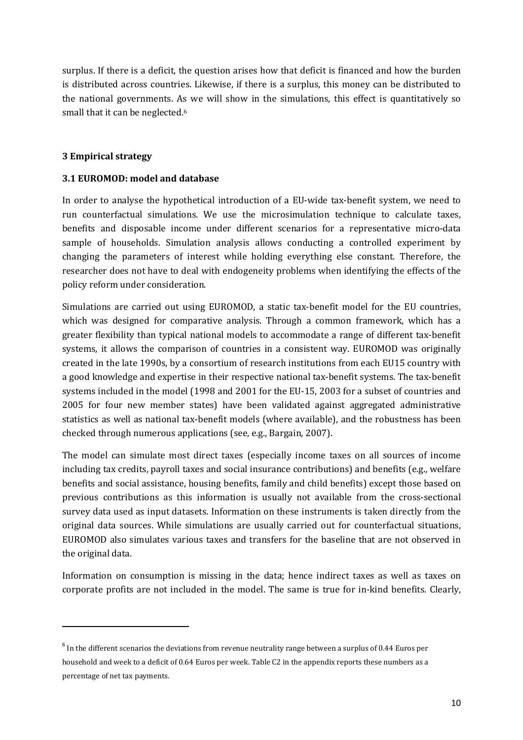surplus. If there is a deficit, the question arises how that deficit is financed and how the burden is distributed across countries. Likewise, if there is a surplus, this money can be distributed to the national governments. As we will show in the simulations, this effect is quantitatively so small that it can be neglected.[6]

## 3 Empirical strategy

### 3.1 EUROMOD: model and database

In order to analyse the hypothetical introduction of a EU-wide tax-benefit system, we need to run counterfactual simulations. We use the microsimulation technique to calculate taxes, benefits and disposable income under different scenarios for a representative micro-data sample of households. Simulation analysis allows conducting a controlled experiment by changing the parameters of interest while holding everything else constant. Therefore, the researcher does not have to deal with endogeneity problems when identifying the effects of the policy reform under consideration.

Simulations are carried out using EUROMOD, a static tax-benefit model for the EU countries, which was designed for comparative analysis. Through a common framework, which has a greater flexibility than typical national models to accommodate a range of different tax-benefit systems, it allows the comparison of countries in a consistent way. EUROMOD was originally created in the late 1990s, by a consortium of research institutions from each EU15 country with a good knowledge and expertise in their respective national tax-benefit systems. The tax-benefit systems included in the model (1998 and 2001 for the EU-15, 2003 for a subset of countries and 2005 for four new member states) have been validated against aggregated administrative statistics as well as national tax-benefit models (where available), and the robustness has been checked through numerous applications (see, e.g., Bargain, 2007).

The model can simulate most direct taxes (especially income taxes on all sources of income including tax credits, payroll taxes and social insurance contributions) and benefits (e.g., welfare benefits and social assistance, housing benefits, family and child benefits) except those based on previous contributions as this information is usually not available from the cross-sectional survey data used as input datasets. Information on these instruments is taken directly from the original data sources. While simulations are usually carried out for counterfactual situations, EUROMOD also simulates various taxes and transfers for the baseline that are not observed in the original data.

Information on consumption is missing in the data; hence indirect taxes as well as taxes on corporate profits are not included in the model. The same is true for in-kind benefits. Clearly,

[6] In the different scenarios the deviations from revenue neutrality range between a surplus of 0.44 Euros per household and week to a deficit of 0.64 Euros per week. Table C2 in the appendix reports these numbers as a percentage of net tax payments.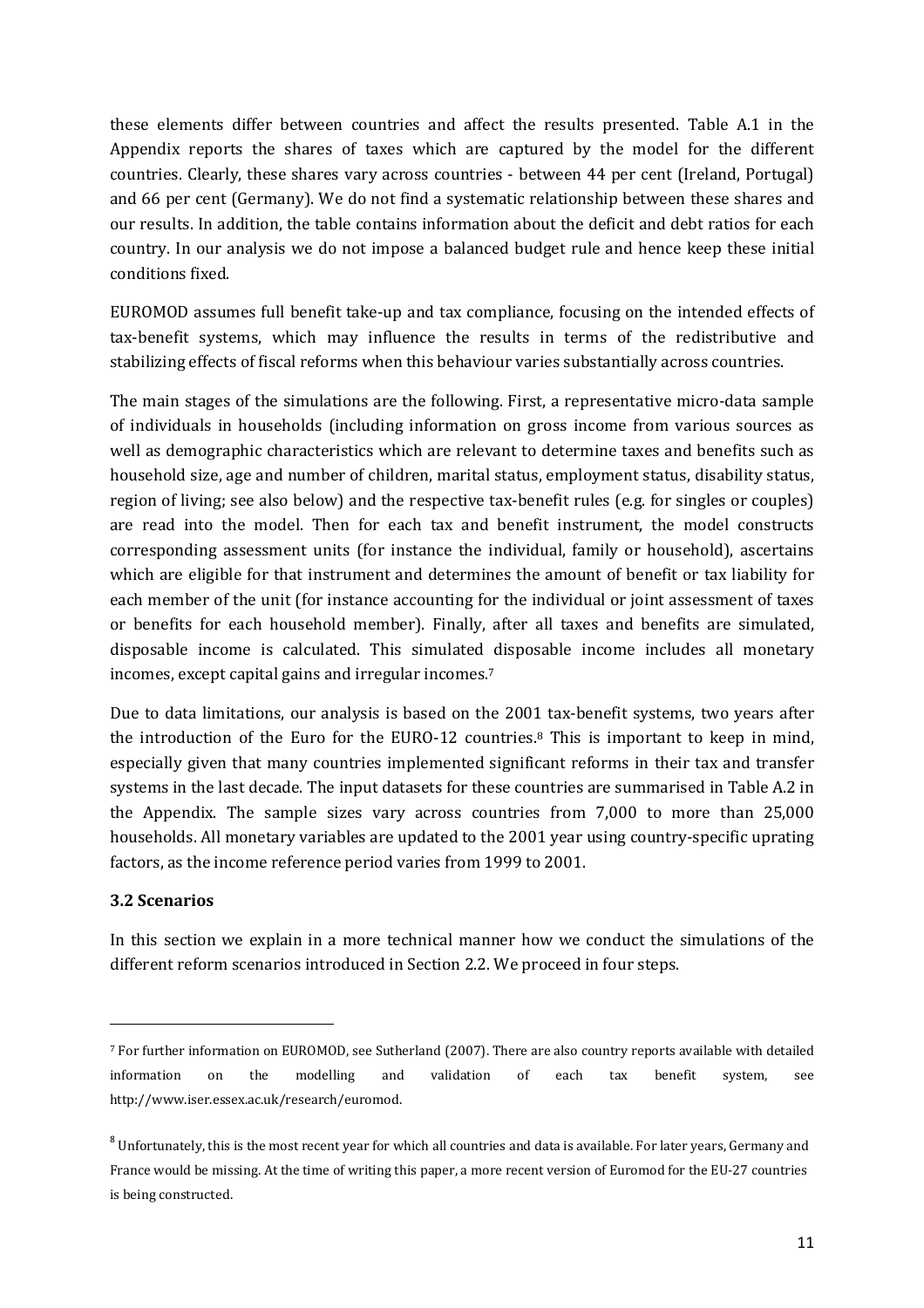these elements differ between countries and affect the results presented. Table A.1 in the Appendix reports the shares of taxes which are captured by the model for the different countries. Clearly, these shares vary across countries - between 44 per cent (Ireland, Portugal) and 66 per cent (Germany). We do not find a systematic relationship between these shares and our results. In addition, the table contains information about the deficit and debt ratios for each country. In our analysis we do not impose a balanced budget rule and hence keep these initial conditions fixed.

EUROMOD assumes full benefit take-up and tax compliance, focusing on the intended effects of tax-benefit systems, which may influence the results in terms of the redistributive and stabilizing effects of fiscal reforms when this behaviour varies substantially across countries.

The main stages of the simulations are the following. First, a representative micro-data sample of individuals in households (including information on gross income from various sources as well as demographic characteristics which are relevant to determine taxes and benefits such as household size, age and number of children, marital status, employment status, disability status, region of living; see also below) and the respective tax-benefit rules (e.g. for singles or couples) are read into the model. Then for each tax and benefit instrument, the model constructs corresponding assessment units (for instance the individual, family or household), ascertains which are eligible for that instrument and determines the amount of benefit or tax liability for each member of the unit (for instance accounting for the individual or joint assessment of taxes or benefits for each household member). Finally, after all taxes and benefits are simulated, disposable income is calculated. This simulated disposable income includes all monetary incomes, except capital gains and irregular incomes.[7]

Due to data limitations, our analysis is based on the 2001 tax-benefit systems, two years after the introduction of the Euro for the EURO-12 countries.[8] This is important to keep in mind, especially given that many countries implemented significant reforms in their tax and transfer systems in the last decade. The input datasets for these countries are summarised in Table A.2 in the Appendix. The sample sizes vary across countries from 7,000 to more than 25,000 households. All monetary variables are updated to the 2001 year using country-specific uprating factors, as the income reference period varies from 1999 to 2001.

### 3.2 Scenarios

In this section we explain in a more technical manner how we conduct the simulations of the different reform scenarios introduced in Section 2.2. We proceed in four steps.

---

[7] For further information on EUROMOD, see Sutherland (2007). There are also country reports available with detailed information on the modelling and validation of each tax benefit system, see http://www.iser.essex.ac.uk/research/euromod.

[8] Unfortunately, this is the most recent year for which all countries and data is available. For later years, Germany and France would be missing. At the time of writing this paper, a more recent version of Euromod for the EU-27 countries is being constructed.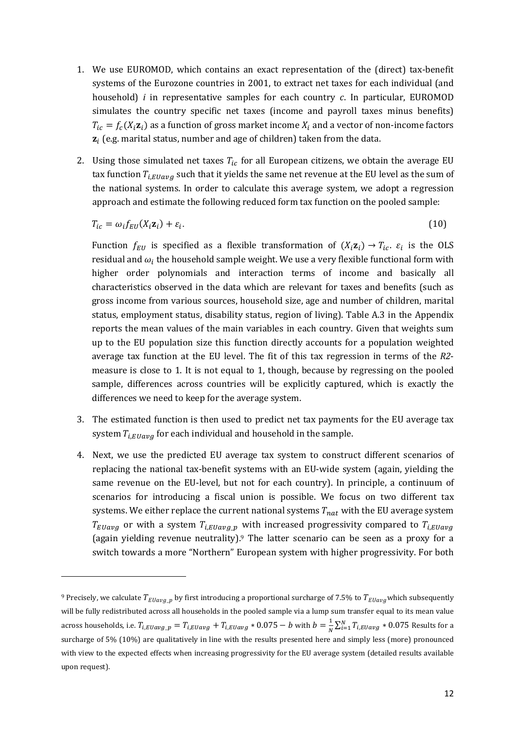1. We use EUROMOD, which contains an exact representation of the (direct) tax-benefit systems of the Eurozone countries in 2001, to extract net taxes for each individual (and household) $i$ in representative samples for each country $c$. In particular, EUROMOD simulates the country specific net taxes (income and payroll taxes minus benefits) $T_{ic} = f_c(X_i \mathbf{z}_i)$ as a function of gross market income $X_i$ and a vector of non-income factors $\mathbf{z}_i$ (e.g. marital status, number and age of children) taken from the data.

2. Using those simulated net taxes $T_{ic}$ for all European citizens, we obtain the average EU tax function $T_{i,EUavg}$ such that it yields the same net revenue at the EU level as the sum of the national systems. In order to calculate this average system, we adopt a regression approach and estimate the following reduced form tax function on the pooled sample:

$$T_{ic} = \omega_i f_{EU}(X_i \mathbf{z}_i) + \varepsilon_i. \tag{10}$$

   Function $f_{EU}$ is specified as a flexible transformation of $(X_i \mathbf{z}_i) \rightarrow T_{ic}$. $\varepsilon_i$ is the OLS residual and $\omega_i$ the household sample weight. We use a very flexible functional form with higher order polynomials and interaction terms of income and basically all characteristics observed in the data which are relevant for taxes and benefits (such as gross income from various sources, household size, age and number of children, marital status, employment status, disability status, region of living). Table A.3 in the Appendix reports the mean values of the main variables in each country. Given that weights sum up to the EU population size this function directly accounts for a population weighted average tax function at the EU level. The fit of this tax regression in terms of the *R2*-measure is close to 1. It is not equal to 1, though, because by regressing on the pooled sample, differences across countries will be explicitly captured, which is exactly the differences we need to keep for the average system.

3. The estimated function is then used to predict net tax payments for the EU average tax system $T_{i,EUavg}$ for each individual and household in the sample.

4. Next, we use the predicted EU average tax system to construct different scenarios of replacing the national tax-benefit systems with an EU-wide system (again, yielding the same revenue on the EU-level, but not for each country). In principle, a continuum of scenarios for introducing a fiscal union is possible. We focus on two different tax systems. We either replace the current national systems $T_{nat}$ with the EU average system $T_{EUavg}$ or with a system $T_{i,EUavg\_p}$ with increased progressivity compared to $T_{i,EUavg}$ (again yielding revenue neutrality).[9] The latter scenario can be seen as a proxy for a switch towards a more "Northern" European system with higher progressivity. For both

---

[9] Precisely, we calculate $T_{EUavg\_p}$ by first introducing a proportional surcharge of 7.5% to $T_{EUavg}$ which subsequently will be fully redistributed across all households in the pooled sample via a lump sum transfer equal to its mean value across households, i.e. $T_{i,EUavg\_p} = T_{i,EUavg} + T_{i,EUavg} * 0.075 - b$ with $b = \frac{1}{N}\sum_{i=1}^{N} T_{i,EUavg} * 0.075$ Results for a surcharge of 5% (10%) are qualitatively in line with the results presented here and simply less (more) pronounced with view to the expected effects when increasing progressivity for the EU average system (detailed results available upon request).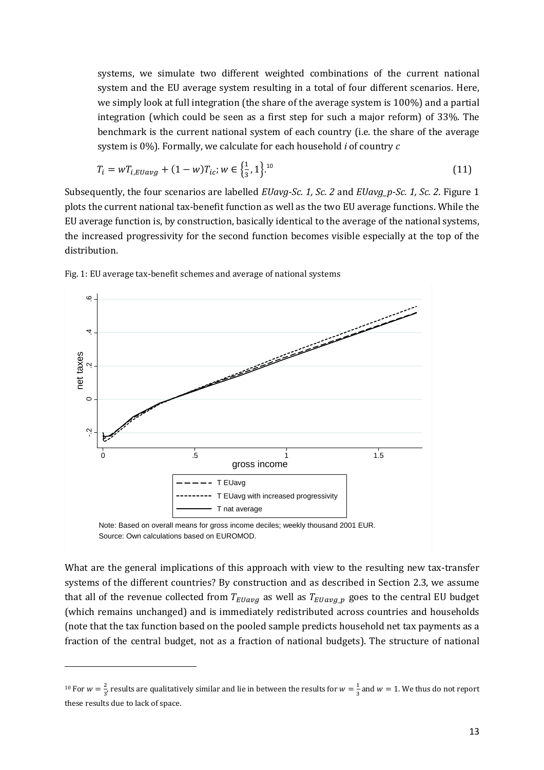systems, we simulate two different weighted combinations of the current national system and the EU average system resulting in a total of four different scenarios. Here, we simply look at full integration (the share of the average system is 100%) and a partial integration (which could be seen as a first step for such a major reform) of 33%. The benchmark is the current national system of each country (i.e. the share of the average system is 0%). Formally, we calculate for each household *i* of country *c*

$$T_i = wT_{i,EUavg} + (1-w)T_{ic};\ w \in \left\{\frac{1}{3}, 1\right\}.^{10} \tag{11}$$

Subsequently, the four scenarios are labelled *EUavg-Sc. 1, Sc. 2* and *EUavg_p-Sc. 1, Sc. 2*. Figure 1 plots the current national tax-benefit function as well as the two EU average functions. While the EU average function is, by construction, basically identical to the average of the national systems, the increased progressivity for the second function becomes visible especially at the top of the distribution.

Fig. 1: EU average tax-benefit schemes and average of national systems

Note: Based on overall means for gross income deciles; weekly thousand 2001 EUR.
Source: Own calculations based on EUROMOD.

What are the general implications of this approach with view to the resulting new tax-transfer systems of the different countries? By construction and as described in Section 2.3, we assume that all of the revenue collected from $T_{EUavg}$ as well as $T_{EUavg\_p}$ goes to the central EU budget (which remains unchanged) and is immediately redistributed across countries and households (note that the tax function based on the pooled sample predicts household net tax payments as a fraction of the central budget, not as a fraction of national budgets). The structure of national

[10] For $w = \frac{2}{3}$, results are qualitatively similar and lie in between the results for $w = \frac{1}{3}$ and $w = 1$. We thus do not report these results due to lack of space.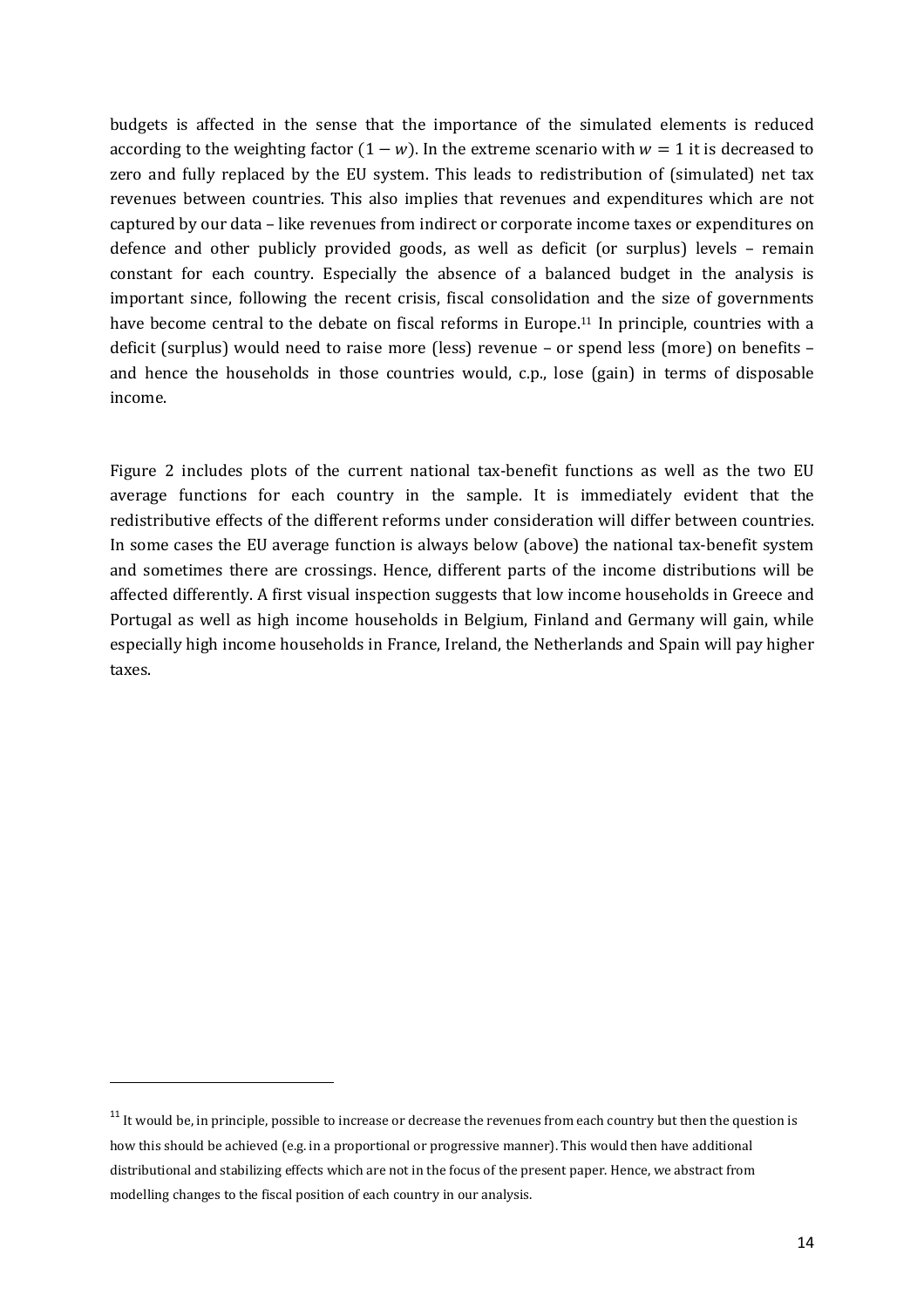budgets is affected in the sense that the importance of the simulated elements is reduced according to the weighting factor $(1 - w)$. In the extreme scenario with $w = 1$ it is decreased to zero and fully replaced by the EU system. This leads to redistribution of (simulated) net tax revenues between countries. This also implies that revenues and expenditures which are not captured by our data – like revenues from indirect or corporate income taxes or expenditures on defence and other publicly provided goods, as well as deficit (or surplus) levels – remain constant for each country. Especially the absence of a balanced budget in the analysis is important since, following the recent crisis, fiscal consolidation and the size of governments have become central to the debate on fiscal reforms in Europe.[11] In principle, countries with a deficit (surplus) would need to raise more (less) revenue – or spend less (more) on benefits – and hence the households in those countries would, c.p., lose (gain) in terms of disposable income.

Figure 2 includes plots of the current national tax-benefit functions as well as the two EU average functions for each country in the sample. It is immediately evident that the redistributive effects of the different reforms under consideration will differ between countries. In some cases the EU average function is always below (above) the national tax-benefit system and sometimes there are crossings. Hence, different parts of the income distributions will be affected differently. A first visual inspection suggests that low income households in Greece and Portugal as well as high income households in Belgium, Finland and Germany will gain, while especially high income households in France, Ireland, the Netherlands and Spain will pay higher taxes.

[11] It would be, in principle, possible to increase or decrease the revenues from each country but then the question is how this should be achieved (e.g. in a proportional or progressive manner). This would then have additional distributional and stabilizing effects which are not in the focus of the present paper. Hence, we abstract from modelling changes to the fiscal position of each country in our analysis.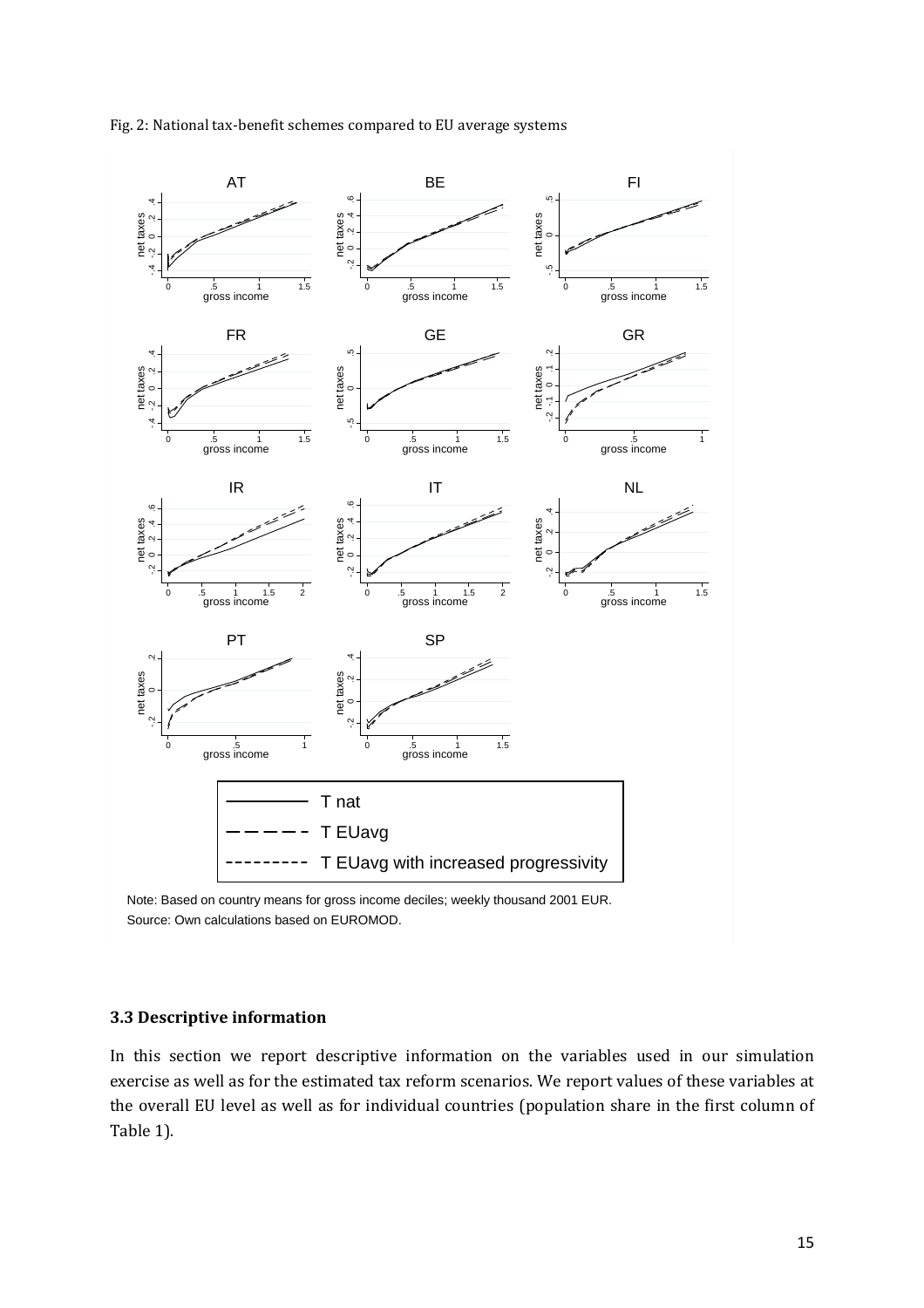Fig. 2: National tax-benefit schemes compared to EU average systems

Note: Based on country means for gross income deciles; weekly thousand 2001 EUR.
Source: Own calculations based on EUROMOD.

### 3.3 Descriptive information

In this section we report descriptive information on the variables used in our simulation exercise as well as for the estimated tax reform scenarios. We report values of these variables at the overall EU level as well as for individual countries (population share in the first column of Table 1).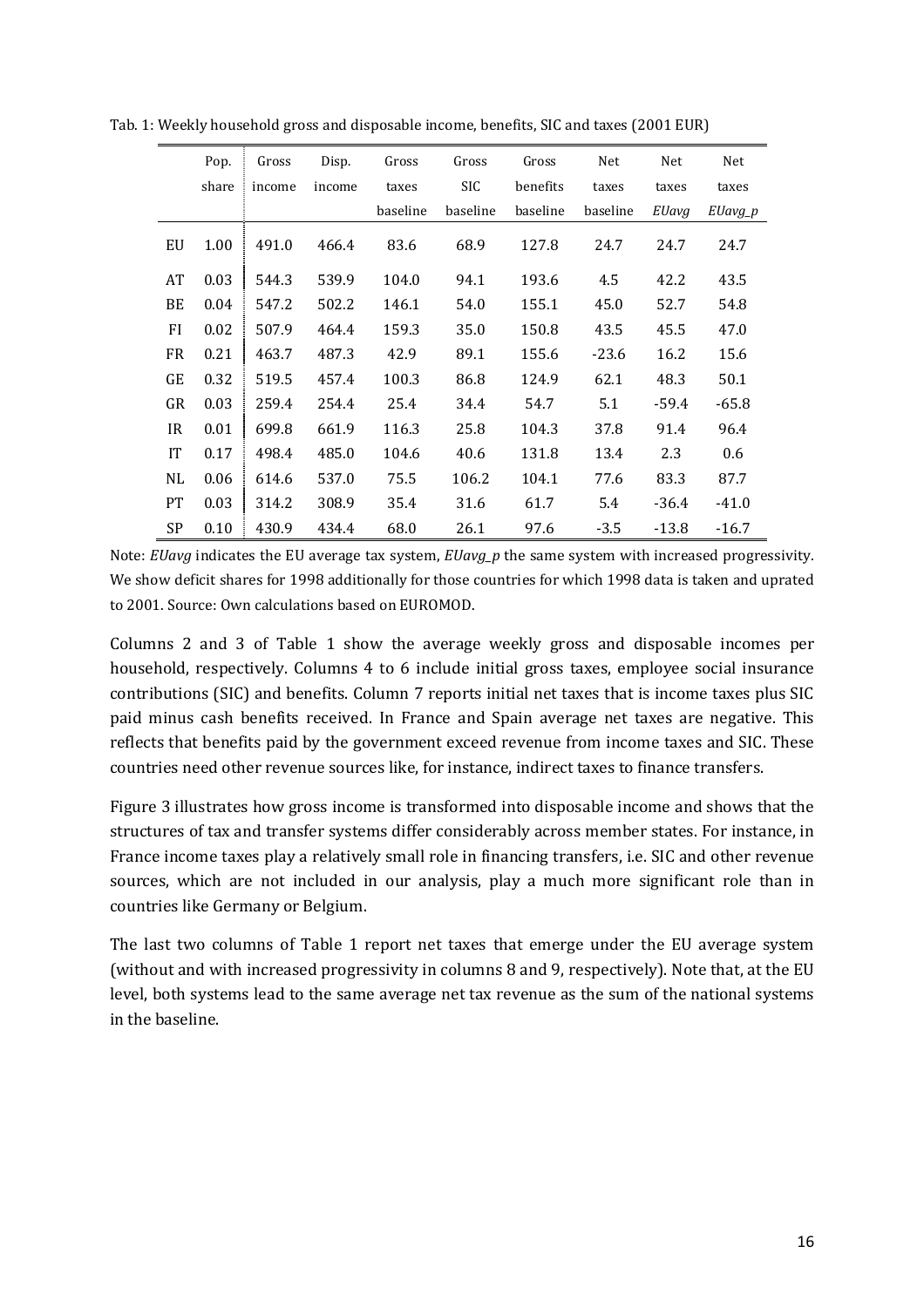Tab. 1: Weekly household gross and disposable income, benefits, SIC and taxes (2001 EUR)

| | Pop. share | Gross income | Disp. income | Gross taxes baseline | Gross SIC baseline | Gross benefits baseline | Net taxes baseline | Net taxes *EUavg* | Net taxes *EUavg_p* |
|---|---|---|---|---|---|---|---|---|---|
| EU | 1.00 | 491.0 | 466.4 | 83.6 | 68.9 | 127.8 | 24.7 | 24.7 | 24.7 |
| AT | 0.03 | 544.3 | 539.9 | 104.0 | 94.1 | 193.6 | 4.5 | 42.2 | 43.5 |
| BE | 0.04 | 547.2 | 502.2 | 146.1 | 54.0 | 155.1 | 45.0 | 52.7 | 54.8 |
| FI | 0.02 | 507.9 | 464.4 | 159.3 | 35.0 | 150.8 | 43.5 | 45.5 | 47.0 |
| FR | 0.21 | 463.7 | 487.3 | 42.9 | 89.1 | 155.6 | -23.6 | 16.2 | 15.6 |
| GE | 0.32 | 519.5 | 457.4 | 100.3 | 86.8 | 124.9 | 62.1 | 48.3 | 50.1 |
| GR | 0.03 | 259.4 | 254.4 | 25.4 | 34.4 | 54.7 | 5.1 | -59.4 | -65.8 |
| IR | 0.01 | 699.8 | 661.9 | 116.3 | 25.8 | 104.3 | 37.8 | 91.4 | 96.4 |
| IT | 0.17 | 498.4 | 485.0 | 104.6 | 40.6 | 131.8 | 13.4 | 2.3 | 0.6 |
| NL | 0.06 | 614.6 | 537.0 | 75.5 | 106.2 | 104.1 | 77.6 | 83.3 | 87.7 |
| PT | 0.03 | 314.2 | 308.9 | 35.4 | 31.6 | 61.7 | 5.4 | -36.4 | -41.0 |
| SP | 0.10 | 430.9 | 434.4 | 68.0 | 26.1 | 97.6 | -3.5 | -13.8 | -16.7 |

Note: *EUavg* indicates the EU average tax system, *EUavg_p* the same system with increased progressivity. We show deficit shares for 1998 additionally for those countries for which 1998 data is taken and uprated to 2001. Source: Own calculations based on EUROMOD.

Columns 2 and 3 of Table 1 show the average weekly gross and disposable incomes per household, respectively. Columns 4 to 6 include initial gross taxes, employee social insurance contributions (SIC) and benefits. Column 7 reports initial net taxes that is income taxes plus SIC paid minus cash benefits received. In France and Spain average net taxes are negative. This reflects that benefits paid by the government exceed revenue from income taxes and SIC. These countries need other revenue sources like, for instance, indirect taxes to finance transfers.

Figure 3 illustrates how gross income is transformed into disposable income and shows that the structures of tax and transfer systems differ considerably across member states. For instance, in France income taxes play a relatively small role in financing transfers, i.e. SIC and other revenue sources, which are not included in our analysis, play a much more significant role than in countries like Germany or Belgium.

The last two columns of Table 1 report net taxes that emerge under the EU average system (without and with increased progressivity in columns 8 and 9, respectively). Note that, at the EU level, both systems lead to the same average net tax revenue as the sum of the national systems in the baseline.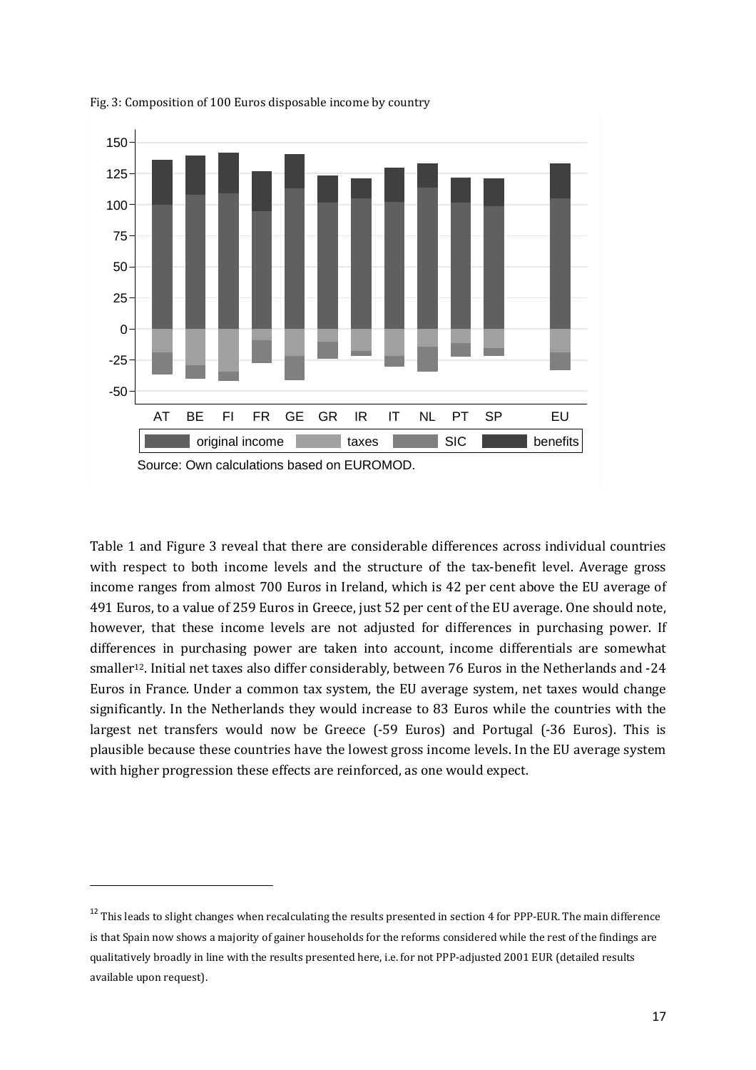Fig. 3: Composition of 100 Euros disposable income by country

Source: Own calculations based on EUROMOD.

Table 1 and Figure 3 reveal that there are considerable differences across individual countries with respect to both income levels and the structure of the tax-benefit level. Average gross income ranges from almost 700 Euros in Ireland, which is 42 per cent above the EU average of 491 Euros, to a value of 259 Euros in Greece, just 52 per cent of the EU average. One should note, however, that these income levels are not adjusted for differences in purchasing power. If differences in purchasing power are taken into account, income differentials are somewhat smaller[12]. Initial net taxes also differ considerably, between 76 Euros in the Netherlands and -24 Euros in France. Under a common tax system, the EU average system, net taxes would change significantly. In the Netherlands they would increase to 83 Euros while the countries with the largest net transfers would now be Greece (-59 Euros) and Portugal (-36 Euros). This is plausible because these countries have the lowest gross income levels. In the EU average system with higher progression these effects are reinforced, as one would expect.

[12] This leads to slight changes when recalculating the results presented in section 4 for PPP-EUR. The main difference is that Spain now shows a majority of gainer households for the reforms considered while the rest of the findings are qualitatively broadly in line with the results presented here, i.e. for not PPP-adjusted 2001 EUR (detailed results available upon request).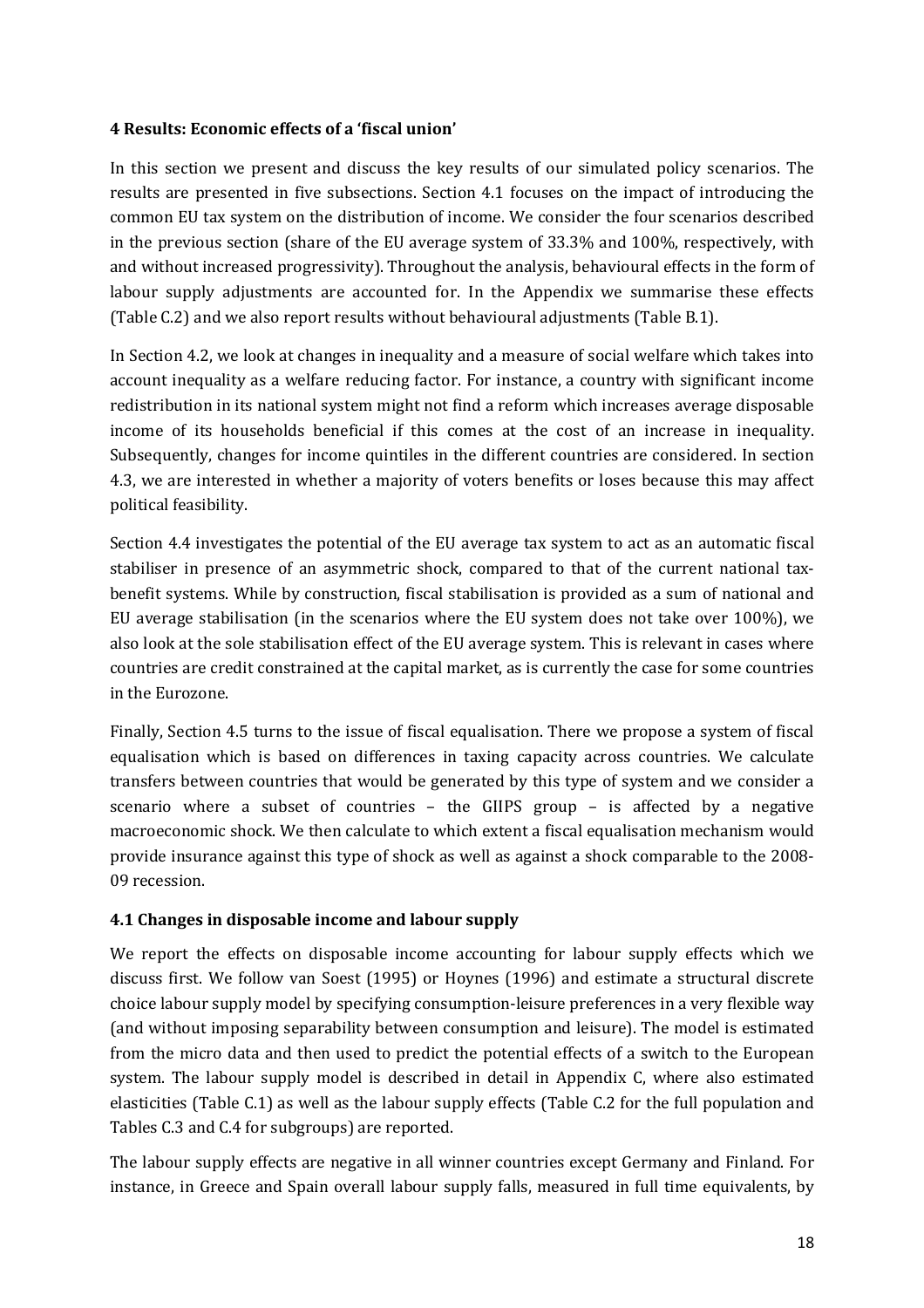## 4 Results: Economic effects of a 'fiscal union'

In this section we present and discuss the key results of our simulated policy scenarios. The results are presented in five subsections. Section 4.1 focuses on the impact of introducing the common EU tax system on the distribution of income. We consider the four scenarios described in the previous section (share of the EU average system of 33.3% and 100%, respectively, with and without increased progressivity). Throughout the analysis, behavioural effects in the form of labour supply adjustments are accounted for. In the Appendix we summarise these effects (Table C.2) and we also report results without behavioural adjustments (Table B.1).

In Section 4.2, we look at changes in inequality and a measure of social welfare which takes into account inequality as a welfare reducing factor. For instance, a country with significant income redistribution in its national system might not find a reform which increases average disposable income of its households beneficial if this comes at the cost of an increase in inequality. Subsequently, changes for income quintiles in the different countries are considered. In section 4.3, we are interested in whether a majority of voters benefits or loses because this may affect political feasibility.

Section 4.4 investigates the potential of the EU average tax system to act as an automatic fiscal stabiliser in presence of an asymmetric shock, compared to that of the current national tax-benefit systems. While by construction, fiscal stabilisation is provided as a sum of national and EU average stabilisation (in the scenarios where the EU system does not take over 100%), we also look at the sole stabilisation effect of the EU average system. This is relevant in cases where countries are credit constrained at the capital market, as is currently the case for some countries in the Eurozone.

Finally, Section 4.5 turns to the issue of fiscal equalisation. There we propose a system of fiscal equalisation which is based on differences in taxing capacity across countries. We calculate transfers between countries that would be generated by this type of system and we consider a scenario where a subset of countries – the GIIPS group – is affected by a negative macroeconomic shock. We then calculate to which extent a fiscal equalisation mechanism would provide insurance against this type of shock as well as against a shock comparable to the 2008-09 recession.

### 4.1 Changes in disposable income and labour supply

We report the effects on disposable income accounting for labour supply effects which we discuss first. We follow van Soest (1995) or Hoynes (1996) and estimate a structural discrete choice labour supply model by specifying consumption-leisure preferences in a very flexible way (and without imposing separability between consumption and leisure). The model is estimated from the micro data and then used to predict the potential effects of a switch to the European system. The labour supply model is described in detail in Appendix C, where also estimated elasticities (Table C.1) as well as the labour supply effects (Table C.2 for the full population and Tables C.3 and C.4 for subgroups) are reported.

The labour supply effects are negative in all winner countries except Germany and Finland. For instance, in Greece and Spain overall labour supply falls, measured in full time equivalents, by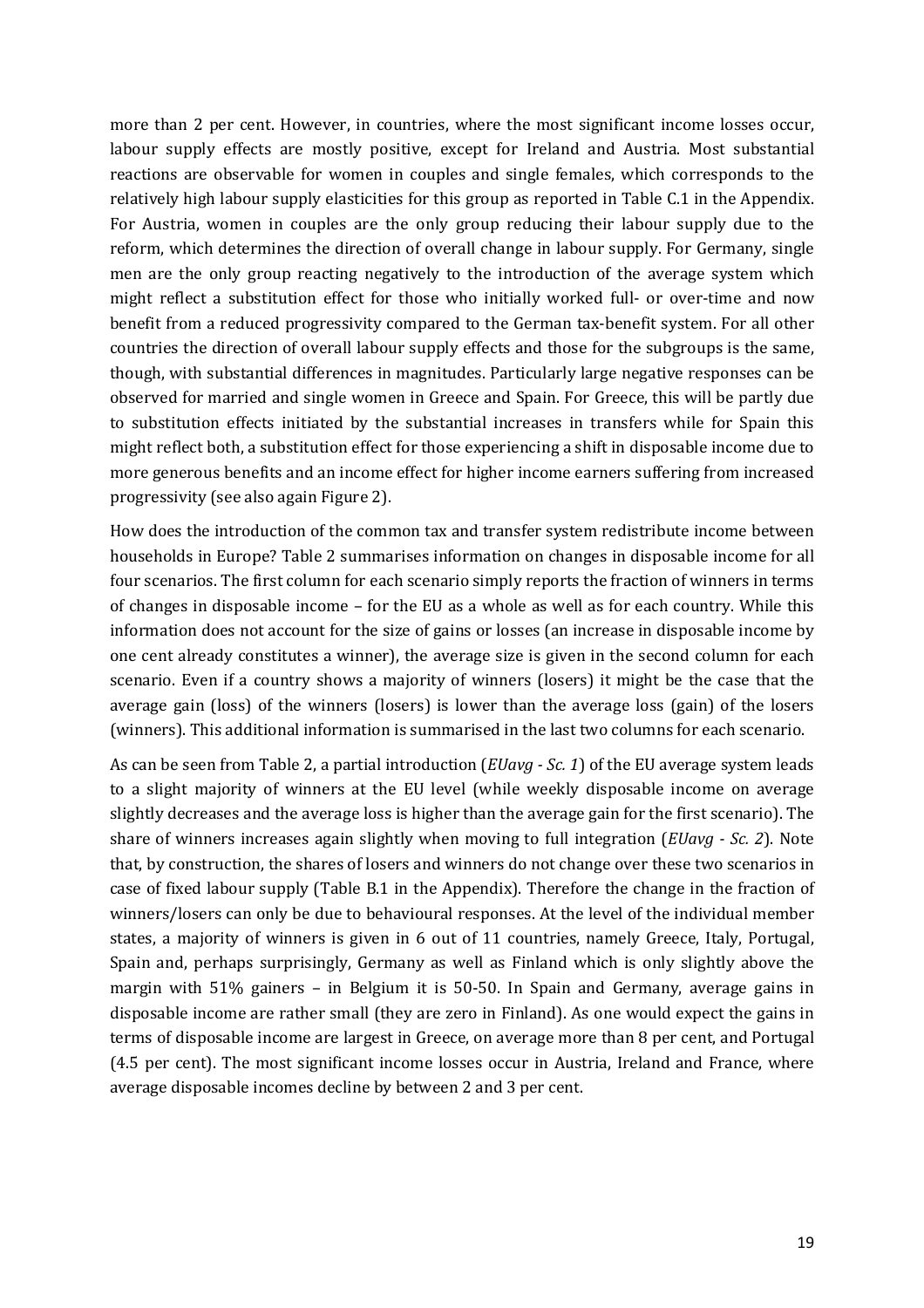more than 2 per cent. However, in countries, where the most significant income losses occur, labour supply effects are mostly positive, except for Ireland and Austria. Most substantial reactions are observable for women in couples and single females, which corresponds to the relatively high labour supply elasticities for this group as reported in Table C.1 in the Appendix. For Austria, women in couples are the only group reducing their labour supply due to the reform, which determines the direction of overall change in labour supply. For Germany, single men are the only group reacting negatively to the introduction of the average system which might reflect a substitution effect for those who initially worked full- or over-time and now benefit from a reduced progressivity compared to the German tax-benefit system. For all other countries the direction of overall labour supply effects and those for the subgroups is the same, though, with substantial differences in magnitudes. Particularly large negative responses can be observed for married and single women in Greece and Spain. For Greece, this will be partly due to substitution effects initiated by the substantial increases in transfers while for Spain this might reflect both, a substitution effect for those experiencing a shift in disposable income due to more generous benefits and an income effect for higher income earners suffering from increased progressivity (see also again Figure 2).

How does the introduction of the common tax and transfer system redistribute income between households in Europe? Table 2 summarises information on changes in disposable income for all four scenarios. The first column for each scenario simply reports the fraction of winners in terms of changes in disposable income – for the EU as a whole as well as for each country. While this information does not account for the size of gains or losses (an increase in disposable income by one cent already constitutes a winner), the average size is given in the second column for each scenario. Even if a country shows a majority of winners (losers) it might be the case that the average gain (loss) of the winners (losers) is lower than the average loss (gain) of the losers (winners). This additional information is summarised in the last two columns for each scenario.

As can be seen from Table 2, a partial introduction (*EUavg - Sc. 1*) of the EU average system leads to a slight majority of winners at the EU level (while weekly disposable income on average slightly decreases and the average loss is higher than the average gain for the first scenario). The share of winners increases again slightly when moving to full integration (*EUavg - Sc. 2*). Note that, by construction, the shares of losers and winners do not change over these two scenarios in case of fixed labour supply (Table B.1 in the Appendix). Therefore the change in the fraction of winners/losers can only be due to behavioural responses. At the level of the individual member states, a majority of winners is given in 6 out of 11 countries, namely Greece, Italy, Portugal, Spain and, perhaps surprisingly, Germany as well as Finland which is only slightly above the margin with 51% gainers – in Belgium it is 50-50. In Spain and Germany, average gains in disposable income are rather small (they are zero in Finland). As one would expect the gains in terms of disposable income are largest in Greece, on average more than 8 per cent, and Portugal (4.5 per cent). The most significant income losses occur in Austria, Ireland and France, where average disposable incomes decline by between 2 and 3 per cent.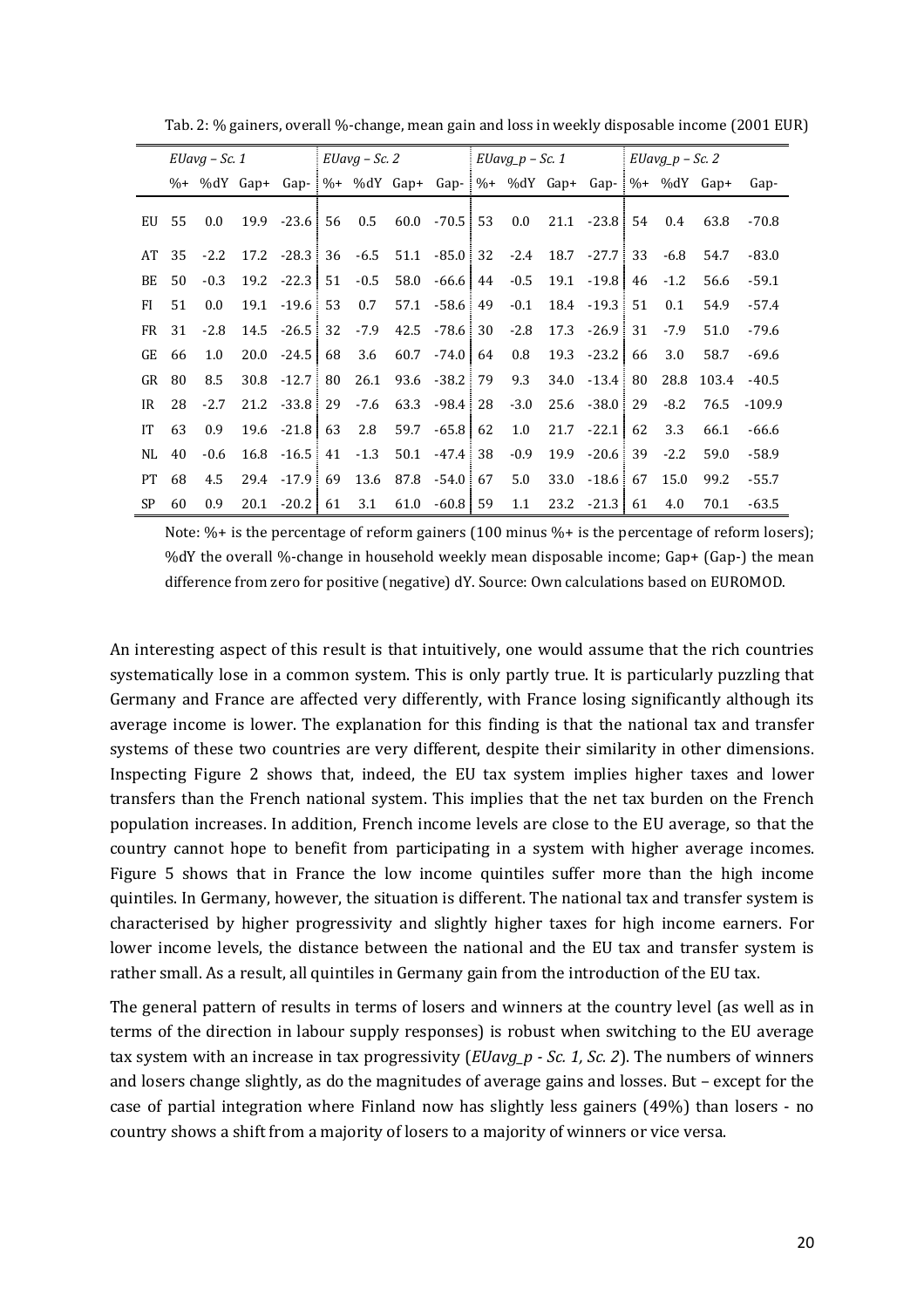Tab. 2: % gainers, overall %-change, mean gain and loss in weekly disposable income (2001 EUR)

| | *EUavg – Sc. 1* | | | | *EUavg – Sc. 2* | | | | *EUavg_p – Sc. 1* | | | | *EUavg_p – Sc. 2* | | | |
|---|---|---|---|---|---|---|---|---|---|---|---|---|---|---|---|---|
| | %+ | %dY | Gap+ | Gap- | %+ | %dY | Gap+ | Gap- | %+ | %dY | Gap+ | Gap- | %+ | %dY | Gap+ | Gap- |
| EU | 55 | 0.0 | 19.9 | -23.6 | 56 | 0.5 | 60.0 | -70.5 | 53 | 0.0 | 21.1 | -23.8 | 54 | 0.4 | 63.8 | -70.8 |
| AT | 35 | -2.2 | 17.2 | -28.3 | 36 | -6.5 | 51.1 | -85.0 | 32 | -2.4 | 18.7 | -27.7 | 33 | -6.8 | 54.7 | -83.0 |
| BE | 50 | -0.3 | 19.2 | -22.3 | 51 | -0.5 | 58.0 | -66.6 | 44 | -0.5 | 19.1 | -19.8 | 46 | -1.2 | 56.6 | -59.1 |
| FI | 51 | 0.0 | 19.1 | -19.6 | 53 | 0.7 | 57.1 | -58.6 | 49 | -0.1 | 18.4 | -19.3 | 51 | 0.1 | 54.9 | -57.4 |
| FR | 31 | -2.8 | 14.5 | -26.5 | 32 | -7.9 | 42.5 | -78.6 | 30 | -2.8 | 17.3 | -26.9 | 31 | -7.9 | 51.0 | -79.6 |
| GE | 66 | 1.0 | 20.0 | -24.5 | 68 | 3.6 | 60.7 | -74.0 | 64 | 0.8 | 19.3 | -23.2 | 66 | 3.0 | 58.7 | -69.6 |
| GR | 80 | 8.5 | 30.8 | -12.7 | 80 | 26.1 | 93.6 | -38.2 | 79 | 9.3 | 34.0 | -13.4 | 80 | 28.8 | 103.4 | -40.5 |
| IR | 28 | -2.7 | 21.2 | -33.8 | 29 | -7.6 | 63.3 | -98.4 | 28 | -3.0 | 25.6 | -38.0 | 29 | -8.2 | 76.5 | -109.9 |
| IT | 63 | 0.9 | 19.6 | -21.8 | 63 | 2.8 | 59.7 | -65.8 | 62 | 1.0 | 21.7 | -22.1 | 62 | 3.3 | 66.1 | -66.6 |
| NL | 40 | -0.6 | 16.8 | -16.5 | 41 | -1.3 | 50.1 | -47.4 | 38 | -0.9 | 19.9 | -20.6 | 39 | -2.2 | 59.0 | -58.9 |
| PT | 68 | 4.5 | 29.4 | -17.9 | 69 | 13.6 | 87.8 | -54.0 | 67 | 5.0 | 33.0 | -18.6 | 67 | 15.0 | 99.2 | -55.7 |
| SP | 60 | 0.9 | 20.1 | -20.2 | 61 | 3.1 | 61.0 | -60.8 | 59 | 1.1 | 23.2 | -21.3 | 61 | 4.0 | 70.1 | -63.5 |

Note: %+ is the percentage of reform gainers (100 minus %+ is the percentage of reform losers); %dY the overall %-change in household weekly mean disposable income; Gap+ (Gap-) the mean difference from zero for positive (negative) dY. Source: Own calculations based on EUROMOD.

An interesting aspect of this result is that intuitively, one would assume that the rich countries systematically lose in a common system. This is only partly true. It is particularly puzzling that Germany and France are affected very differently, with France losing significantly although its average income is lower. The explanation for this finding is that the national tax and transfer systems of these two countries are very different, despite their similarity in other dimensions. Inspecting Figure 2 shows that, indeed, the EU tax system implies higher taxes and lower transfers than the French national system. This implies that the net tax burden on the French population increases. In addition, French income levels are close to the EU average, so that the country cannot hope to benefit from participating in a system with higher average incomes. Figure 5 shows that in France the low income quintiles suffer more than the high income quintiles. In Germany, however, the situation is different. The national tax and transfer system is characterised by higher progressivity and slightly higher taxes for high income earners. For lower income levels, the distance between the national and the EU tax and transfer system is rather small. As a result, all quintiles in Germany gain from the introduction of the EU tax.

The general pattern of results in terms of losers and winners at the country level (as well as in terms of the direction in labour supply responses) is robust when switching to the EU average tax system with an increase in tax progressivity (*EUavg_p - Sc. 1, Sc. 2*). The numbers of winners and losers change slightly, as do the magnitudes of average gains and losses. But – except for the case of partial integration where Finland now has slightly less gainers (49%) than losers - no country shows a shift from a majority of losers to a majority of winners or vice versa.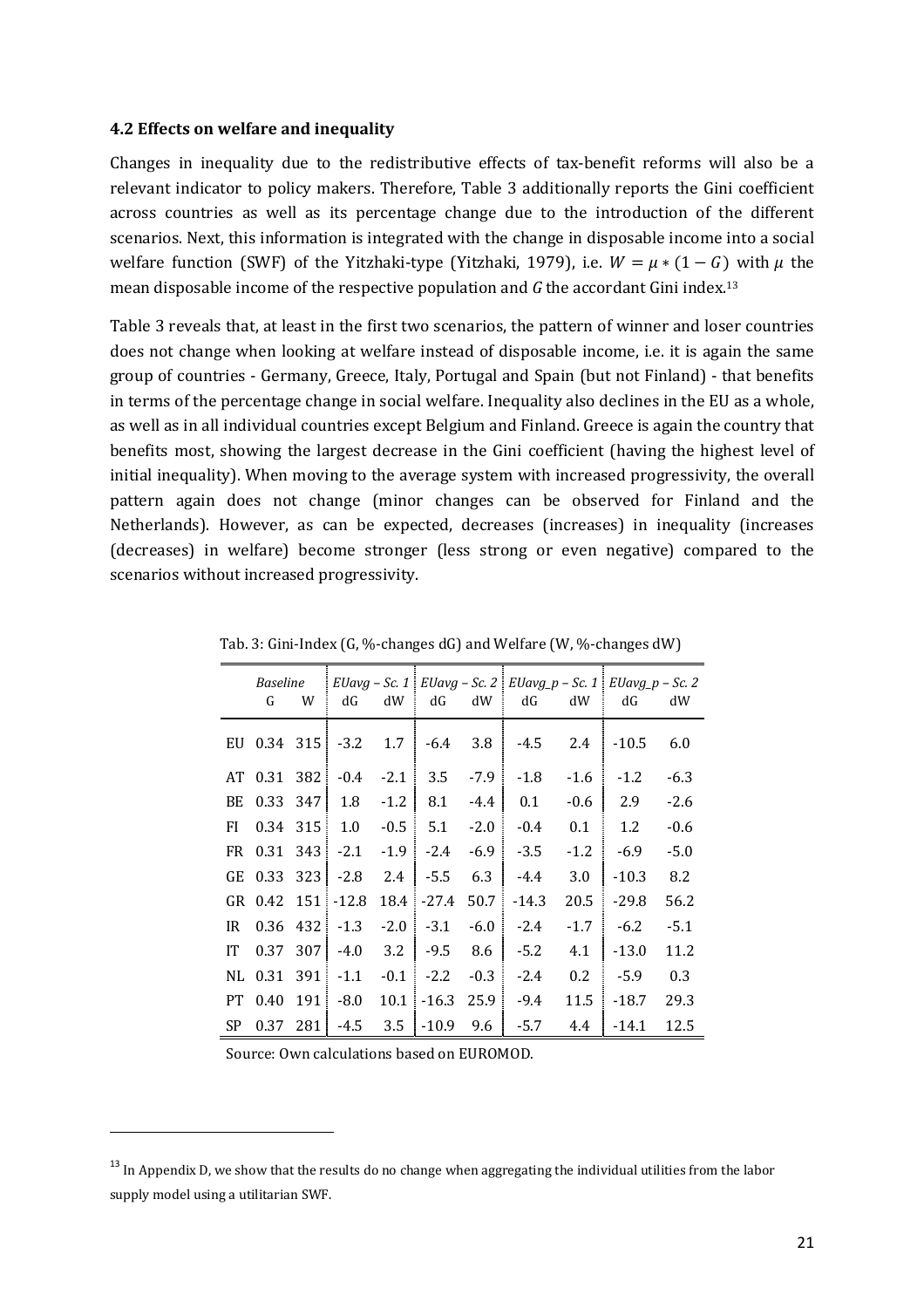### 4.2 Effects on welfare and inequality

Changes in inequality due to the redistributive effects of tax-benefit reforms will also be a relevant indicator to policy makers. Therefore, Table 3 additionally reports the Gini coefficient across countries as well as its percentage change due to the introduction of the different scenarios. Next, this information is integrated with the change in disposable income into a social welfare function (SWF) of the Yitzhaki-type (Yitzhaki, 1979), i.e. $W = \mu * (1 - G)$ with $\mu$ the mean disposable income of the respective population and $G$ the accordant Gini index.[13]

Table 3 reveals that, at least in the first two scenarios, the pattern of winner and loser countries does not change when looking at welfare instead of disposable income, i.e. it is again the same group of countries - Germany, Greece, Italy, Portugal and Spain (but not Finland) - that benefits in terms of the percentage change in social welfare. Inequality also declines in the EU as a whole, as well as in all individual countries except Belgium and Finland. Greece is again the country that benefits most, showing the largest decrease in the Gini coefficient (having the highest level of initial inequality). When moving to the average system with increased progressivity, the overall pattern again does not change (minor changes can be observed for Finland and the Netherlands). However, as can be expected, decreases (increases) in inequality (increases (decreases) in welfare) become stronger (less strong or even negative) compared to the scenarios without increased progressivity.

Tab. 3: Gini-Index (G, %-changes dG) and Welfare (W, %-changes dW)

| | *Baseline* | | *EUavg – Sc. 1* | | *EUavg – Sc. 2* | | *EUavg_p – Sc. 1* | | *EUavg_p – Sc. 2* | |
|---|---|---|---|---|---|---|---|---|---|---|
| | G | W | dG | dW | dG | dW | dG | dW | dG | dW |
| EU | 0.34 | 315 | -3.2 | 1.7 | -6.4 | 3.8 | -4.5 | 2.4 | -10.5 | 6.0 |
| AT | 0.31 | 382 | -0.4 | -2.1 | 3.5 | -7.9 | -1.8 | -1.6 | -1.2 | -6.3 |
| BE | 0.33 | 347 | 1.8 | -1.2 | 8.1 | -4.4 | 0.1 | -0.6 | 2.9 | -2.6 |
| FI | 0.34 | 315 | 1.0 | -0.5 | 5.1 | -2.0 | -0.4 | 0.1 | 1.2 | -0.6 |
| FR | 0.31 | 343 | -2.1 | -1.9 | -2.4 | -6.9 | -3.5 | -1.2 | -6.9 | -5.0 |
| GE | 0.33 | 323 | -2.8 | 2.4 | -5.5 | 6.3 | -4.4 | 3.0 | -10.3 | 8.2 |
| GR | 0.42 | 151 | -12.8 | 18.4 | -27.4 | 50.7 | -14.3 | 20.5 | -29.8 | 56.2 |
| IR | 0.36 | 432 | -1.3 | -2.0 | -3.1 | -6.0 | -2.4 | -1.7 | -6.2 | -5.1 |
| IT | 0.37 | 307 | -4.0 | 3.2 | -9.5 | 8.6 | -5.2 | 4.1 | -13.0 | 11.2 |
| NL | 0.31 | 391 | -1.1 | -0.1 | -2.2 | -0.3 | -2.4 | 0.2 | -5.9 | 0.3 |
| PT | 0.40 | 191 | -8.0 | 10.1 | -16.3 | 25.9 | -9.4 | 11.5 | -18.7 | 29.3 |
| SP | 0.37 | 281 | -4.5 | 3.5 | -10.9 | 9.6 | -5.7 | 4.4 | -14.1 | 12.5 |

Source: Own calculations based on EUROMOD.

[13] In Appendix D, we show that the results do no change when aggregating the individual utilities from the labor supply model using a utilitarian SWF.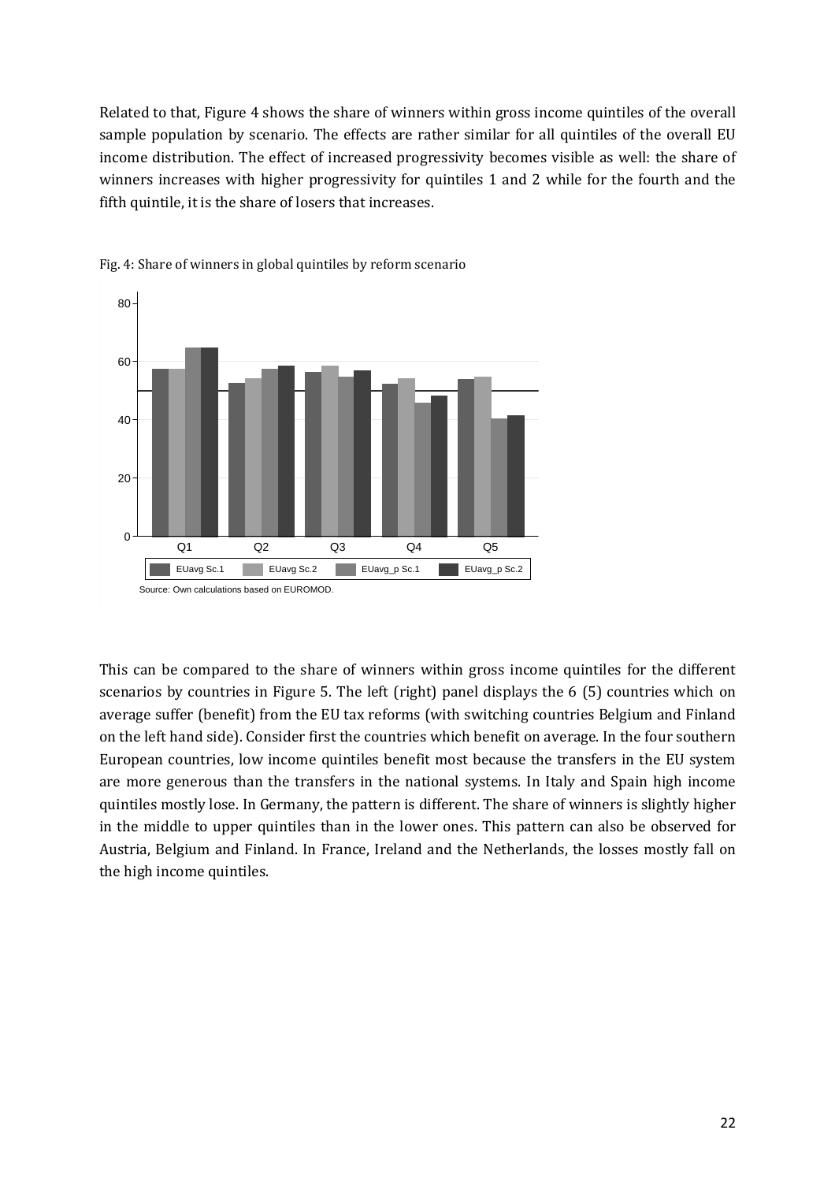Related to that, Figure 4 shows the share of winners within gross income quintiles of the overall sample population by scenario. The effects are rather similar for all quintiles of the overall EU income distribution. The effect of increased progressivity becomes visible as well: the share of winners increases with higher progressivity for quintiles 1 and 2 while for the fourth and the fifth quintile, it is the share of losers that increases.

Fig. 4: Share of winners in global quintiles by reform scenario

Source: Own calculations based on EUROMOD.

This can be compared to the share of winners within gross income quintiles for the different scenarios by countries in Figure 5. The left (right) panel displays the 6 (5) countries which on average suffer (benefit) from the EU tax reforms (with switching countries Belgium and Finland on the left hand side). Consider first the countries which benefit on average. In the four southern European countries, low income quintiles benefit most because the transfers in the EU system are more generous than the transfers in the national systems. In Italy and Spain high income quintiles mostly lose. In Germany, the pattern is different. The share of winners is slightly higher in the middle to upper quintiles than in the lower ones. This pattern can also be observed for Austria, Belgium and Finland. In France, Ireland and the Netherlands, the losses mostly fall on the high income quintiles.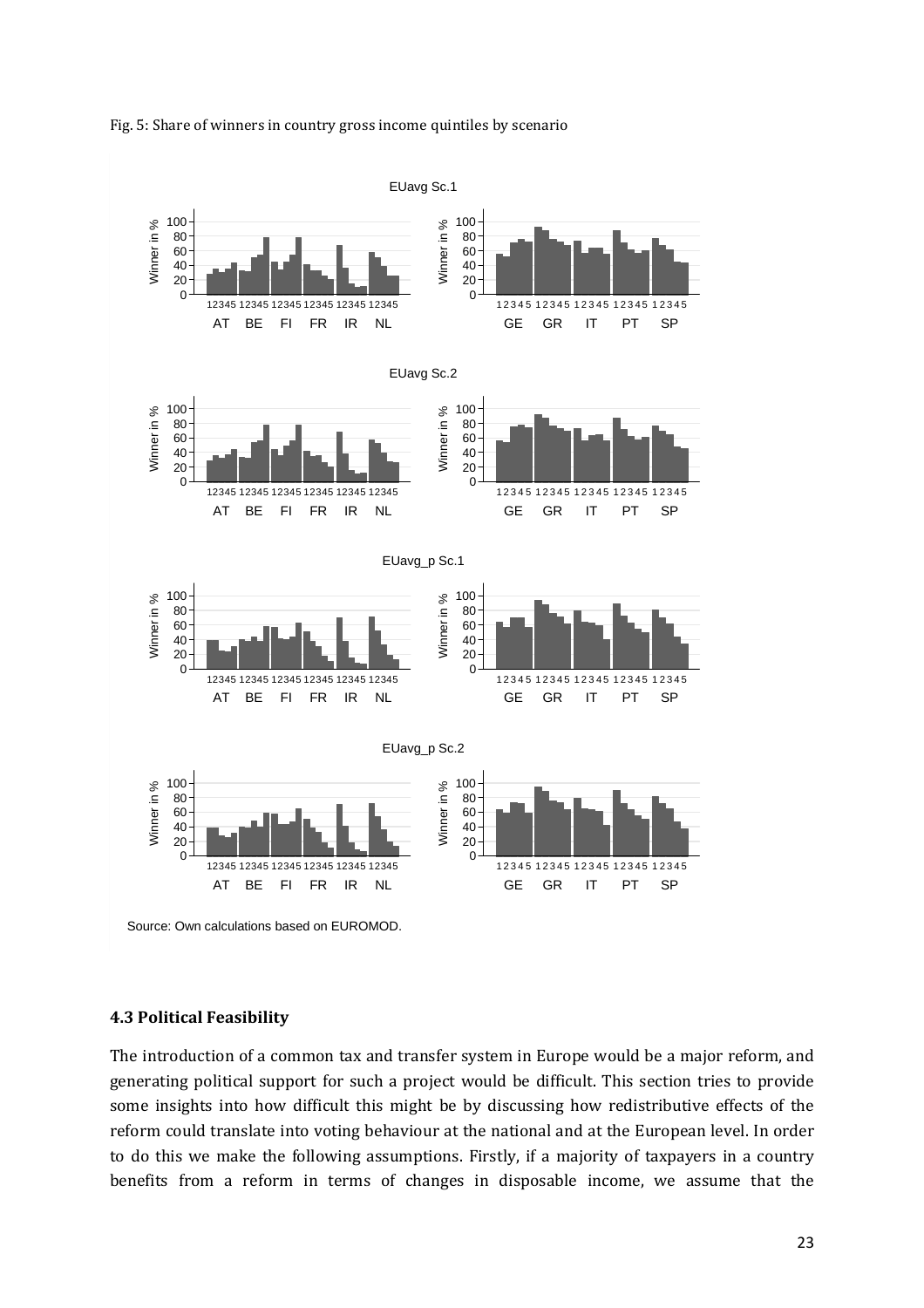Fig. 5: Share of winners in country gross income quintiles by scenario

Source: Own calculations based on EUROMOD.

### 4.3 Political Feasibility

The introduction of a common tax and transfer system in Europe would be a major reform, and generating political support for such a project would be difficult. This section tries to provide some insights into how difficult this might be by discussing how redistributive effects of the reform could translate into voting behaviour at the national and at the European level. In order to do this we make the following assumptions. Firstly, if a majority of taxpayers in a country benefits from a reform in terms of changes in disposable income, we assume that the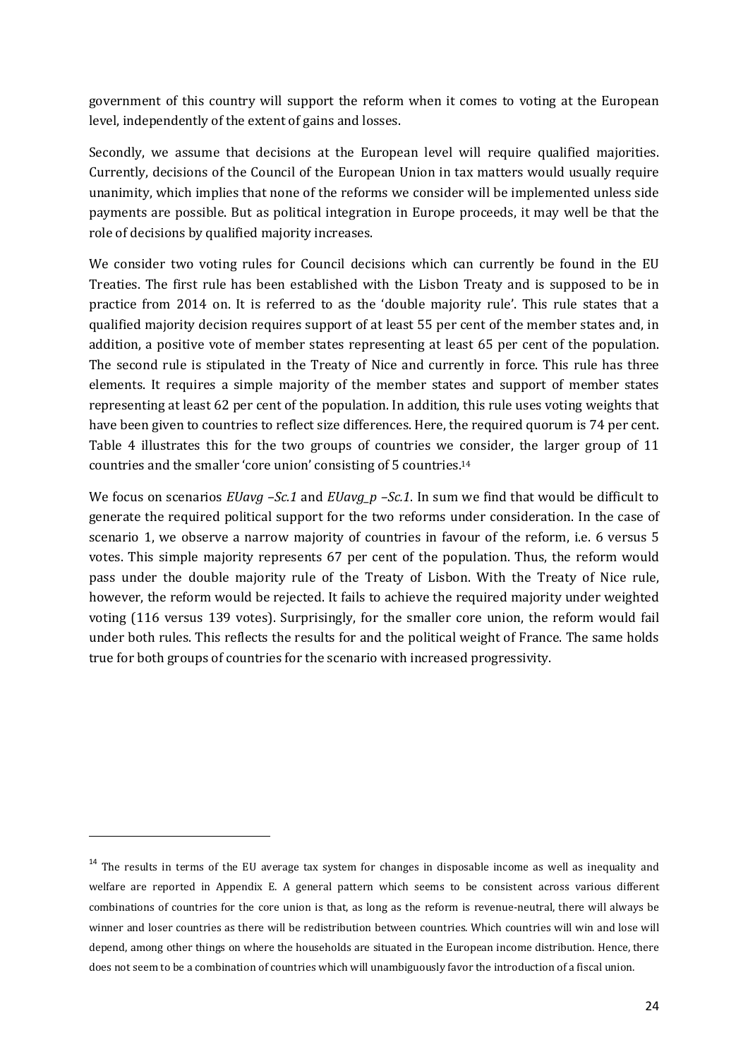government of this country will support the reform when it comes to voting at the European level, independently of the extent of gains and losses.

Secondly, we assume that decisions at the European level will require qualified majorities. Currently, decisions of the Council of the European Union in tax matters would usually require unanimity, which implies that none of the reforms we consider will be implemented unless side payments are possible. But as political integration in Europe proceeds, it may well be that the role of decisions by qualified majority increases.

We consider two voting rules for Council decisions which can currently be found in the EU Treaties. The first rule has been established with the Lisbon Treaty and is supposed to be in practice from 2014 on. It is referred to as the 'double majority rule'. This rule states that a qualified majority decision requires support of at least 55 per cent of the member states and, in addition, a positive vote of member states representing at least 65 per cent of the population. The second rule is stipulated in the Treaty of Nice and currently in force. This rule has three elements. It requires a simple majority of the member states and support of member states representing at least 62 per cent of the population. In addition, this rule uses voting weights that have been given to countries to reflect size differences. Here, the required quorum is 74 per cent. Table 4 illustrates this for the two groups of countries we consider, the larger group of 11 countries and the smaller 'core union' consisting of 5 countries.[14]

We focus on scenarios *EUavg –Sc.1* and *EUavg_p –Sc.1*. In sum we find that would be difficult to generate the required political support for the two reforms under consideration. In the case of scenario 1, we observe a narrow majority of countries in favour of the reform, i.e. 6 versus 5 votes. This simple majority represents 67 per cent of the population. Thus, the reform would pass under the double majority rule of the Treaty of Lisbon. With the Treaty of Nice rule, however, the reform would be rejected. It fails to achieve the required majority under weighted voting (116 versus 139 votes). Surprisingly, for the smaller core union, the reform would fail under both rules. This reflects the results for and the political weight of France. The same holds true for both groups of countries for the scenario with increased progressivity.

[14] The results in terms of the EU average tax system for changes in disposable income as well as inequality and welfare are reported in Appendix E. A general pattern which seems to be consistent across various different combinations of countries for the core union is that, as long as the reform is revenue-neutral, there will always be winner and loser countries as there will be redistribution between countries. Which countries will win and lose will depend, among other things on where the households are situated in the European income distribution. Hence, there does not seem to be a combination of countries which will unambiguously favor the introduction of a fiscal union.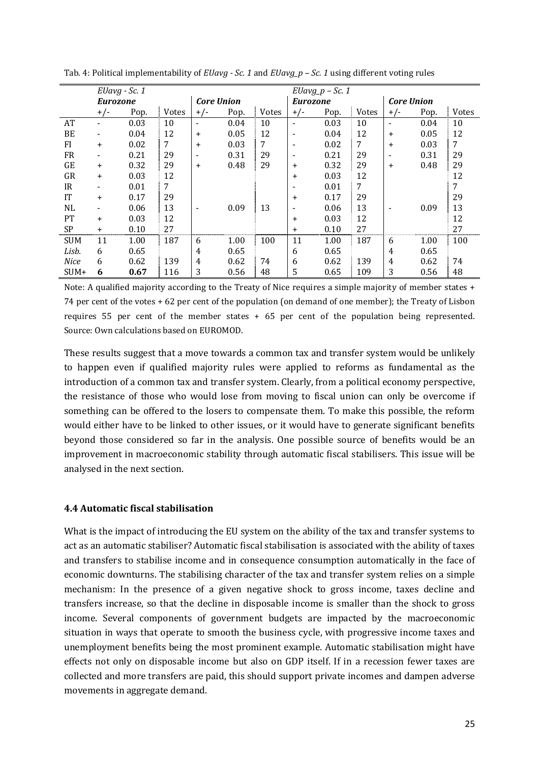Tab. 4: Political implementability of *EUavg - Sc. 1* and *EUavg_p – Sc. 1* using different voting rules

| | *EUavg - Sc. 1* | | | | | | *EUavg_p – Sc. 1* | | | | | |
|---|---|---|---|---|---|---|---|---|---|---|---|---|
| | ***Eurozone*** | | | ***Core Union*** | | | ***Eurozone*** | | | ***Core Union*** | | |
| | +/- | Pop. | Votes | +/- | Pop. | Votes | +/- | Pop. | Votes | +/- | Pop. | Votes |
| AT | - | 0.03 | 10 | - | 0.04 | 10 | - | 0.03 | 10 | - | 0.04 | 10 |
| BE | - | 0.04 | 12 | + | 0.05 | 12 | - | 0.04 | 12 | + | 0.05 | 12 |
| FI | + | 0.02 | 7 | + | 0.03 | 7 | - | 0.02 | 7 | + | 0.03 | 7 |
| FR | - | 0.21 | 29 | - | 0.31 | 29 | - | 0.21 | 29 | - | 0.31 | 29 |
| GE | + | 0.32 | 29 | + | 0.48 | 29 | + | 0.32 | 29 | + | 0.48 | 29 |
| GR | + | 0.03 | 12 | | | | + | 0.03 | 12 | | | 12 |
| IR | - | 0.01 | 7 | | | | - | 0.01 | 7 | | | 7 |
| IT | + | 0.17 | 29 | | | | + | 0.17 | 29 | | | 29 |
| NL | - | 0.06 | 13 | - | 0.09 | 13 | - | 0.06 | 13 | - | 0.09 | 13 |
| PT | + | 0.03 | 12 | | | | + | 0.03 | 12 | | | 12 |
| SP | + | 0.10 | 27 | | | | + | 0.10 | 27 | | | 27 |
| SUM | 11 | 1.00 | 187 | 6 | 1.00 | 100 | 11 | 1.00 | 187 | 6 | 1.00 | 100 |
| *Lisb.* | 6 | 0.65 | | 4 | 0.65 | | 6 | 0.65 | | 4 | 0.65 | |
| *Nice* | 6 | 0.62 | 139 | 4 | 0.62 | 74 | 6 | 0.62 | 139 | 4 | 0.62 | 74 |
| SUM+ | **6** | **0.67** | 116 | 3 | 0.56 | 48 | 5 | 0.65 | 109 | 3 | 0.56 | 48 |

Note: A qualified majority according to the Treaty of Nice requires a simple majority of member states + 74 per cent of the votes + 62 per cent of the population (on demand of one member); the Treaty of Lisbon requires 55 per cent of the member states + 65 per cent of the population being represented. Source: Own calculations based on EUROMOD.

These results suggest that a move towards a common tax and transfer system would be unlikely to happen even if qualified majority rules were applied to reforms as fundamental as the introduction of a common tax and transfer system. Clearly, from a political economy perspective, the resistance of those who would lose from moving to fiscal union can only be overcome if something can be offered to the losers to compensate them. To make this possible, the reform would either have to be linked to other issues, or it would have to generate significant benefits beyond those considered so far in the analysis. One possible source of benefits would be an improvement in macroeconomic stability through automatic fiscal stabilisers. This issue will be analysed in the next section.

### 4.4 Automatic fiscal stabilisation

What is the impact of introducing the EU system on the ability of the tax and transfer systems to act as an automatic stabiliser? Automatic fiscal stabilisation is associated with the ability of taxes and transfers to stabilise income and in consequence consumption automatically in the face of economic downturns. The stabilising character of the tax and transfer system relies on a simple mechanism: In the presence of a given negative shock to gross income, taxes decline and transfers increase, so that the decline in disposable income is smaller than the shock to gross income. Several components of government budgets are impacted by the macroeconomic situation in ways that operate to smooth the business cycle, with progressive income taxes and unemployment benefits being the most prominent example. Automatic stabilisation might have effects not only on disposable income but also on GDP itself. If in a recession fewer taxes are collected and more transfers are paid, this should support private incomes and dampen adverse movements in aggregate demand.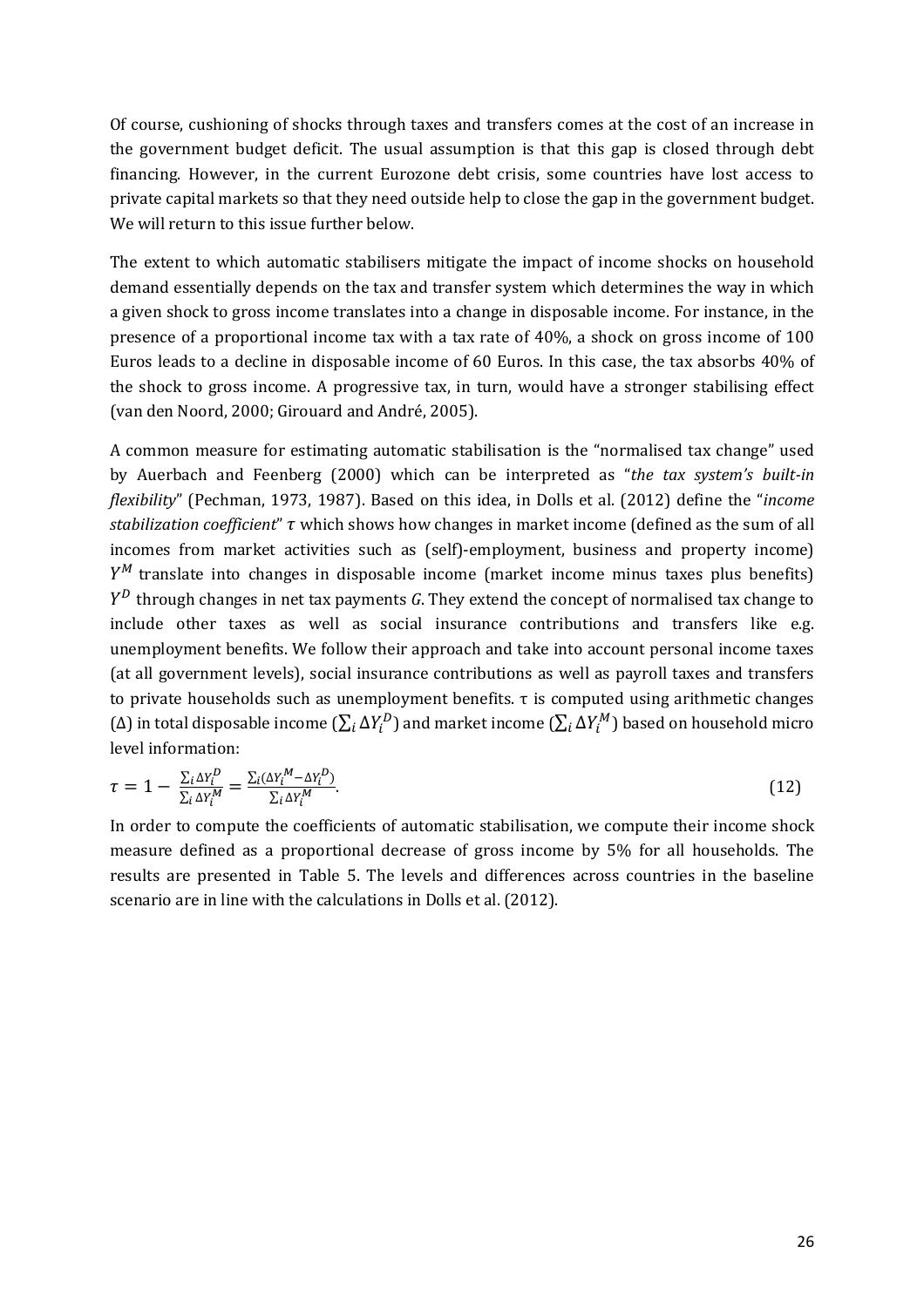Of course, cushioning of shocks through taxes and transfers comes at the cost of an increase in the government budget deficit. The usual assumption is that this gap is closed through debt financing. However, in the current Eurozone debt crisis, some countries have lost access to private capital markets so that they need outside help to close the gap in the government budget. We will return to this issue further below.

The extent to which automatic stabilisers mitigate the impact of income shocks on household demand essentially depends on the tax and transfer system which determines the way in which a given shock to gross income translates into a change in disposable income. For instance, in the presence of a proportional income tax with a tax rate of 40%, a shock on gross income of 100 Euros leads to a decline in disposable income of 60 Euros. In this case, the tax absorbs 40% of the shock to gross income. A progressive tax, in turn, would have a stronger stabilising effect (van den Noord, 2000; Girouard and André, 2005).

A common measure for estimating automatic stabilisation is the "normalised tax change" used by Auerbach and Feenberg (2000) which can be interpreted as "*the tax system's built-in flexibility*" (Pechman, 1973, 1987). Based on this idea, in Dolls et al. (2012) define the "*income stabilization coefficient*" $\tau$ which shows how changes in market income (defined as the sum of all incomes from market activities such as (self)-employment, business and property income) $Y^M$ translate into changes in disposable income (market income minus taxes plus benefits) $Y^D$ through changes in net tax payments $G$. They extend the concept of normalised tax change to include other taxes as well as social insurance contributions and transfers like e.g. unemployment benefits. We follow their approach and take into account personal income taxes (at all government levels), social insurance contributions as well as payroll taxes and transfers to private households such as unemployment benefits. $\tau$ is computed using arithmetic changes ($\Delta$) in total disposable income ($\sum_i \Delta Y_i^D$) and market income ($\sum_i \Delta Y_i^M$) based on household micro level information:

$$\tau = 1 - \frac{\sum_i \Delta Y_i^D}{\sum_i \Delta Y_i^M} = \frac{\sum_i (\Delta Y_i^M - \Delta Y_i^D)}{\sum_i \Delta Y_i^M}. \tag{12}$$

In order to compute the coefficients of automatic stabilisation, we compute their income shock measure defined as a proportional decrease of gross income by 5% for all households. The results are presented in Table 5. The levels and differences across countries in the baseline scenario are in line with the calculations in Dolls et al. (2012).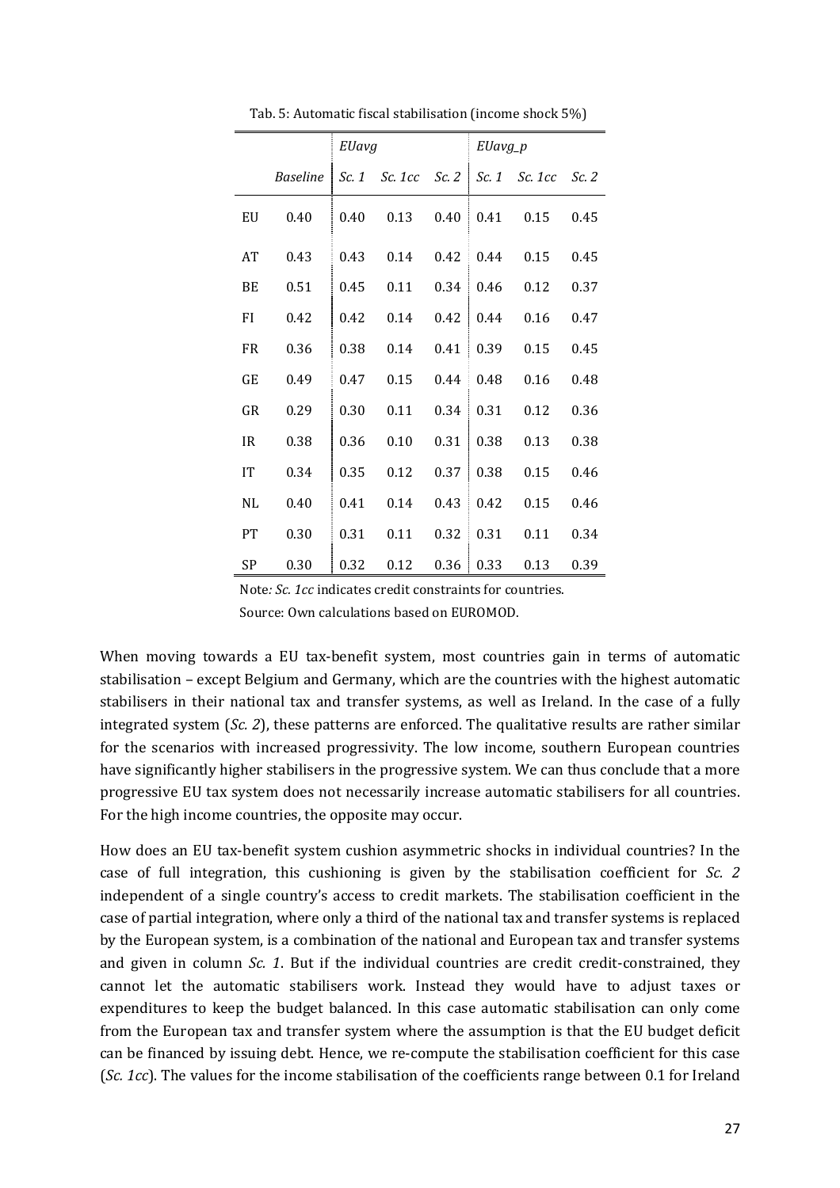Tab. 5: Automatic fiscal stabilisation (income shock 5%)

| | | *EUavg* | | | *EUavg_p* | | |
|---|---|---|---|---|---|---|---|
| | *Baseline* | *Sc. 1* | *Sc. 1cc* | *Sc. 2* | *Sc. 1* | *Sc. 1cc* | *Sc. 2* |
| EU | 0.40 | 0.40 | 0.13 | 0.40 | 0.41 | 0.15 | 0.45 |
| AT | 0.43 | 0.43 | 0.14 | 0.42 | 0.44 | 0.15 | 0.45 |
| BE | 0.51 | 0.45 | 0.11 | 0.34 | 0.46 | 0.12 | 0.37 |
| FI | 0.42 | 0.42 | 0.14 | 0.42 | 0.44 | 0.16 | 0.47 |
| FR | 0.36 | 0.38 | 0.14 | 0.41 | 0.39 | 0.15 | 0.45 |
| GE | 0.49 | 0.47 | 0.15 | 0.44 | 0.48 | 0.16 | 0.48 |
| GR | 0.29 | 0.30 | 0.11 | 0.34 | 0.31 | 0.12 | 0.36 |
| IR | 0.38 | 0.36 | 0.10 | 0.31 | 0.38 | 0.13 | 0.38 |
| IT | 0.34 | 0.35 | 0.12 | 0.37 | 0.38 | 0.15 | 0.46 |
| NL | 0.40 | 0.41 | 0.14 | 0.43 | 0.42 | 0.15 | 0.46 |
| PT | 0.30 | 0.31 | 0.11 | 0.32 | 0.31 | 0.11 | 0.34 |
| SP | 0.30 | 0.32 | 0.12 | 0.36 | 0.33 | 0.13 | 0.39 |

Note*: Sc. 1cc* indicates credit constraints for countries.

Source: Own calculations based on EUROMOD.

When moving towards a EU tax-benefit system, most countries gain in terms of automatic stabilisation – except Belgium and Germany, which are the countries with the highest automatic stabilisers in their national tax and transfer systems, as well as Ireland. In the case of a fully integrated system (*Sc. 2*), these patterns are enforced. The qualitative results are rather similar for the scenarios with increased progressivity. The low income, southern European countries have significantly higher stabilisers in the progressive system. We can thus conclude that a more progressive EU tax system does not necessarily increase automatic stabilisers for all countries. For the high income countries, the opposite may occur.

How does an EU tax-benefit system cushion asymmetric shocks in individual countries? In the case of full integration, this cushioning is given by the stabilisation coefficient for *Sc. 2* independent of a single country's access to credit markets. The stabilisation coefficient in the case of partial integration, where only a third of the national tax and transfer systems is replaced by the European system, is a combination of the national and European tax and transfer systems and given in column *Sc. 1*. But if the individual countries are credit credit-constrained, they cannot let the automatic stabilisers work. Instead they would have to adjust taxes or expenditures to keep the budget balanced. In this case automatic stabilisation can only come from the European tax and transfer system where the assumption is that the EU budget deficit can be financed by issuing debt. Hence, we re-compute the stabilisation coefficient for this case (*Sc. 1cc*). The values for the income stabilisation of the coefficients range between 0.1 for Ireland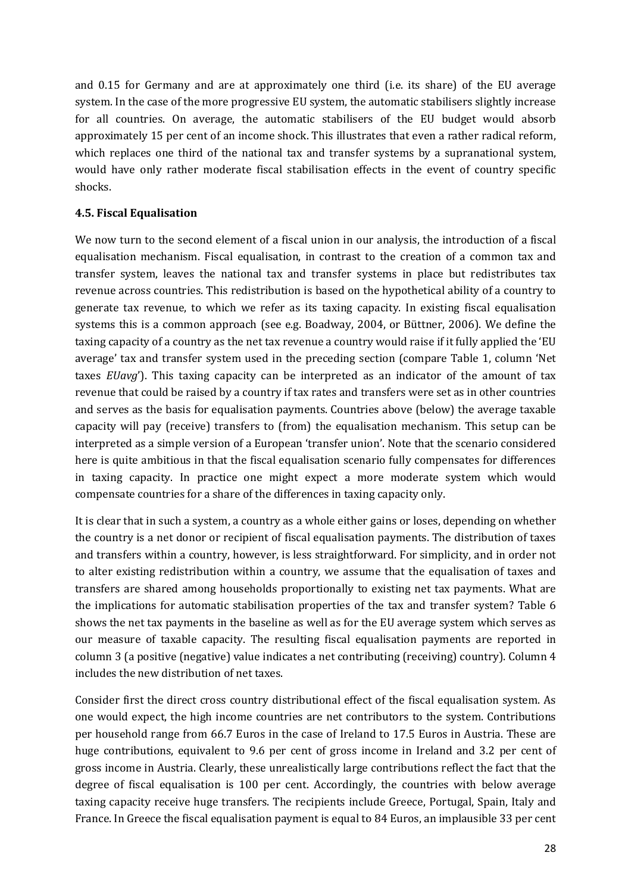and 0.15 for Germany and are at approximately one third (i.e. its share) of the EU average system. In the case of the more progressive EU system, the automatic stabilisers slightly increase for all countries. On average, the automatic stabilisers of the EU budget would absorb approximately 15 per cent of an income shock. This illustrates that even a rather radical reform, which replaces one third of the national tax and transfer systems by a supranational system, would have only rather moderate fiscal stabilisation effects in the event of country specific shocks.

### 4.5. Fiscal Equalisation

We now turn to the second element of a fiscal union in our analysis, the introduction of a fiscal equalisation mechanism. Fiscal equalisation, in contrast to the creation of a common tax and transfer system, leaves the national tax and transfer systems in place but redistributes tax revenue across countries. This redistribution is based on the hypothetical ability of a country to generate tax revenue, to which we refer as its taxing capacity. In existing fiscal equalisation systems this is a common approach (see e.g. Boadway, 2004, or Büttner, 2006). We define the taxing capacity of a country as the net tax revenue a country would raise if it fully applied the 'EU average' tax and transfer system used in the preceding section (compare Table 1, column 'Net taxes *EUavg*'). This taxing capacity can be interpreted as an indicator of the amount of tax revenue that could be raised by a country if tax rates and transfers were set as in other countries and serves as the basis for equalisation payments. Countries above (below) the average taxable capacity will pay (receive) transfers to (from) the equalisation mechanism. This setup can be interpreted as a simple version of a European 'transfer union'. Note that the scenario considered here is quite ambitious in that the fiscal equalisation scenario fully compensates for differences in taxing capacity. In practice one might expect a more moderate system which would compensate countries for a share of the differences in taxing capacity only.

It is clear that in such a system, a country as a whole either gains or loses, depending on whether the country is a net donor or recipient of fiscal equalisation payments. The distribution of taxes and transfers within a country, however, is less straightforward. For simplicity, and in order not to alter existing redistribution within a country, we assume that the equalisation of taxes and transfers are shared among households proportionally to existing net tax payments. What are the implications for automatic stabilisation properties of the tax and transfer system? Table 6 shows the net tax payments in the baseline as well as for the EU average system which serves as our measure of taxable capacity. The resulting fiscal equalisation payments are reported in column 3 (a positive (negative) value indicates a net contributing (receiving) country). Column 4 includes the new distribution of net taxes.

Consider first the direct cross country distributional effect of the fiscal equalisation system. As one would expect, the high income countries are net contributors to the system. Contributions per household range from 66.7 Euros in the case of Ireland to 17.5 Euros in Austria. These are huge contributions, equivalent to 9.6 per cent of gross income in Ireland and 3.2 per cent of gross income in Austria. Clearly, these unrealistically large contributions reflect the fact that the degree of fiscal equalisation is 100 per cent. Accordingly, the countries with below average taxing capacity receive huge transfers. The recipients include Greece, Portugal, Spain, Italy and France. In Greece the fiscal equalisation payment is equal to 84 Euros, an implausible 33 per cent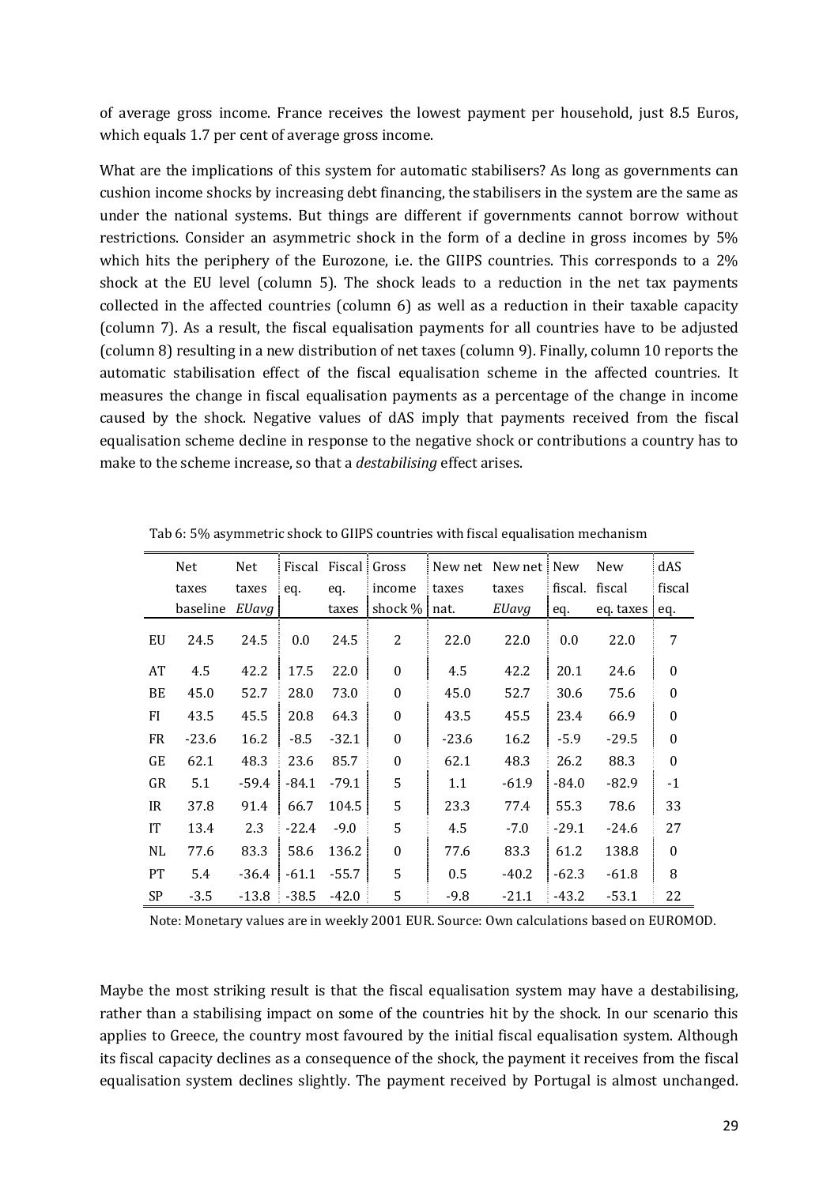of average gross income. France receives the lowest payment per household, just 8.5 Euros, which equals 1.7 per cent of average gross income.

What are the implications of this system for automatic stabilisers? As long as governments can cushion income shocks by increasing debt financing, the stabilisers in the system are the same as under the national systems. But things are different if governments cannot borrow without restrictions. Consider an asymmetric shock in the form of a decline in gross incomes by 5% which hits the periphery of the Eurozone, i.e. the GIIPS countries. This corresponds to a 2% shock at the EU level (column 5). The shock leads to a reduction in the net tax payments collected in the affected countries (column 6) as well as a reduction in their taxable capacity (column 7). As a result, the fiscal equalisation payments for all countries have to be adjusted (column 8) resulting in a new distribution of net taxes (column 9). Finally, column 10 reports the automatic stabilisation effect of the fiscal equalisation scheme in the affected countries. It measures the change in fiscal equalisation payments as a percentage of the change in income caused by the shock. Negative values of dAS imply that payments received from the fiscal equalisation scheme decline in response to the negative shock or contributions a country has to make to the scheme increase, so that a *destabilising* effect arises.

Tab 6: 5% asymmetric shock to GIIPS countries with fiscal equalisation mechanism

| | Net taxes baseline | Net taxes *EUavg* | Fiscal eq. | Fiscal eq. taxes | Gross income shock % | New net taxes nat. | New net taxes *EUavg* | New fiscal. eq. | New fiscal eq. taxes | dAS fiscal eq. |
|---|---|---|---|---|---|---|---|---|---|---|
| EU | 24.5 | 24.5 | 0.0 | 24.5 | 2 | 22.0 | 22.0 | 0.0 | 22.0 | 7 |
| AT | 4.5 | 42.2 | 17.5 | 22.0 | 0 | 4.5 | 42.2 | 20.1 | 24.6 | 0 |
| BE | 45.0 | 52.7 | 28.0 | 73.0 | 0 | 45.0 | 52.7 | 30.6 | 75.6 | 0 |
| FI | 43.5 | 45.5 | 20.8 | 64.3 | 0 | 43.5 | 45.5 | 23.4 | 66.9 | 0 |
| FR | -23.6 | 16.2 | -8.5 | -32.1 | 0 | -23.6 | 16.2 | -5.9 | -29.5 | 0 |
| GE | 62.1 | 48.3 | 23.6 | 85.7 | 0 | 62.1 | 48.3 | 26.2 | 88.3 | 0 |
| GR | 5.1 | -59.4 | -84.1 | -79.1 | 5 | 1.1 | -61.9 | -84.0 | -82.9 | -1 |
| IR | 37.8 | 91.4 | 66.7 | 104.5 | 5 | 23.3 | 77.4 | 55.3 | 78.6 | 33 |
| IT | 13.4 | 2.3 | -22.4 | -9.0 | 5 | 4.5 | -7.0 | -29.1 | -24.6 | 27 |
| NL | 77.6 | 83.3 | 58.6 | 136.2 | 0 | 77.6 | 83.3 | 61.2 | 138.8 | 0 |
| PT | 5.4 | -36.4 | -61.1 | -55.7 | 5 | 0.5 | -40.2 | -62.3 | -61.8 | 8 |
| SP | -3.5 | -13.8 | -38.5 | -42.0 | 5 | -9.8 | -21.1 | -43.2 | -53.1 | 22 |

Note: Monetary values are in weekly 2001 EUR. Source: Own calculations based on EUROMOD.

Maybe the most striking result is that the fiscal equalisation system may have a destabilising, rather than a stabilising impact on some of the countries hit by the shock. In our scenario this applies to Greece, the country most favoured by the initial fiscal equalisation system. Although its fiscal capacity declines as a consequence of the shock, the payment it receives from the fiscal equalisation system declines slightly. The payment received by Portugal is almost unchanged.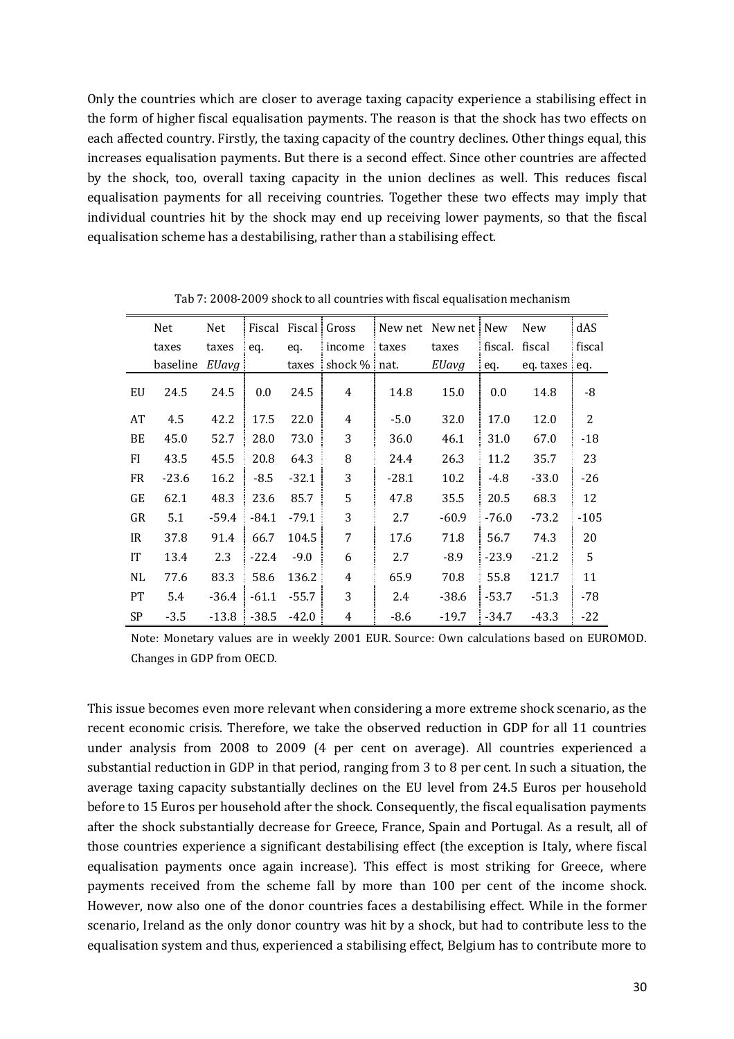Only the countries which are closer to average taxing capacity experience a stabilising effect in the form of higher fiscal equalisation payments. The reason is that the shock has two effects on each affected country. Firstly, the taxing capacity of the country declines. Other things equal, this increases equalisation payments. But there is a second effect. Since other countries are affected by the shock, too, overall taxing capacity in the union declines as well. This reduces fiscal equalisation payments for all receiving countries. Together these two effects may imply that individual countries hit by the shock may end up receiving lower payments, so that the fiscal equalisation scheme has a destabilising, rather than a stabilising effect.

Tab 7: 2008-2009 shock to all countries with fiscal equalisation mechanism

| | Net taxes baseline | Net taxes *EUavg* | Fiscal eq. | Fiscal eq. taxes | Gross income shock % | New net taxes nat. | New net taxes *EUavg* | New fiscal. eq. | New fiscal eq. taxes | dAS fiscal eq. |
|---|---|---|---|---|---|---|---|---|---|---|
| EU | 24.5 | 24.5 | 0.0 | 24.5 | 4 | 14.8 | 15.0 | 0.0 | 14.8 | -8 |
| AT | 4.5 | 42.2 | 17.5 | 22.0 | 4 | -5.0 | 32.0 | 17.0 | 12.0 | 2 |
| BE | 45.0 | 52.7 | 28.0 | 73.0 | 3 | 36.0 | 46.1 | 31.0 | 67.0 | -18 |
| FI | 43.5 | 45.5 | 20.8 | 64.3 | 8 | 24.4 | 26.3 | 11.2 | 35.7 | 23 |
| FR | -23.6 | 16.2 | -8.5 | -32.1 | 3 | -28.1 | 10.2 | -4.8 | -33.0 | -26 |
| GE | 62.1 | 48.3 | 23.6 | 85.7 | 5 | 47.8 | 35.5 | 20.5 | 68.3 | 12 |
| GR | 5.1 | -59.4 | -84.1 | -79.1 | 3 | 2.7 | -60.9 | -76.0 | -73.2 | -105 |
| IR | 37.8 | 91.4 | 66.7 | 104.5 | 7 | 17.6 | 71.8 | 56.7 | 74.3 | 20 |
| IT | 13.4 | 2.3 | -22.4 | -9.0 | 6 | 2.7 | -8.9 | -23.9 | -21.2 | 5 |
| NL | 77.6 | 83.3 | 58.6 | 136.2 | 4 | 65.9 | 70.8 | 55.8 | 121.7 | 11 |
| PT | 5.4 | -36.4 | -61.1 | -55.7 | 3 | 2.4 | -38.6 | -53.7 | -51.3 | -78 |
| SP | -3.5 | -13.8 | -38.5 | -42.0 | 4 | -8.6 | -19.7 | -34.7 | -43.3 | -22 |

Note: Monetary values are in weekly 2001 EUR. Source: Own calculations based on EUROMOD. Changes in GDP from OECD.

This issue becomes even more relevant when considering a more extreme shock scenario, as the recent economic crisis. Therefore, we take the observed reduction in GDP for all 11 countries under analysis from 2008 to 2009 (4 per cent on average). All countries experienced a substantial reduction in GDP in that period, ranging from 3 to 8 per cent. In such a situation, the average taxing capacity substantially declines on the EU level from 24.5 Euros per household before to 15 Euros per household after the shock. Consequently, the fiscal equalisation payments after the shock substantially decrease for Greece, France, Spain and Portugal. As a result, all of those countries experience a significant destabilising effect (the exception is Italy, where fiscal equalisation payments once again increase). This effect is most striking for Greece, where payments received from the scheme fall by more than 100 per cent of the income shock. However, now also one of the donor countries faces a destabilising effect. While in the former scenario, Ireland as the only donor country was hit by a shock, but had to contribute less to the equalisation system and thus, experienced a stabilising effect, Belgium has to contribute more to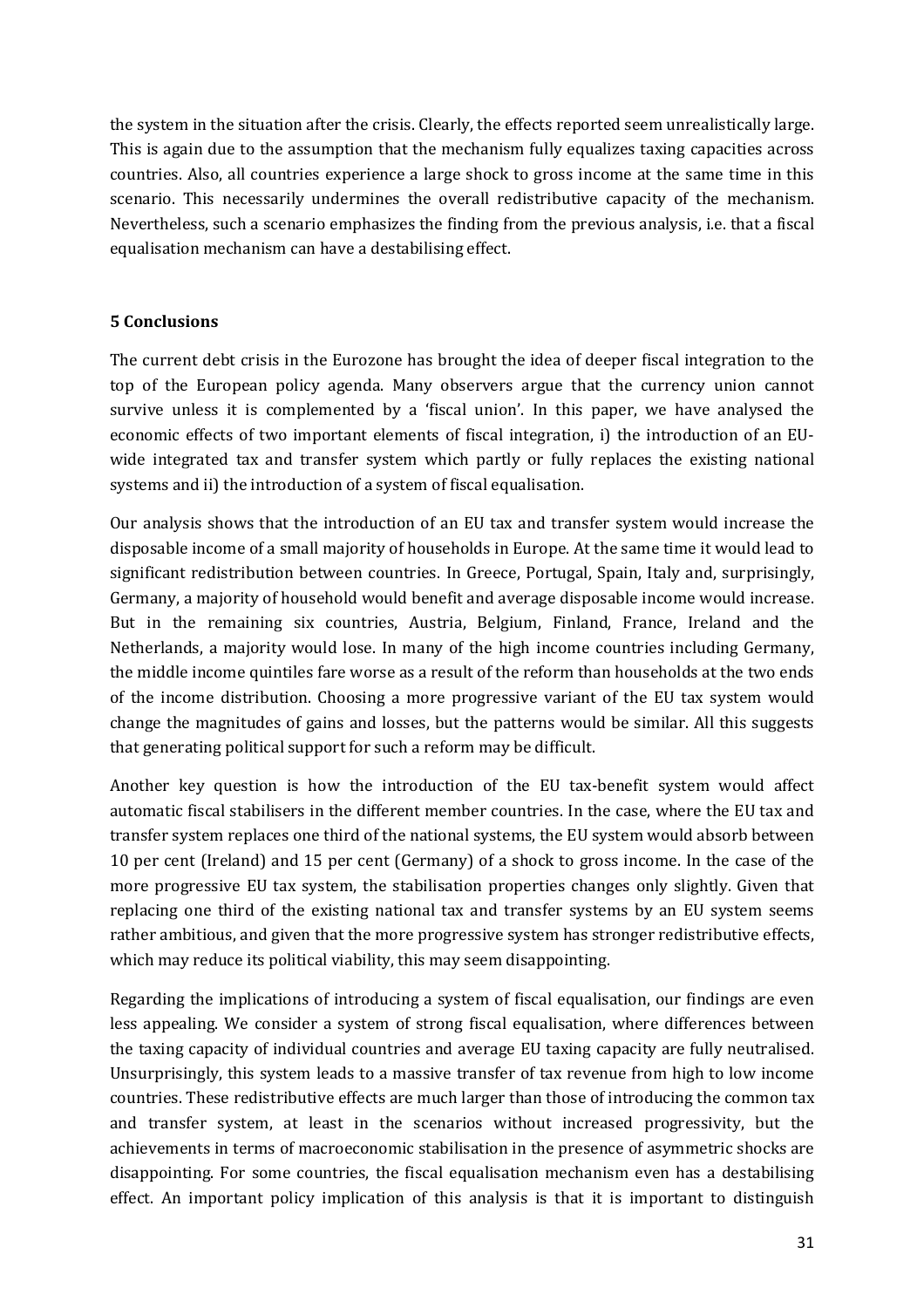the system in the situation after the crisis. Clearly, the effects reported seem unrealistically large. This is again due to the assumption that the mechanism fully equalizes taxing capacities across countries. Also, all countries experience a large shock to gross income at the same time in this scenario. This necessarily undermines the overall redistributive capacity of the mechanism. Nevertheless, such a scenario emphasizes the finding from the previous analysis, i.e. that a fiscal equalisation mechanism can have a destabilising effect.

## 5 Conclusions

The current debt crisis in the Eurozone has brought the idea of deeper fiscal integration to the top of the European policy agenda. Many observers argue that the currency union cannot survive unless it is complemented by a 'fiscal union'. In this paper, we have analysed the economic effects of two important elements of fiscal integration, i) the introduction of an EU-wide integrated tax and transfer system which partly or fully replaces the existing national systems and ii) the introduction of a system of fiscal equalisation.

Our analysis shows that the introduction of an EU tax and transfer system would increase the disposable income of a small majority of households in Europe. At the same time it would lead to significant redistribution between countries. In Greece, Portugal, Spain, Italy and, surprisingly, Germany, a majority of household would benefit and average disposable income would increase. But in the remaining six countries, Austria, Belgium, Finland, France, Ireland and the Netherlands, a majority would lose. In many of the high income countries including Germany, the middle income quintiles fare worse as a result of the reform than households at the two ends of the income distribution. Choosing a more progressive variant of the EU tax system would change the magnitudes of gains and losses, but the patterns would be similar. All this suggests that generating political support for such a reform may be difficult.

Another key question is how the introduction of the EU tax-benefit system would affect automatic fiscal stabilisers in the different member countries. In the case, where the EU tax and transfer system replaces one third of the national systems, the EU system would absorb between 10 per cent (Ireland) and 15 per cent (Germany) of a shock to gross income. In the case of the more progressive EU tax system, the stabilisation properties changes only slightly. Given that replacing one third of the existing national tax and transfer systems by an EU system seems rather ambitious, and given that the more progressive system has stronger redistributive effects, which may reduce its political viability, this may seem disappointing.

Regarding the implications of introducing a system of fiscal equalisation, our findings are even less appealing. We consider a system of strong fiscal equalisation, where differences between the taxing capacity of individual countries and average EU taxing capacity are fully neutralised. Unsurprisingly, this system leads to a massive transfer of tax revenue from high to low income countries. These redistributive effects are much larger than those of introducing the common tax and transfer system, at least in the scenarios without increased progressivity, but the achievements in terms of macroeconomic stabilisation in the presence of asymmetric shocks are disappointing. For some countries, the fiscal equalisation mechanism even has a destabilising effect. An important policy implication of this analysis is that it is important to distinguish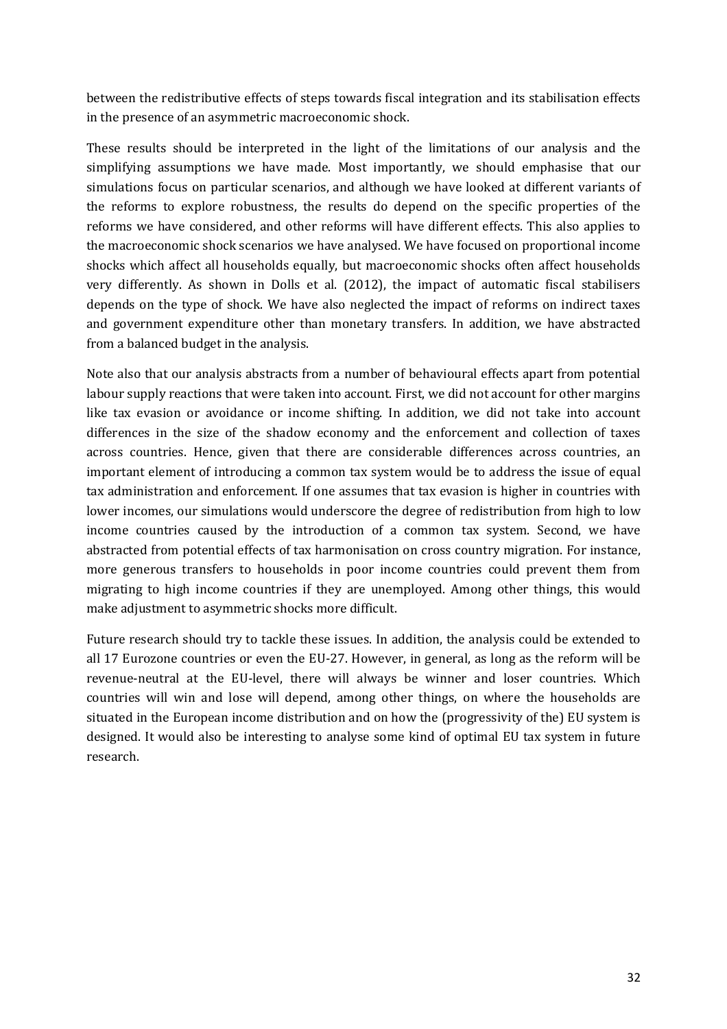between the redistributive effects of steps towards fiscal integration and its stabilisation effects in the presence of an asymmetric macroeconomic shock.

These results should be interpreted in the light of the limitations of our analysis and the simplifying assumptions we have made. Most importantly, we should emphasise that our simulations focus on particular scenarios, and although we have looked at different variants of the reforms to explore robustness, the results do depend on the specific properties of the reforms we have considered, and other reforms will have different effects. This also applies to the macroeconomic shock scenarios we have analysed. We have focused on proportional income shocks which affect all households equally, but macroeconomic shocks often affect households very differently. As shown in Dolls et al. (2012), the impact of automatic fiscal stabilisers depends on the type of shock. We have also neglected the impact of reforms on indirect taxes and government expenditure other than monetary transfers. In addition, we have abstracted from a balanced budget in the analysis.

Note also that our analysis abstracts from a number of behavioural effects apart from potential labour supply reactions that were taken into account. First, we did not account for other margins like tax evasion or avoidance or income shifting. In addition, we did not take into account differences in the size of the shadow economy and the enforcement and collection of taxes across countries. Hence, given that there are considerable differences across countries, an important element of introducing a common tax system would be to address the issue of equal tax administration and enforcement. If one assumes that tax evasion is higher in countries with lower incomes, our simulations would underscore the degree of redistribution from high to low income countries caused by the introduction of a common tax system. Second, we have abstracted from potential effects of tax harmonisation on cross country migration. For instance, more generous transfers to households in poor income countries could prevent them from migrating to high income countries if they are unemployed. Among other things, this would make adjustment to asymmetric shocks more difficult.

Future research should try to tackle these issues. In addition, the analysis could be extended to all 17 Eurozone countries or even the EU-27. However, in general, as long as the reform will be revenue-neutral at the EU-level, there will always be winner and loser countries. Which countries will win and lose will depend, among other things, on where the households are situated in the European income distribution and on how the (progressivity of the) EU system is designed. It would also be interesting to analyse some kind of optimal EU tax system in future research.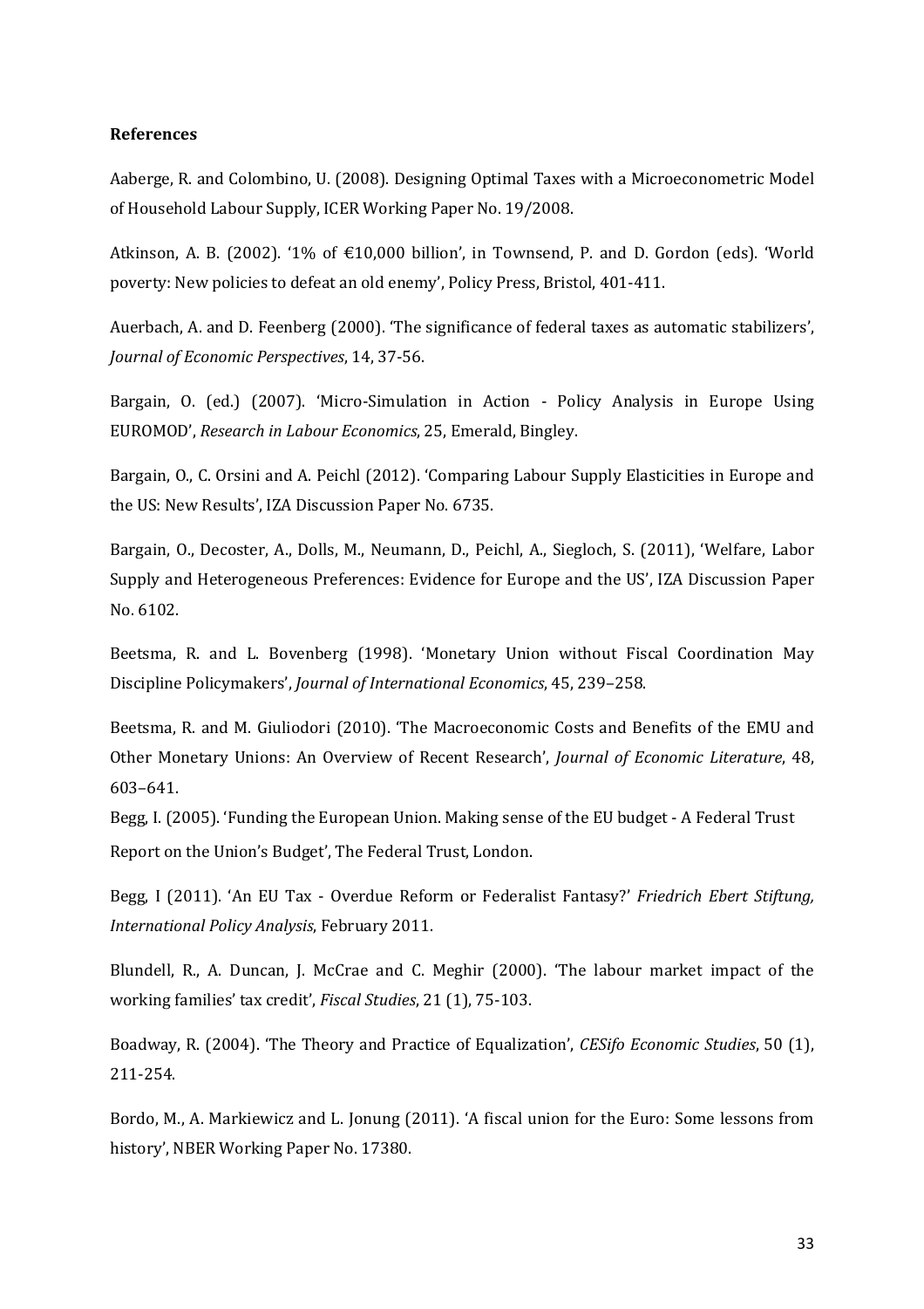**References**

Aaberge, R. and Colombino, U. (2008). Designing Optimal Taxes with a Microeconometric Model of Household Labour Supply, ICER Working Paper No. 19/2008.

Atkinson, A. B. (2002). '1% of €10,000 billion', in Townsend, P. and D. Gordon (eds). 'World poverty: New policies to defeat an old enemy', Policy Press, Bristol, 401-411.

Auerbach, A. and D. Feenberg (2000). 'The significance of federal taxes as automatic stabilizers', *Journal of Economic Perspectives*, 14, 37-56.

Bargain, O. (ed.) (2007). 'Micro-Simulation in Action - Policy Analysis in Europe Using EUROMOD', *Research in Labour Economics*, 25, Emerald, Bingley.

Bargain, O., C. Orsini and A. Peichl (2012). 'Comparing Labour Supply Elasticities in Europe and the US: New Results', IZA Discussion Paper No. 6735.

Bargain, O., Decoster, A., Dolls, M., Neumann, D., Peichl, A., Siegloch, S. (2011), 'Welfare, Labor Supply and Heterogeneous Preferences: Evidence for Europe and the US', IZA Discussion Paper No. 6102.

Beetsma, R. and L. Bovenberg (1998). 'Monetary Union without Fiscal Coordination May Discipline Policymakers', *Journal of International Economics*, 45, 239–258.

Beetsma, R. and M. Giuliodori (2010). 'The Macroeconomic Costs and Benefits of the EMU and Other Monetary Unions: An Overview of Recent Research', *Journal of Economic Literature*, 48, 603–641.

Begg, I. (2005). 'Funding the European Union. Making sense of the EU budget - A Federal Trust Report on the Union's Budget', The Federal Trust, London.

Begg, I (2011). 'An EU Tax - Overdue Reform or Federalist Fantasy?' *Friedrich Ebert Stiftung, International Policy Analysis*, February 2011.

Blundell, R., A. Duncan, J. McCrae and C. Meghir (2000). 'The labour market impact of the working families' tax credit', *Fiscal Studies*, 21 (1), 75-103.

Boadway, R. (2004). 'The Theory and Practice of Equalization', *CESifo Economic Studies*, 50 (1), 211-254.

Bordo, M., A. Markiewicz and L. Jonung (2011). 'A fiscal union for the Euro: Some lessons from history', NBER Working Paper No. 17380.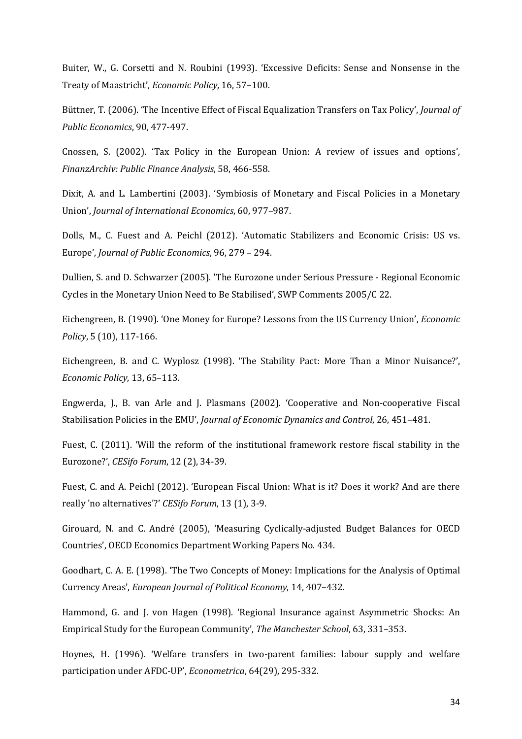Buiter, W., G. Corsetti and N. Roubini (1993). 'Excessive Deficits: Sense and Nonsense in the Treaty of Maastricht', *Economic Policy*, 16, 57–100.

Büttner, T. (2006). 'The Incentive Effect of Fiscal Equalization Transfers on Tax Policy', *Journal of Public Economics*, 90, 477-497.

Cnossen, S. (2002). 'Tax Policy in the European Union: A review of issues and options', *FinanzArchiv: Public Finance Analysis*, 58, 466-558.

Dixit, A. and L. Lambertini (2003). 'Symbiosis of Monetary and Fiscal Policies in a Monetary Union', *Journal of International Economics*, 60, 977–987.

Dolls, M., C. Fuest and A. Peichl (2012). 'Automatic Stabilizers and Economic Crisis: US vs. Europe', *Journal of Public Economics*, 96, 279 – 294.

Dullien, S. and D. Schwarzer (2005). 'The Eurozone under Serious Pressure - Regional Economic Cycles in the Monetary Union Need to Be Stabilised', SWP Comments 2005/C 22.

Eichengreen, B. (1990). 'One Money for Europe? Lessons from the US Currency Union', *Economic Policy*, 5 (10), 117-166.

Eichengreen, B. and C. Wyplosz (1998). 'The Stability Pact: More Than a Minor Nuisance?', *Economic Policy*, 13, 65–113.

Engwerda, J., B. van Arle and J. Plasmans (2002). 'Cooperative and Non-cooperative Fiscal Stabilisation Policies in the EMU', *Journal of Economic Dynamics and Control*, 26, 451–481.

Fuest, C. (2011). 'Will the reform of the institutional framework restore fiscal stability in the Eurozone?', *CESifo Forum*, 12 (2), 34-39.

Fuest, C. and A. Peichl (2012). 'European Fiscal Union: What is it? Does it work? And are there really 'no alternatives'?' *CESifo Forum*, 13 (1), 3-9.

Girouard, N. and C. André (2005), 'Measuring Cyclically-adjusted Budget Balances for OECD Countries', OECD Economics Department Working Papers No. 434.

Goodhart, C. A. E. (1998). 'The Two Concepts of Money: Implications for the Analysis of Optimal Currency Areas', *European Journal of Political Economy*, 14, 407–432.

Hammond, G. and J. von Hagen (1998). 'Regional Insurance against Asymmetric Shocks: An Empirical Study for the European Community', *The Manchester School*, 63, 331–353.

Hoynes, H. (1996). 'Welfare transfers in two-parent families: labour supply and welfare participation under AFDC-UP', *Econometrica*, 64(29), 295-332.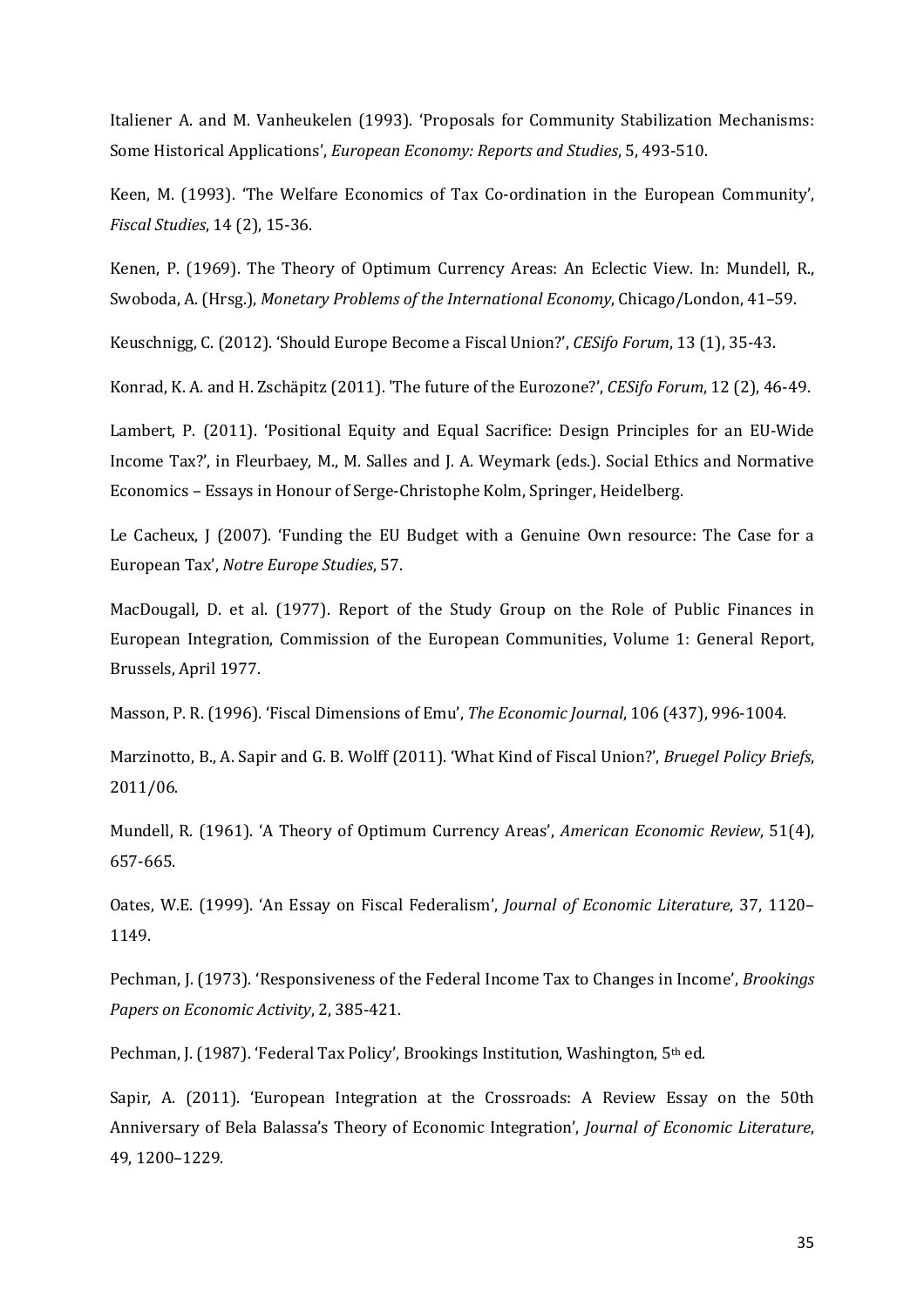Italiener A. and M. Vanheukelen (1993). 'Proposals for Community Stabilization Mechanisms: Some Historical Applications', *European Economy: Reports and Studies*, 5, 493-510.

Keen, M. (1993). 'The Welfare Economics of Tax Co-ordination in the European Community', *Fiscal Studies*, 14 (2), 15-36.

Kenen, P. (1969). The Theory of Optimum Currency Areas: An Eclectic View. In: Mundell, R., Swoboda, A. (Hrsg.), *Monetary Problems of the International Economy*, Chicago/London, 41–59.

Keuschnigg, C. (2012). 'Should Europe Become a Fiscal Union?', *CESifo Forum*, 13 (1), 35-43.

Konrad, K. A. and H. Zschäpitz (2011). 'The future of the Eurozone?', *CESifo Forum*, 12 (2), 46-49.

Lambert, P. (2011). 'Positional Equity and Equal Sacrifice: Design Principles for an EU-Wide Income Tax?', in Fleurbaey, M., M. Salles and J. A. Weymark (eds.). Social Ethics and Normative Economics – Essays in Honour of Serge-Christophe Kolm, Springer, Heidelberg.

Le Cacheux, J (2007). 'Funding the EU Budget with a Genuine Own resource: The Case for a European Tax', *Notre Europe Studies*, 57.

MacDougall, D. et al. (1977). Report of the Study Group on the Role of Public Finances in European Integration, Commission of the European Communities, Volume 1: General Report, Brussels, April 1977.

Masson, P. R. (1996). 'Fiscal Dimensions of Emu', *The Economic Journal*, 106 (437), 996-1004.

Marzinotto, B., A. Sapir and G. B. Wolff (2011). 'What Kind of Fiscal Union?', *Bruegel Policy Briefs*, 2011/06.

Mundell, R. (1961). 'A Theory of Optimum Currency Areas', *American Economic Review*, 51(4), 657-665.

Oates, W.E. (1999). 'An Essay on Fiscal Federalism', *Journal of Economic Literature*, 37, 1120–1149.

Pechman, J. (1973). 'Responsiveness of the Federal Income Tax to Changes in Income', *Brookings Papers on Economic Activity*, 2, 385-421.

Pechman, J. (1987). 'Federal Tax Policy', Brookings Institution, Washington, 5th ed.

Sapir, A. (2011). 'European Integration at the Crossroads: A Review Essay on the 50th Anniversary of Bela Balassa's Theory of Economic Integration', *Journal of Economic Literature*, 49, 1200–1229.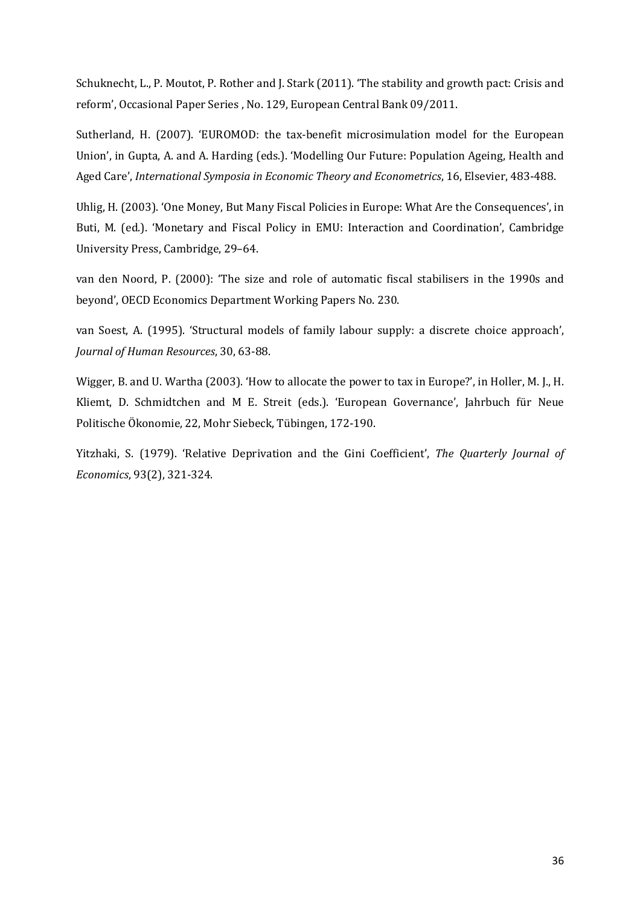Schuknecht, L., P. Moutot, P. Rother and J. Stark (2011). 'The stability and growth pact: Crisis and reform', Occasional Paper Series , No. 129, European Central Bank 09/2011.

Sutherland, H. (2007). 'EUROMOD: the tax-benefit microsimulation model for the European Union', in Gupta, A. and A. Harding (eds.). 'Modelling Our Future: Population Ageing, Health and Aged Care', *International Symposia in Economic Theory and Econometrics*, 16, Elsevier, 483-488.

Uhlig, H. (2003). 'One Money, But Many Fiscal Policies in Europe: What Are the Consequences', in Buti, M. (ed.). 'Monetary and Fiscal Policy in EMU: Interaction and Coordination', Cambridge University Press, Cambridge, 29–64.

van den Noord, P. (2000): 'The size and role of automatic fiscal stabilisers in the 1990s and beyond', OECD Economics Department Working Papers No. 230.

van Soest, A. (1995). 'Structural models of family labour supply: a discrete choice approach', *Journal of Human Resources*, 30, 63-88.

Wigger, B. and U. Wartha (2003). 'How to allocate the power to tax in Europe?', in Holler, M. J., H. Kliemt, D. Schmidtchen and M E. Streit (eds.). 'European Governance', Jahrbuch für Neue Politische Ökonomie, 22, Mohr Siebeck, Tübingen, 172-190.

Yitzhaki, S. (1979). 'Relative Deprivation and the Gini Coefficient', *The Quarterly Journal of Economics*, 93(2), 321-324.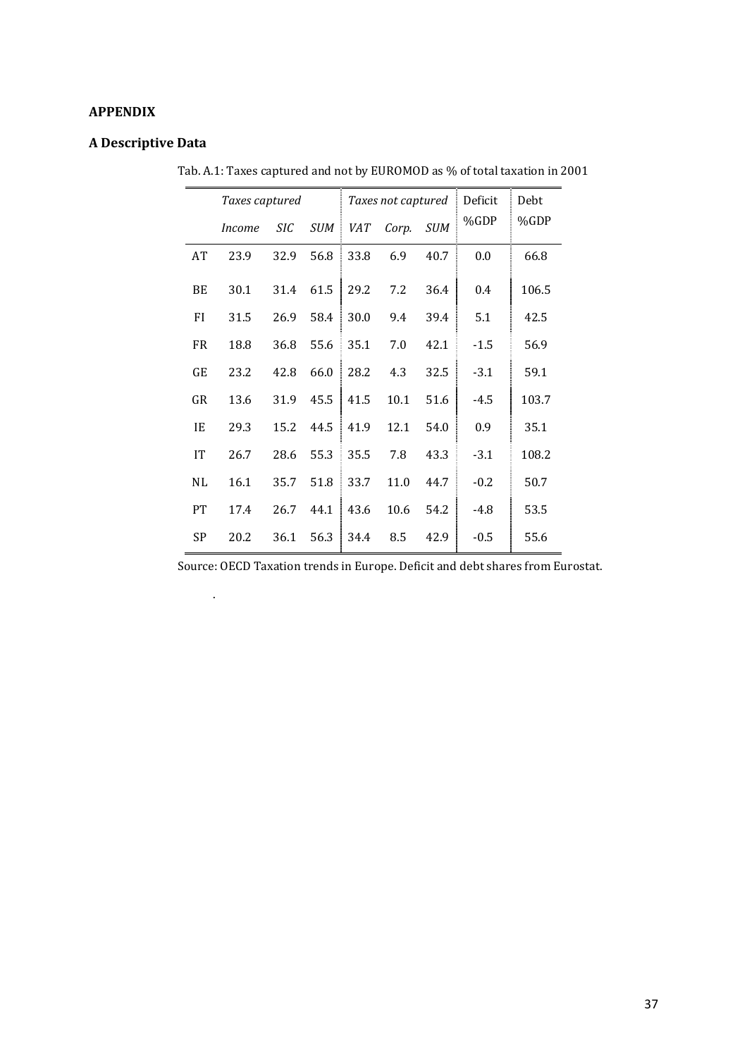## APPENDIX

### A Descriptive Data

Tab. A.1: Taxes captured and not by EUROMOD as % of total taxation in 2001

| | *Taxes captured* | | | *Taxes not captured* | | | Deficit | Debt |
|---|---|---|---|---|---|---|---|---|
| | *Income* | *SIC* | *SUM* | *VAT* | *Corp.* | *SUM* | %GDP | %GDP |
| AT | 23.9 | 32.9 | 56.8 | 33.8 | 6.9 | 40.7 | 0.0 | 66.8 |
| BE | 30.1 | 31.4 | 61.5 | 29.2 | 7.2 | 36.4 | 0.4 | 106.5 |
| FI | 31.5 | 26.9 | 58.4 | 30.0 | 9.4 | 39.4 | 5.1 | 42.5 |
| FR | 18.8 | 36.8 | 55.6 | 35.1 | 7.0 | 42.1 | -1.5 | 56.9 |
| GE | 23.2 | 42.8 | 66.0 | 28.2 | 4.3 | 32.5 | -3.1 | 59.1 |
| GR | 13.6 | 31.9 | 45.5 | 41.5 | 10.1 | 51.6 | -4.5 | 103.7 |
| IE | 29.3 | 15.2 | 44.5 | 41.9 | 12.1 | 54.0 | 0.9 | 35.1 |
| IT | 26.7 | 28.6 | 55.3 | 35.5 | 7.8 | 43.3 | -3.1 | 108.2 |
| NL | 16.1 | 35.7 | 51.8 | 33.7 | 11.0 | 44.7 | -0.2 | 50.7 |
| PT | 17.4 | 26.7 | 44.1 | 43.6 | 10.6 | 54.2 | -4.8 | 53.5 |
| SP | 20.2 | 36.1 | 56.3 | 34.4 | 8.5 | 42.9 | -0.5 | 55.6 |

Source: OECD Taxation trends in Europe. Deficit and debt shares from Eurostat.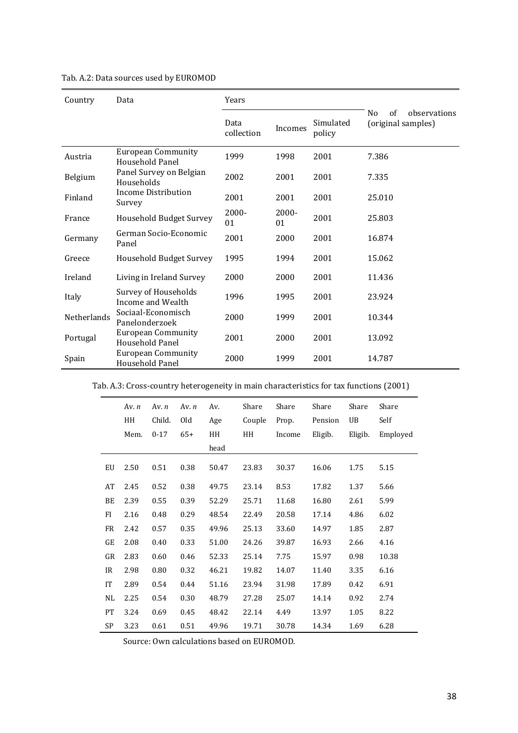Tab. A.2: Data sources used by EUROMOD

| Country | Data | Years | | | No of observations (original samples) |
|---|---|---|---|---|---|
| | | Data collection | Incomes | Simulated policy | |
| Austria | European Community Household Panel | 1999 | 1998 | 2001 | 7.386 |
| Belgium | Panel Survey on Belgian Households | 2002 | 2001 | 2001 | 7.335 |
| Finland | Income Distribution Survey | 2001 | 2001 | 2001 | 25.010 |
| France | Household Budget Survey | 2000-01 | 2000-01 | 2001 | 25.803 |
| Germany | German Socio-Economic Panel | 2001 | 2000 | 2001 | 16.874 |
| Greece | Household Budget Survey | 1995 | 1994 | 2001 | 15.062 |
| Ireland | Living in Ireland Survey | 2000 | 2000 | 2001 | 11.436 |
| Italy | Survey of Households Income and Wealth | 1996 | 1995 | 2001 | 23.924 |
| Netherlands | Sociaal-Economisch Panelonderzoek | 2000 | 1999 | 2001 | 10.344 |
| Portugal | European Community Household Panel | 2001 | 2000 | 2001 | 13.092 |
| Spain | European Community Household Panel | 2000 | 1999 | 2001 | 14.787 |

Tab. A.3: Cross-country heterogeneity in main characteristics for tax functions (2001)

| | Av. *n* HH Mem. | Av. *n* Child. 0-17 | Av. *n* Old 65+ | Av. Age HH head | Share Couple HH | Share Prop. Income | Share Pension Eligib. | Share UB Eligib. | Share Self Employed |
|---|---|---|---|---|---|---|---|---|---|
| EU | 2.50 | 0.51 | 0.38 | 50.47 | 23.83 | 30.37 | 16.06 | 1.75 | 5.15 |
| AT | 2.45 | 0.52 | 0.38 | 49.75 | 23.14 | 8.53 | 17.82 | 1.37 | 5.66 |
| BE | 2.39 | 0.55 | 0.39 | 52.29 | 25.71 | 11.68 | 16.80 | 2.61 | 5.99 |
| FI | 2.16 | 0.48 | 0.29 | 48.54 | 22.49 | 20.58 | 17.14 | 4.86 | 6.02 |
| FR | 2.42 | 0.57 | 0.35 | 49.96 | 25.13 | 33.60 | 14.97 | 1.85 | 2.87 |
| GE | 2.08 | 0.40 | 0.33 | 51.00 | 24.26 | 39.87 | 16.93 | 2.66 | 4.16 |
| GR | 2.83 | 0.60 | 0.46 | 52.33 | 25.14 | 7.75 | 15.97 | 0.98 | 10.38 |
| IR | 2.98 | 0.80 | 0.32 | 46.21 | 19.82 | 14.07 | 11.40 | 3.35 | 6.16 |
| IT | 2.89 | 0.54 | 0.44 | 51.16 | 23.94 | 31.98 | 17.89 | 0.42 | 6.91 |
| NL | 2.25 | 0.54 | 0.30 | 48.79 | 27.28 | 25.07 | 14.14 | 0.92 | 2.74 |
| PT | 3.24 | 0.69 | 0.45 | 48.42 | 22.14 | 4.49 | 13.97 | 1.05 | 8.22 |
| SP | 3.23 | 0.61 | 0.51 | 49.96 | 19.71 | 30.78 | 14.34 | 1.69 | 6.28 |

Source: Own calculations based on EUROMOD.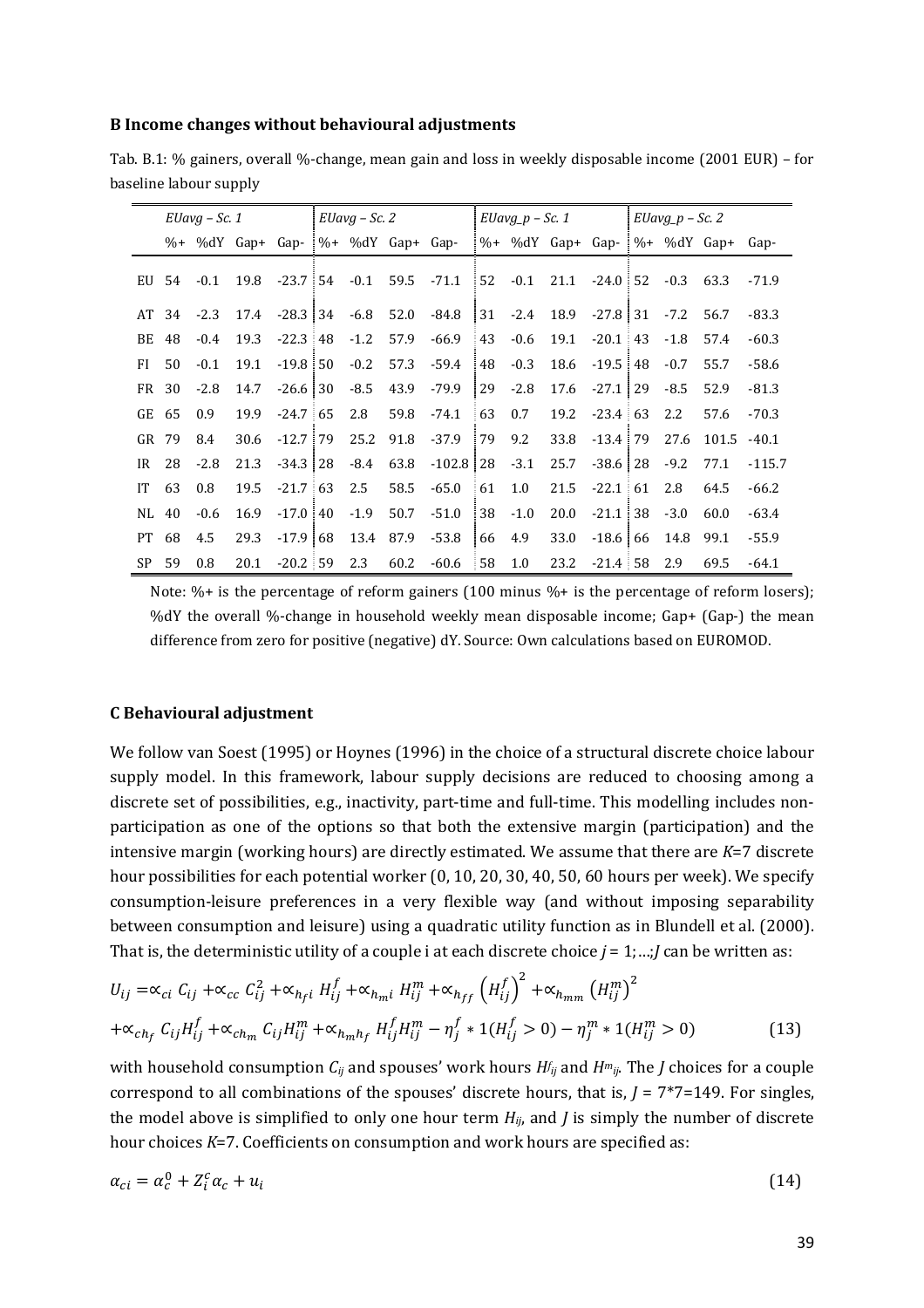## B Income changes without behavioural adjustments

Tab. B.1: % gainers, overall %-change, mean gain and loss in weekly disposable income (2001 EUR) – for baseline labour supply

| | *EUavg – Sc. 1* | | | | *EUavg – Sc. 2* | | | | *EUavg_p – Sc. 1* | | | | *EUavg_p – Sc. 2* | | | |
|---|---|---|---|---|---|---|---|---|---|---|---|---|---|---|---|---|
| | %+ | %dY | Gap+ | Gap- | %+ | %dY | Gap+ | Gap- | %+ | %dY | Gap+ | Gap- | %+ | %dY | Gap+ | Gap- |
| EU | 54 | -0.1 | 19.8 | -23.7 | 54 | -0.1 | 59.5 | -71.1 | 52 | -0.1 | 21.1 | -24.0 | 52 | -0.3 | 63.3 | -71.9 |
| AT | 34 | -2.3 | 17.4 | -28.3 | 34 | -6.8 | 52.0 | -84.8 | 31 | -2.4 | 18.9 | -27.8 | 31 | -7.2 | 56.7 | -83.3 |
| BE | 48 | -0.4 | 19.3 | -22.3 | 48 | -1.2 | 57.9 | -66.9 | 43 | -0.6 | 19.1 | -20.1 | 43 | -1.8 | 57.4 | -60.3 |
| FI | 50 | -0.1 | 19.1 | -19.8 | 50 | -0.2 | 57.3 | -59.4 | 48 | -0.3 | 18.6 | -19.5 | 48 | -0.7 | 55.7 | -58.6 |
| FR | 30 | -2.8 | 14.7 | -26.6 | 30 | -8.5 | 43.9 | -79.9 | 29 | -2.8 | 17.6 | -27.1 | 29 | -8.5 | 52.9 | -81.3 |
| GE | 65 | 0.9 | 19.9 | -24.7 | 65 | 2.8 | 59.8 | -74.1 | 63 | 0.7 | 19.2 | -23.4 | 63 | 2.2 | 57.6 | -70.3 |
| GR | 79 | 8.4 | 30.6 | -12.7 | 79 | 25.2 | 91.8 | -37.9 | 79 | 9.2 | 33.8 | -13.4 | 79 | 27.6 | 101.5 | -40.1 |
| IR | 28 | -2.8 | 21.3 | -34.3 | 28 | -8.4 | 63.8 | -102.8 | 28 | -3.1 | 25.7 | -38.6 | 28 | -9.2 | 77.1 | -115.7 |
| IT | 63 | 0.8 | 19.5 | -21.7 | 63 | 2.5 | 58.5 | -65.0 | 61 | 1.0 | 21.5 | -22.1 | 61 | 2.8 | 64.5 | -66.2 |
| NL | 40 | -0.6 | 16.9 | -17.0 | 40 | -1.9 | 50.7 | -51.0 | 38 | -1.0 | 20.0 | -21.1 | 38 | -3.0 | 60.0 | -63.4 |
| PT | 68 | 4.5 | 29.3 | -17.9 | 68 | 13.4 | 87.9 | -53.8 | 66 | 4.9 | 33.0 | -18.6 | 66 | 14.8 | 99.1 | -55.9 |
| SP | 59 | 0.8 | 20.1 | -20.2 | 59 | 2.3 | 60.2 | -60.6 | 58 | 1.0 | 23.2 | -21.4 | 58 | 2.9 | 69.5 | -64.1 |

Note: %+ is the percentage of reform gainers (100 minus %+ is the percentage of reform losers); %dY the overall %-change in household weekly mean disposable income; Gap+ (Gap-) the mean difference from zero for positive (negative) dY. Source: Own calculations based on EUROMOD.

## C Behavioural adjustment

We follow van Soest (1995) or Hoynes (1996) in the choice of a structural discrete choice labour supply model. In this framework, labour supply decisions are reduced to choosing among a discrete set of possibilities, e.g., inactivity, part-time and full-time. This modelling includes non-participation as one of the options so that both the extensive margin (participation) and the intensive margin (working hours) are directly estimated. We assume that there are *K*=7 discrete hour possibilities for each potential worker (0, 10, 20, 30, 40, 50, 60 hours per week). We specify consumption-leisure preferences in a very flexible way (and without imposing separability between consumption and leisure) using a quadratic utility function as in Blundell et al. (2000). That is, the deterministic utility of a couple i at each discrete choice $j = 1;\ldots;J$ can be written as:

$$U_{ij} = \propto_{ci} C_{ij} + \propto_{cc} C_{ij}^2 + \propto_{h_f i} H_{ij}^f + \propto_{h_m i} H_{ij}^m + \propto_{h_{ff}} \left(H_{ij}^f\right)^2 + \propto_{h_{mm}} \left(H_{ij}^m\right)^2$$
$$+ \propto_{ch_f} C_{ij} H_{ij}^f + \propto_{ch_m} C_{ij} H_{ij}^m + \propto_{h_m h_f} H_{ij}^f H_{ij}^m - \eta_j^f * 1(H_{ij}^f > 0) - \eta_j^m * 1(H_{ij}^m > 0) \qquad (13)$$

with household consumption $C_{ij}$ and spouses' work hours $H^f_{ij}$ and $H^m_{ij}$. The $J$ choices for a couple correspond to all combinations of the spouses' discrete hours, that is, $J$ = 7*7=149. For singles, the model above is simplified to only one hour term $H_{ij}$, and $J$ is simply the number of discrete hour choices $K$=7. Coefficients on consumption and work hours are specified as:

$$\alpha_{ci} = \alpha_c^0 + Z_i^c \alpha_c + u_i \qquad (14)$$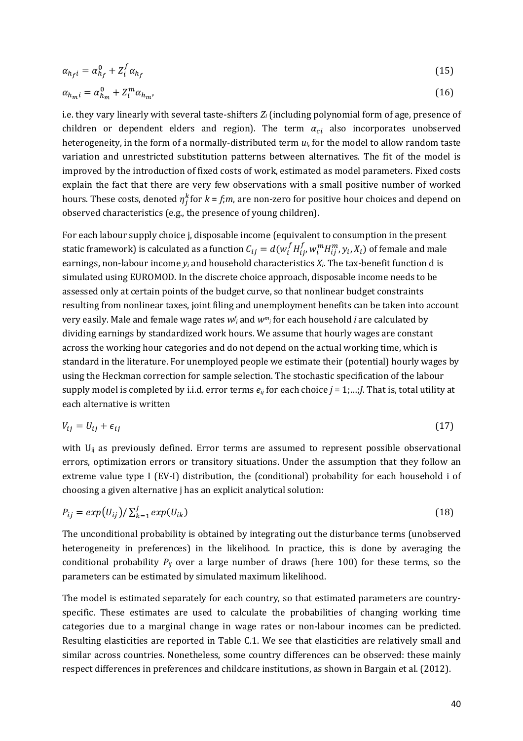$$\alpha_{h_f i} = \alpha_{h_f}^0 + Z_i^f \alpha_{h_f} \tag{15}$$

$$\alpha_{h_m i} = \alpha_{h_m}^0 + Z_i^m \alpha_{h_m}, \tag{16}$$

i.e. they vary linearly with several taste-shifters $Z_i$ (including polynomial form of age, presence of children or dependent elders and region). The term $\alpha_{ci}$ also incorporates unobserved heterogeneity, in the form of a normally-distributed term $u_i$, for the model to allow random taste variation and unrestricted substitution patterns between alternatives. The fit of the model is improved by the introduction of fixed costs of work, estimated as model parameters. Fixed costs explain the fact that there are very few observations with a small positive number of worked hours. These costs, denoted $\eta_j^k$ for $k = f;m$, are non-zero for positive hour choices and depend on observed characteristics (e.g., the presence of young children).

For each labour supply choice j, disposable income (equivalent to consumption in the present static framework) is calculated as a function $C_{ij} = d(w_i^f H_{ij}^f, w_i^m H_{ij}^m, y_i, X_i)$ of female and male earnings, non-labour income $y_i$ and household characteristics $X_i$. The tax-benefit function d is simulated using EUROMOD. In the discrete choice approach, disposable income needs to be assessed only at certain points of the budget curve, so that nonlinear budget constraints resulting from nonlinear taxes, joint filing and unemployment benefits can be taken into account very easily. Male and female wage rates $w^f_i$ and $w^m_i$ for each household *i* are calculated by dividing earnings by standardized work hours. We assume that hourly wages are constant across the working hour categories and do not depend on the actual working time, which is standard in the literature. For unemployed people we estimate their (potential) hourly wages by using the Heckman correction for sample selection. The stochastic specification of the labour supply model is completed by i.i.d. error terms $e_{ij}$ for each choice $j = 1;\ldots;J$. That is, total utility at each alternative is written

$$V_{ij} = U_{ij} + \epsilon_{ij} \tag{17}$$

with $U_{ij}$ as previously defined. Error terms are assumed to represent possible observational errors, optimization errors or transitory situations. Under the assumption that they follow an extreme value type I (EV-I) distribution, the (conditional) probability for each household i of choosing a given alternative j has an explicit analytical solution:

$$P_{ij} = exp(U_{ij}) / \sum_{k=1}^{J} exp(U_{ik}) \tag{18}$$

The unconditional probability is obtained by integrating out the disturbance terms (unobserved heterogeneity in preferences) in the likelihood. In practice, this is done by averaging the conditional probability $P_{ij}$ over a large number of draws (here 100) for these terms, so the parameters can be estimated by simulated maximum likelihood.

The model is estimated separately for each country, so that estimated parameters are country-specific. These estimates are used to calculate the probabilities of changing working time categories due to a marginal change in wage rates or non-labour incomes can be predicted. Resulting elasticities are reported in Table C.1. We see that elasticities are relatively small and similar across countries. Nonetheless, some country differences can be observed: these mainly respect differences in preferences and childcare institutions, as shown in Bargain et al. (2012).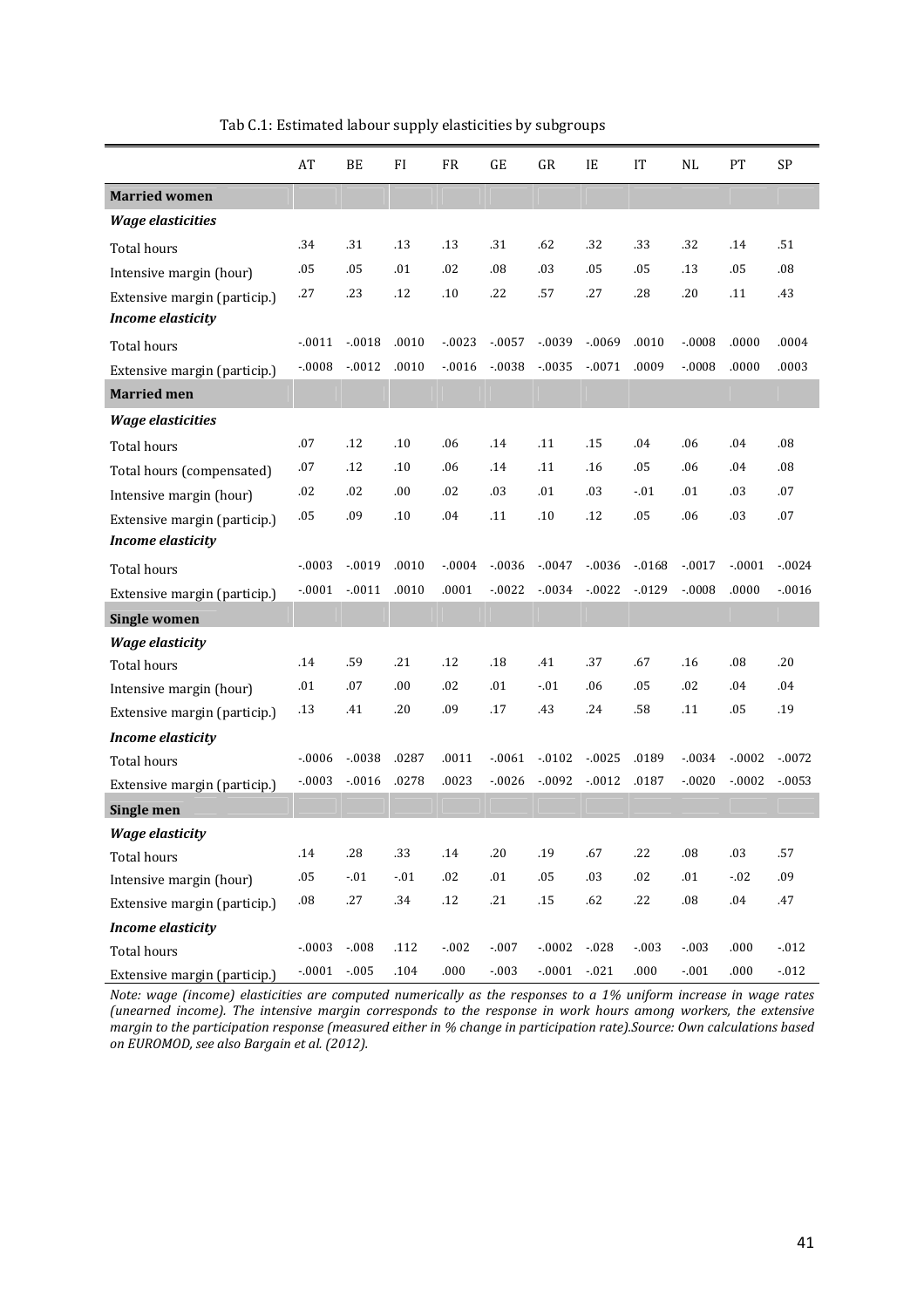Tab C.1: Estimated labour supply elasticities by subgroups

| | AT | BE | FI | FR | GE | GR | IE | IT | NL | PT | SP |
|---|---|---|---|---|---|---|---|---|---|---|---|
| **Married women** | | | | | | | | | | | |
| ***Wage elasticities*** | | | | | | | | | | | |
| Total hours | .34 | .31 | .13 | .13 | .31 | .62 | .32 | .33 | .32 | .14 | .51 |
| Intensive margin (hour) | .05 | .05 | .01 | .02 | .08 | .03 | .05 | .05 | .13 | .05 | .08 |
| Extensive margin (particip.) | .27 | .23 | .12 | .10 | .22 | .57 | .27 | .28 | .20 | .11 | .43 |
| ***Income elasticity*** | | | | | | | | | | | |
| Total hours | -.0011 | -.0018 | .0010 | -.0023 | -.0057 | -.0039 | -.0069 | .0010 | -.0008 | .0000 | .0004 |
| Extensive margin (particip.) | -.0008 | -.0012 | .0010 | -.0016 | -.0038 | -.0035 | -.0071 | .0009 | -.0008 | .0000 | .0003 |
| **Married men** | | | | | | | | | | | |
| ***Wage elasticities*** | | | | | | | | | | | |
| Total hours | .07 | .12 | .10 | .06 | .14 | .11 | .15 | .04 | .06 | .04 | .08 |
| Total hours (compensated) | .07 | .12 | .10 | .06 | .14 | .11 | .16 | .05 | .06 | .04 | .08 |
| Intensive margin (hour) | .02 | .02 | .00 | .02 | .03 | .01 | .03 | -.01 | .01 | .03 | .07 |
| Extensive margin (particip.) | .05 | .09 | .10 | .04 | .11 | .10 | .12 | .05 | .06 | .03 | .07 |
| ***Income elasticity*** | | | | | | | | | | | |
| Total hours | -.0003 | -.0019 | .0010 | -.0004 | -.0036 | -.0047 | -.0036 | -.0168 | -.0017 | -.0001 | -.0024 |
| Extensive margin (particip.) | -.0001 | -.0011 | .0010 | .0001 | -.0022 | -.0034 | -.0022 | -.0129 | -.0008 | .0000 | -.0016 |
| **Single women** | | | | | | | | | | | |
| ***Wage elasticity*** | | | | | | | | | | | |
| Total hours | .14 | .59 | .21 | .12 | .18 | .41 | .37 | .67 | .16 | .08 | .20 |
| Intensive margin (hour) | .01 | .07 | .00 | .02 | .01 | -.01 | .06 | .05 | .02 | .04 | .04 |
| Extensive margin (particip.) | .13 | .41 | .20 | .09 | .17 | .43 | .24 | .58 | .11 | .05 | .19 |
| ***Income elasticity*** | | | | | | | | | | | |
| Total hours | -.0006 | -.0038 | .0287 | .0011 | -.0061 | -.0102 | -.0025 | .0189 | -.0034 | -.0002 | -.0072 |
| Extensive margin (particip.) | -.0003 | -.0016 | .0278 | .0023 | -.0026 | -.0092 | -.0012 | .0187 | -.0020 | -.0002 | -.0053 |
| **Single men** | | | | | | | | | | | |
| ***Wage elasticity*** | | | | | | | | | | | |
| Total hours | .14 | .28 | .33 | .14 | .20 | .19 | .67 | .22 | .08 | .03 | .57 |
| Intensive margin (hour) | .05 | -.01 | -.01 | .02 | .01 | .05 | .03 | .02 | .01 | -.02 | .09 |
| Extensive margin (particip.) | .08 | .27 | .34 | .12 | .21 | .15 | .62 | .22 | .08 | .04 | .47 |
| ***Income elasticity*** | | | | | | | | | | | |
| Total hours | -.0003 | -.008 | .112 | -.002 | -.007 | -.0002 | -.028 | -.003 | -.003 | .000 | -.012 |
| Extensive margin (particip.) | -.0001 | -.005 | .104 | .000 | -.003 | -.0001 | -.021 | .000 | -.001 | .000 | -.012 |

*Note: wage (income) elasticities are computed numerically as the responses to a 1% uniform increase in wage rates (unearned income). The intensive margin corresponds to the response in work hours among workers, the extensive margin to the participation response (measured either in % change in participation rate).Source: Own calculations based on EUROMOD, see also Bargain et al. (2012).*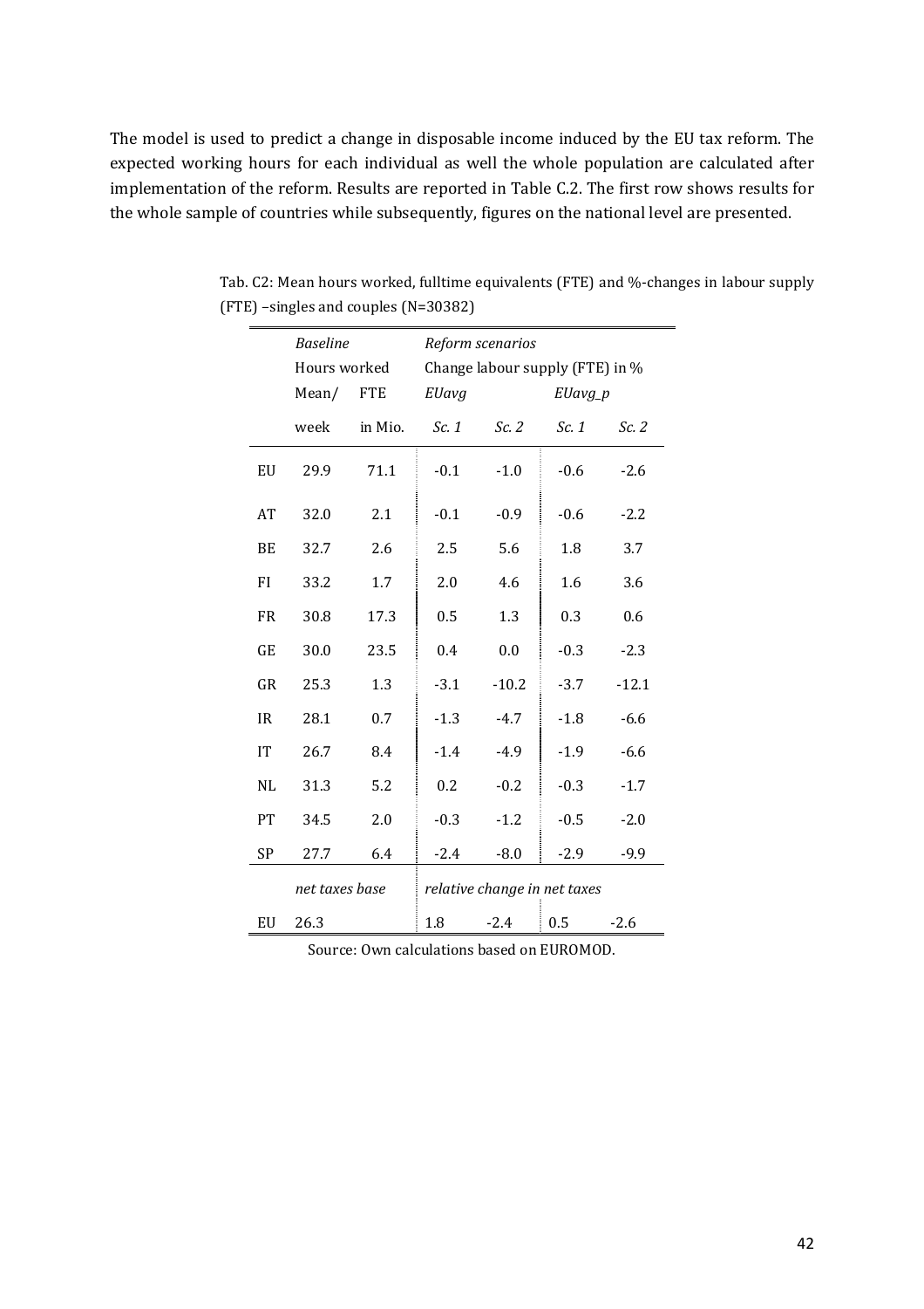The model is used to predict a change in disposable income induced by the EU tax reform. The expected working hours for each individual as well the whole population are calculated after implementation of the reform. Results are reported in Table C.2. The first row shows results for the whole sample of countries while subsequently, figures on the national level are presented.

Tab. C2: Mean hours worked, fulltime equivalents (FTE) and %-changes in labour supply (FTE) –singles and couples (N=30382)

| | *Baseline* | | *Reform scenarios* | | | |
|---|---|---|---|---|---|---|
| | Hours worked | | Change labour supply (FTE) in % | | | |
| | Mean/ | FTE | *EUavg* | | *EUavg_p* | |
| | week | in Mio. | *Sc. 1* | *Sc. 2* | *Sc. 1* | *Sc. 2* |
| EU | 29.9 | 71.1 | -0.1 | -1.0 | -0.6 | -2.6 |
| AT | 32.0 | 2.1 | -0.1 | -0.9 | -0.6 | -2.2 |
| BE | 32.7 | 2.6 | 2.5 | 5.6 | 1.8 | 3.7 |
| FI | 33.2 | 1.7 | 2.0 | 4.6 | 1.6 | 3.6 |
| FR | 30.8 | 17.3 | 0.5 | 1.3 | 0.3 | 0.6 |
| GE | 30.0 | 23.5 | 0.4 | 0.0 | -0.3 | -2.3 |
| GR | 25.3 | 1.3 | -3.1 | -10.2 | -3.7 | -12.1 |
| IR | 28.1 | 0.7 | -1.3 | -4.7 | -1.8 | -6.6 |
| IT | 26.7 | 8.4 | -1.4 | -4.9 | -1.9 | -6.6 |
| NL | 31.3 | 5.2 | 0.2 | -0.2 | -0.3 | -1.7 |
| PT | 34.5 | 2.0 | -0.3 | -1.2 | -0.5 | -2.0 |
| SP | 27.7 | 6.4 | -2.4 | -8.0 | -2.9 | -9.9 |
| | *net taxes base* | | *relative change in net taxes* | | | |
| EU | 26.3 | | 1.8 | -2.4 | 0.5 | -2.6 |

Source: Own calculations based on EUROMOD.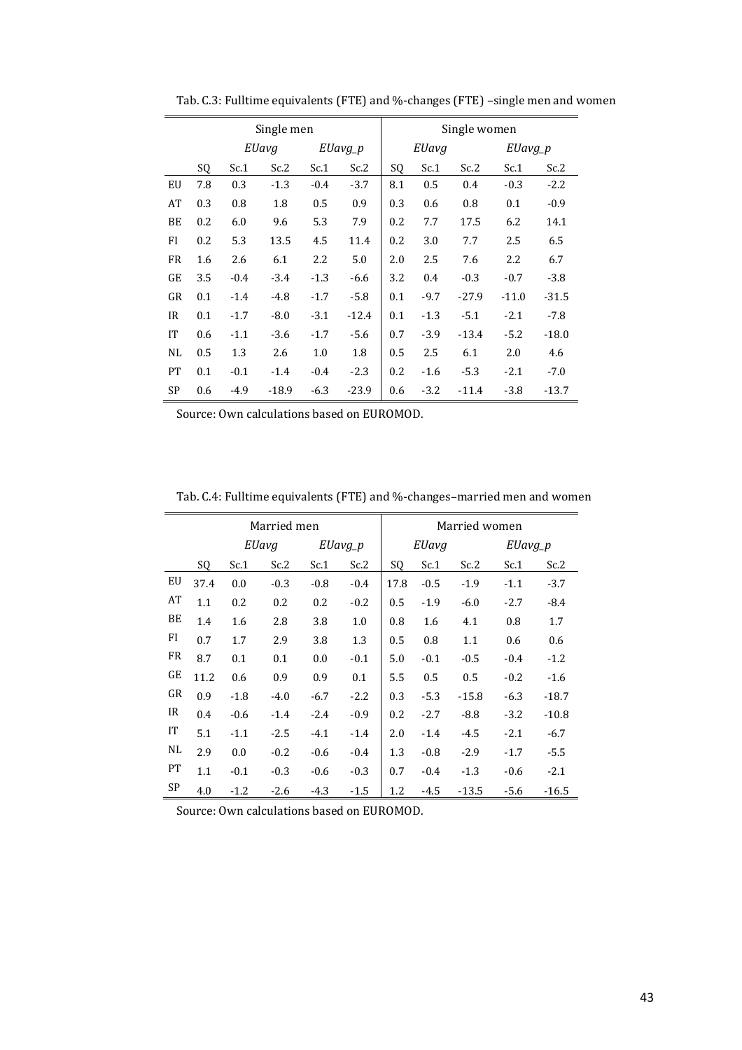Tab. C.3: Fulltime equivalents (FTE) and %-changes (FTE) –single men and women

| | Single men | | | | | Single women | | | | |
|---|---|---|---|---|---|---|---|---|---|---|
| | | *EUavg* | | *EUavg_p* | | | *EUavg* | | *EUavg_p* | |
| | SQ | Sc.1 | Sc.2 | Sc.1 | Sc.2 | SQ | Sc.1 | Sc.2 | Sc.1 | Sc.2 |
| EU | 7.8 | 0.3 | -1.3 | -0.4 | -3.7 | 8.1 | 0.5 | 0.4 | -0.3 | -2.2 |
| AT | 0.3 | 0.8 | 1.8 | 0.5 | 0.9 | 0.3 | 0.6 | 0.8 | 0.1 | -0.9 |
| BE | 0.2 | 6.0 | 9.6 | 5.3 | 7.9 | 0.2 | 7.7 | 17.5 | 6.2 | 14.1 |
| FI | 0.2 | 5.3 | 13.5 | 4.5 | 11.4 | 0.2 | 3.0 | 7.7 | 2.5 | 6.5 |
| FR | 1.6 | 2.6 | 6.1 | 2.2 | 5.0 | 2.0 | 2.5 | 7.6 | 2.2 | 6.7 |
| GE | 3.5 | -0.4 | -3.4 | -1.3 | -6.6 | 3.2 | 0.4 | -0.3 | -0.7 | -3.8 |
| GR | 0.1 | -1.4 | -4.8 | -1.7 | -5.8 | 0.1 | -9.7 | -27.9 | -11.0 | -31.5 |
| IR | 0.1 | -1.7 | -8.0 | -3.1 | -12.4 | 0.1 | -1.3 | -5.1 | -2.1 | -7.8 |
| IT | 0.6 | -1.1 | -3.6 | -1.7 | -5.6 | 0.7 | -3.9 | -13.4 | -5.2 | -18.0 |
| NL | 0.5 | 1.3 | 2.6 | 1.0 | 1.8 | 0.5 | 2.5 | 6.1 | 2.0 | 4.6 |
| PT | 0.1 | -0.1 | -1.4 | -0.4 | -2.3 | 0.2 | -1.6 | -5.3 | -2.1 | -7.0 |
| SP | 0.6 | -4.9 | -18.9 | -6.3 | -23.9 | 0.6 | -3.2 | -11.4 | -3.8 | -13.7 |

Source: Own calculations based on EUROMOD.

Tab. C.4: Fulltime equivalents (FTE) and %-changes–married men and women

| | Married men | | | | | Married women | | | | |
|---|---|---|---|---|---|---|---|---|---|---|
| | | *EUavg* | | *EUavg_p* | | | *EUavg* | | *EUavg_p* | |
| | SQ | Sc.1 | Sc.2 | Sc.1 | Sc.2 | SQ | Sc.1 | Sc.2 | Sc.1 | Sc.2 |
| EU | 37.4 | 0.0 | -0.3 | -0.8 | -0.4 | 17.8 | -0.5 | -1.9 | -1.1 | -3.7 |
| AT | 1.1 | 0.2 | 0.2 | 0.2 | -0.2 | 0.5 | -1.9 | -6.0 | -2.7 | -8.4 |
| BE | 1.4 | 1.6 | 2.8 | 3.8 | 1.0 | 0.8 | 1.6 | 4.1 | 0.8 | 1.7 |
| FI | 0.7 | 1.7 | 2.9 | 3.8 | 1.3 | 0.5 | 0.8 | 1.1 | 0.6 | 0.6 |
| FR | 8.7 | 0.1 | 0.1 | 0.0 | -0.1 | 5.0 | -0.1 | -0.5 | -0.4 | -1.2 |
| GE | 11.2 | 0.6 | 0.9 | 0.9 | 0.1 | 5.5 | 0.5 | 0.5 | -0.2 | -1.6 |
| GR | 0.9 | -1.8 | -4.0 | -6.7 | -2.2 | 0.3 | -5.3 | -15.8 | -6.3 | -18.7 |
| IR | 0.4 | -0.6 | -1.4 | -2.4 | -0.9 | 0.2 | -2.7 | -8.8 | -3.2 | -10.8 |
| IT | 5.1 | -1.1 | -2.5 | -4.1 | -1.4 | 2.0 | -1.4 | -4.5 | -2.1 | -6.7 |
| NL | 2.9 | 0.0 | -0.2 | -0.6 | -0.4 | 1.3 | -0.8 | -2.9 | -1.7 | -5.5 |
| PT | 1.1 | -0.1 | -0.3 | -0.6 | -0.3 | 0.7 | -0.4 | -1.3 | -0.6 | -2.1 |
| SP | 4.0 | -1.2 | -2.6 | -4.3 | -1.5 | 1.2 | -4.5 | -13.5 | -5.6 | -16.5 |

Source: Own calculations based on EUROMOD.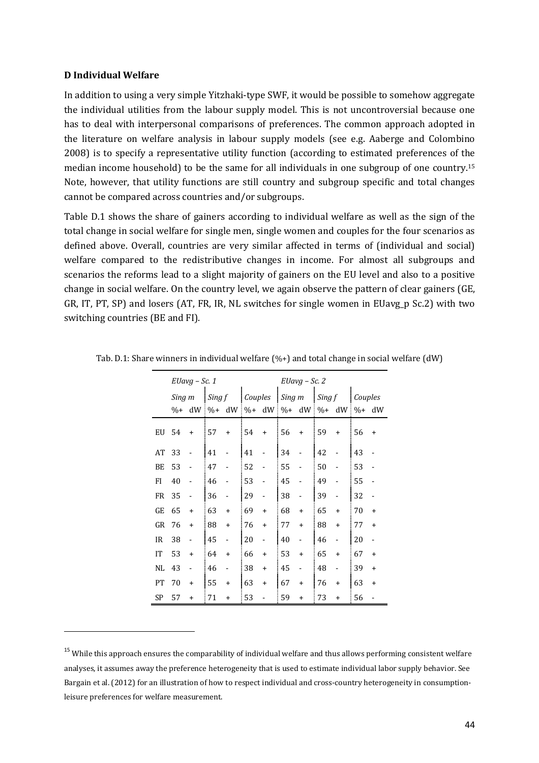**D Individual Welfare**

In addition to using a very simple Yitzhaki-type SWF, it would be possible to somehow aggregate the individual utilities from the labour supply model. This is not uncontroversial because one has to deal with interpersonal comparisons of preferences. The common approach adopted in the literature on welfare analysis in labour supply models (see e.g. Aaberge and Colombino 2008) is to specify a representative utility function (according to estimated preferences of the median income household) to be the same for all individuals in one subgroup of one country.[15] Note, however, that utility functions are still country and subgroup specific and total changes cannot be compared across countries and/or subgroups.

Table D.1 shows the share of gainers according to individual welfare as well as the sign of the total change in social welfare for single men, single women and couples for the four scenarios as defined above. Overall, countries are very similar affected in terms of (individual and social) welfare compared to the redistributive changes in income. For almost all subgroups and scenarios the reforms lead to a slight majority of gainers on the EU level and also to a positive change in social welfare. On the country level, we again observe the pattern of clear gainers (GE, GR, IT, PT, SP) and losers (AT, FR, IR, NL switches for single women in EUavg_p Sc.2) with two switching countries (BE and FI).

Tab. D.1: Share winners in individual welfare (%+) and total change in social welfare (dW)

| | *EUavg – Sc. 1* | | | | | | *EUavg – Sc. 2* | | | | | |
|---|---|---|---|---|---|---|---|---|---|---|---|---|
| | *Sing m* | | *Sing f* | | *Couples* | | *Sing m* | | *Sing f* | | *Couples* | |
| | %+ | dW | %+ | dW | %+ | dW | %+ | dW | %+ | dW | %+ | dW |
| EU | 54 | + | 57 | + | 54 | + | 56 | + | 59 | + | 56 | + |
| AT | 33 | - | 41 | - | 41 | - | 34 | - | 42 | - | 43 | - |
| BE | 53 | - | 47 | - | 52 | - | 55 | - | 50 | - | 53 | - |
| FI | 40 | - | 46 | - | 53 | - | 45 | - | 49 | - | 55 | - |
| FR | 35 | - | 36 | - | 29 | - | 38 | - | 39 | - | 32 | - |
| GE | 65 | + | 63 | + | 69 | + | 68 | + | 65 | + | 70 | + |
| GR | 76 | + | 88 | + | 76 | + | 77 | + | 88 | + | 77 | + |
| IR | 38 | - | 45 | - | 20 | - | 40 | - | 46 | - | 20 | - |
| IT | 53 | + | 64 | + | 66 | + | 53 | + | 65 | + | 67 | + |
| NL | 43 | - | 46 | - | 38 | + | 45 | - | 48 | - | 39 | + |
| PT | 70 | + | 55 | + | 63 | + | 67 | + | 76 | + | 63 | + |
| SP | 57 | + | 71 | + | 53 | - | 59 | + | 73 | + | 56 | - |

[15] While this approach ensures the comparability of individual welfare and thus allows performing consistent welfare analyses, it assumes away the preference heterogeneity that is used to estimate individual labor supply behavior. See Bargain et al. (2012) for an illustration of how to respect individual and cross-country heterogeneity in consumption-leisure preferences for welfare measurement.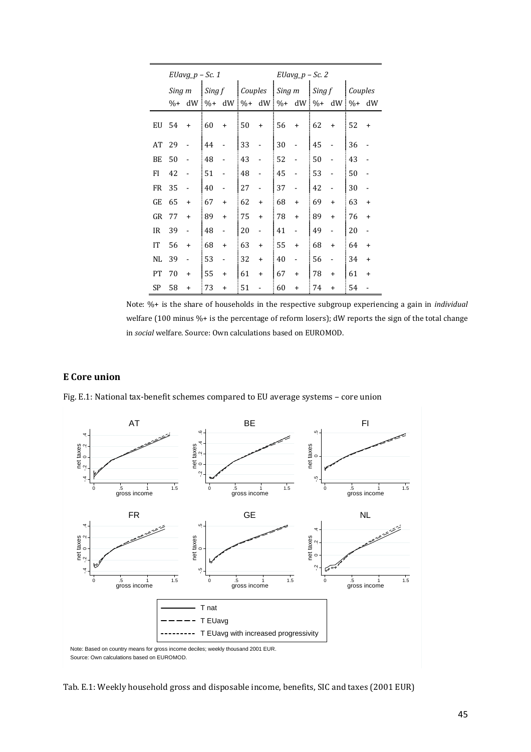| | *EUavg_p – Sc. 1* | | | | | | *EUavg_p – Sc. 2* | | | | | |
|---|---|---|---|---|---|---|---|---|---|---|---|---|
| | *Sing m* | | *Sing f* | | *Couples* | | *Sing m* | | *Sing f* | | *Couples* | |
| | %+ | dW | %+ | dW | %+ | dW | %+ | dW | %+ | dW | %+ | dW |
| EU | 54 | + | 60 | + | 50 | + | 56 | + | 62 | + | 52 | + |
| AT | 29 | - | 44 | - | 33 | - | 30 | - | 45 | - | 36 | - |
| BE | 50 | - | 48 | - | 43 | - | 52 | - | 50 | - | 43 | - |
| FI | 42 | - | 51 | - | 48 | - | 45 | - | 53 | - | 50 | - |
| FR | 35 | - | 40 | - | 27 | - | 37 | - | 42 | - | 30 | - |
| GE | 65 | + | 67 | + | 62 | + | 68 | + | 69 | + | 63 | + |
| GR | 77 | + | 89 | + | 75 | + | 78 | + | 89 | + | 76 | + |
| IR | 39 | - | 48 | - | 20 | - | 41 | - | 49 | - | 20 | - |
| IT | 56 | + | 68 | + | 63 | + | 55 | + | 68 | + | 64 | + |
| NL | 39 | - | 53 | - | 32 | + | 40 | - | 56 | - | 34 | + |
| PT | 70 | + | 55 | + | 61 | + | 67 | + | 78 | + | 61 | + |
| SP | 58 | + | 73 | + | 51 | - | 60 | + | 74 | + | 54 | - |

Note: %+ is the share of households in the respective subgroup experiencing a gain in *individual* welfare (100 minus %+ is the percentage of reform losers); dW reports the sign of the total change in *social* welfare. Source: Own calculations based on EUROMOD.

## E Core union

Fig. E.1: National tax-benefit schemes compared to EU average systems – core union

Note: Based on country means for gross income deciles; weekly thousand 2001 EUR.
Source: Own calculations based on EUROMOD.

Tab. E.1: Weekly household gross and disposable income, benefits, SIC and taxes (2001 EUR)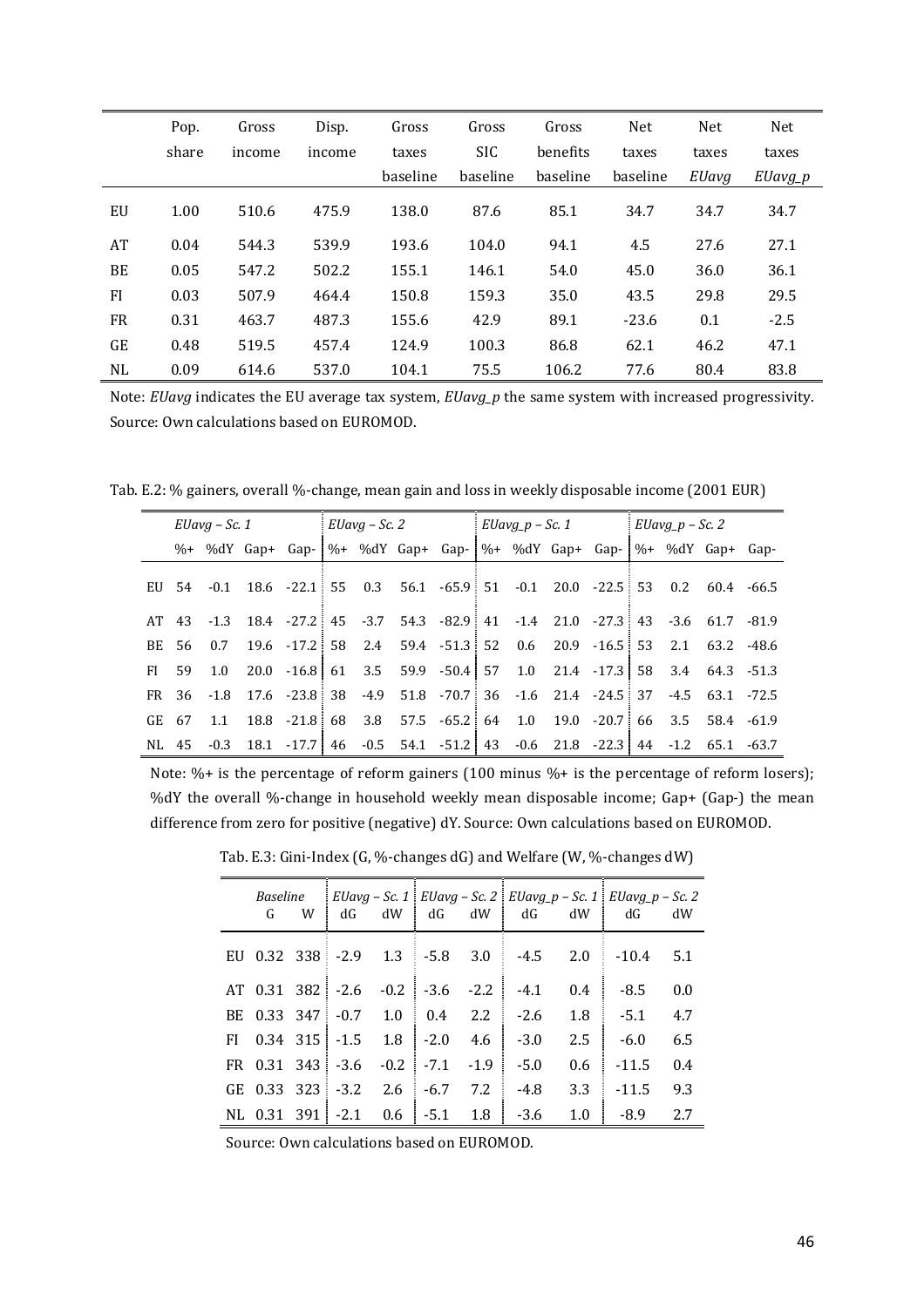| | Pop. share | Gross income | Disp. income | Gross taxes baseline | Gross SIC baseline | Gross benefits baseline | Net taxes baseline | Net taxes *EUavg* | Net taxes *EUavg_p* |
|---|---|---|---|---|---|---|---|---|---|
| EU | 1.00 | 510.6 | 475.9 | 138.0 | 87.6 | 85.1 | 34.7 | 34.7 | 34.7 |
| AT | 0.04 | 544.3 | 539.9 | 193.6 | 104.0 | 94.1 | 4.5 | 27.6 | 27.1 |
| BE | 0.05 | 547.2 | 502.2 | 155.1 | 146.1 | 54.0 | 45.0 | 36.0 | 36.1 |
| FI | 0.03 | 507.9 | 464.4 | 150.8 | 159.3 | 35.0 | 43.5 | 29.8 | 29.5 |
| FR | 0.31 | 463.7 | 487.3 | 155.6 | 42.9 | 89.1 | -23.6 | 0.1 | -2.5 |
| GE | 0.48 | 519.5 | 457.4 | 124.9 | 100.3 | 86.8 | 62.1 | 46.2 | 47.1 |
| NL | 0.09 | 614.6 | 537.0 | 104.1 | 75.5 | 106.2 | 77.6 | 80.4 | 83.8 |

Note: *EUavg* indicates the EU average tax system, *EUavg_p* the same system with increased progressivity. Source: Own calculations based on EUROMOD.

Tab. E.2: % gainers, overall %-change, mean gain and loss in weekly disposable income (2001 EUR)

| | *EUavg – Sc. 1* | | | | *EUavg – Sc. 2* | | | | *EUavg_p – Sc. 1* | | | | *EUavg_p – Sc. 2* | | | |
|---|---|---|---|---|---|---|---|---|---|---|---|---|---|---|---|---|
| | %+ | %dY | Gap+ | Gap- | %+ | %dY | Gap+ | Gap- | %+ | %dY | Gap+ | Gap- | %+ | %dY | Gap+ | Gap- |
| EU | 54 | -0.1 | 18.6 | -22.1 | 55 | 0.3 | 56.1 | -65.9 | 51 | -0.1 | 20.0 | -22.5 | 53 | 0.2 | 60.4 | -66.5 |
| AT | 43 | -1.3 | 18.4 | -27.2 | 45 | -3.7 | 54.3 | -82.9 | 41 | -1.4 | 21.0 | -27.3 | 43 | -3.6 | 61.7 | -81.9 |
| BE | 56 | 0.7 | 19.6 | -17.2 | 58 | 2.4 | 59.4 | -51.3 | 52 | 0.6 | 20.9 | -16.5 | 53 | 2.1 | 63.2 | -48.6 |
| FI | 59 | 1.0 | 20.0 | -16.8 | 61 | 3.5 | 59.9 | -50.4 | 57 | 1.0 | 21.4 | -17.3 | 58 | 3.4 | 64.3 | -51.3 |
| FR | 36 | -1.8 | 17.6 | -23.8 | 38 | -4.9 | 51.8 | -70.7 | 36 | -1.6 | 21.4 | -24.5 | 37 | -4.5 | 63.1 | -72.5 |
| GE | 67 | 1.1 | 18.8 | -21.8 | 68 | 3.8 | 57.5 | -65.2 | 64 | 1.0 | 19.0 | -20.7 | 66 | 3.5 | 58.4 | -61.9 |
| NL | 45 | -0.3 | 18.1 | -17.7 | 46 | -0.5 | 54.1 | -51.2 | 43 | -0.6 | 21.8 | -22.3 | 44 | -1.2 | 65.1 | -63.7 |

Note: %+ is the percentage of reform gainers (100 minus %+ is the percentage of reform losers); %dY the overall %-change in household weekly mean disposable income; Gap+ (Gap-) the mean difference from zero for positive (negative) dY. Source: Own calculations based on EUROMOD.

Tab. E.3: Gini-Index (G, %-changes dG) and Welfare (W, %-changes dW)

| | *Baseline* | | *EUavg – Sc. 1* | | *EUavg – Sc. 2* | | *EUavg_p – Sc. 1* | | *EUavg_p – Sc. 2* | |
|---|---|---|---|---|---|---|---|---|---|---|
| | G | W | dG | dW | dG | dW | dG | dW | dG | dW |
| EU | 0.32 | 338 | -2.9 | 1.3 | -5.8 | 3.0 | -4.5 | 2.0 | -10.4 | 5.1 |
| AT | 0.31 | 382 | -2.6 | -0.2 | -3.6 | -2.2 | -4.1 | 0.4 | -8.5 | 0.0 |
| BE | 0.33 | 347 | -0.7 | 1.0 | 0.4 | 2.2 | -2.6 | 1.8 | -5.1 | 4.7 |
| FI | 0.34 | 315 | -1.5 | 1.8 | -2.0 | 4.6 | -3.0 | 2.5 | -6.0 | 6.5 |
| FR | 0.31 | 343 | -3.6 | -0.2 | -7.1 | -1.9 | -5.0 | 0.6 | -11.5 | 0.4 |
| GE | 0.33 | 323 | -3.2 | 2.6 | -6.7 | 7.2 | -4.8 | 3.3 | -11.5 | 9.3 |
| NL | 0.31 | 391 | -2.1 | 0.6 | -5.1 | 1.8 | -3.6 | 1.0 | -8.9 | 2.7 |

Source: Own calculations based on EUROMOD.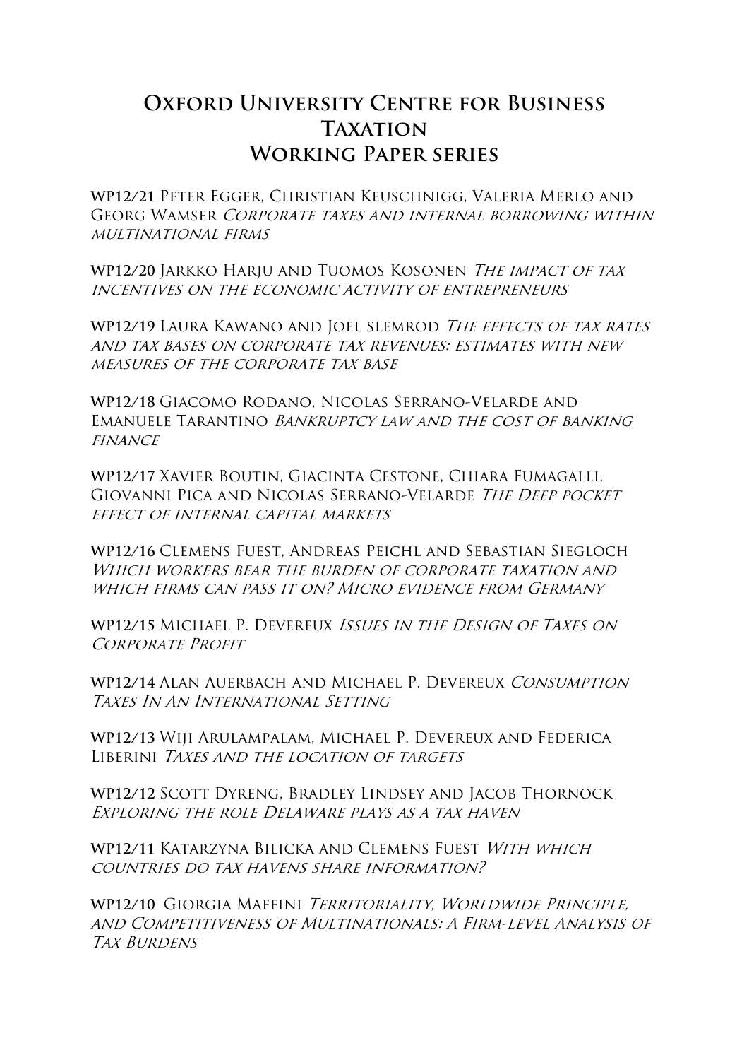# Oxford University Centre for Business Taxation Working Paper series

**WP12/21** Peter Egger, Christian Keuschnigg, Valeria Merlo and Georg Wamser *Corporate taxes and internal borrowing within multinational firms*

**WP12/20** Jarkko Harju and Tuomos Kosonen *The impact of tax incentives on the economic activity of entrepreneurs*

**WP12/19** Laura Kawano and Joel slemrod *The effects of tax rates and tax bases on corporate tax revenues: estimates with new measures of the corporate tax base*

**WP12/18** Giacomo Rodano, Nicolas Serrano-Velarde and Emanuele Tarantino *Bankruptcy law and the cost of banking finance*

**WP12/17** Xavier Boutin, Giacinta Cestone, Chiara Fumagalli, Giovanni Pica and Nicolas Serrano-Velarde *The Deep pocket effect of internal capital markets*

**WP12/16** Clemens Fuest, Andreas Peichl and Sebastian Siegloch *Which workers bear the burden of corporate taxation and which firms can pass it on? Micro evidence from Germany*

**WP12/15** Michael P. Devereux *Issues in the Design of Taxes on Corporate Profit*

**WP12/14** Alan Auerbach and Michael P. Devereux *Consumption Taxes In An International Setting*

**WP12/13** Wiji Arulampalam, Michael P. Devereux and Federica Liberini *Taxes and the location of targets*

**WP12/12** Scott Dyreng, Bradley Lindsey and Jacob Thornock *Exploring the role Delaware plays as a tax haven*

**WP12/11** Katarzyna Bilicka and Clemens Fuest *With which countries do tax havens share information?*

**WP12/10** Giorgia Maffini *Territoriality, Worldwide Principle, and Competitiveness of Multinationals: A Firm-level Analysis of Tax Burdens*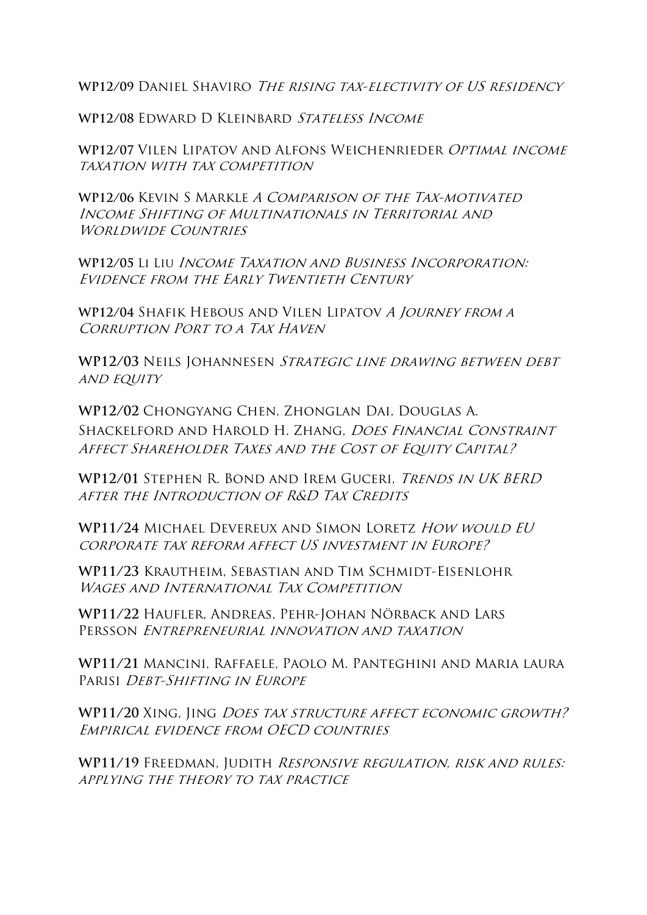**WP12/09** Daniel Shaviro *The rising tax-electivity of US residency*

**WP12/08** Edward D Kleinbard *Stateless Income*

**WP12/07** Vilen Lipatov and Alfons Weichenrieder *Optimal income taxation with tax competition*

**WP12/06** Kevin S Markle *A Comparison of the Tax-motivated Income Shifting of Multinationals in Territorial and Worldwide Countries*

**WP12/05** Li Liu *Income Taxation and Business Incorporation: Evidence from the Early Twentieth Century*

**WP12/04** Shafik Hebous and Vilen Lipatov *A Journey from a Corruption Port to a Tax Haven*

**WP12/03** Neils Johannesen *Strategic line drawing between debt and equity*

**WP12/02** Chongyang Chen, Zhonglan Dai, Douglas A. Shackelford and Harold H. Zhang, *Does Financial Constraint Affect Shareholder Taxes and the Cost of Equity Capital?*

**WP12/01** Stephen R. Bond and Irem Guceri, *Trends in UK BERD after the Introduction of R&D Tax Credits*

**WP11/24** Michael Devereux and Simon Loretz *How would EU corporate tax reform affect US investment in Europe?*

**WP11/23** Krautheim, Sebastian and Tim Schmidt-Eisenlohr *Wages and International Tax Competition*

**WP11/22** Haufler, Andreas, Pehr-Johan Nörback and Lars Persson *Entrepreneurial innovation and taxation*

**WP11/21** Mancini, Raffaele, Paolo M. Panteghini and Maria laura Parisi *Debt-Shifting in Europe*

**WP11/20** Xing, Jing *Does tax structure affect economic growth? Empirical evidence from OECD countries*

**WP11/19** Freedman, Judith *Responsive regulation, risk and rules: applying the theory to tax practice*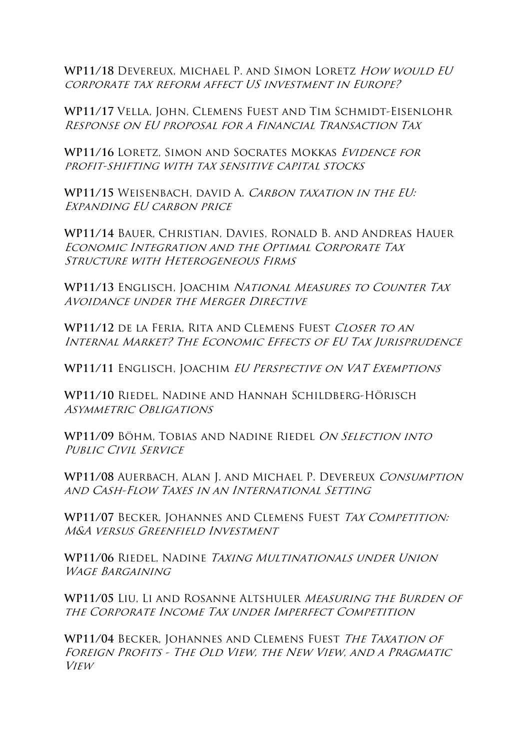**WP11/18** Devereux, Michael P. and Simon Loretz *How would EU corporate tax reform affect US investment in Europe?*

**WP11/17** Vella, John, Clemens Fuest and Tim Schmidt-Eisenlohr *Response on EU proposal for a Financial Transaction Tax*

**WP11/16** Loretz, Simon and Socrates Mokkas *Evidence for profit-shifting with tax sensitive capital stocks*

**WP11/15** Weisenbach, david A. *Carbon taxation in the EU: Expanding EU carbon price*

**WP11/14** Bauer, Christian, Davies, Ronald B. and Andreas Hauer *Economic Integration and the Optimal Corporate Tax Structure with Heterogeneous Firms*

**WP11/13** Englisch, Joachim *National Measures to Counter Tax Avoidance under the Merger Directive*

**WP11/12** de la Feria, Rita and Clemens Fuest *Closer to an Internal Market? The Economic Effects of EU Tax Jurisprudence*

**WP11/11** Englisch, Joachim *EU Perspective on VAT Exemptions*

**WP11/10** Riedel, Nadine and Hannah Schildberg-Hörisch *Asymmetric Obligations*

**WP11/09** Böhm, Tobias and Nadine Riedel *On Selection into Public Civil Service*

**WP11/08** Auerbach, Alan J. and Michael P. Devereux *Consumption and Cash-Flow Taxes in an International Setting*

**WP11/07** Becker, Johannes and Clemens Fuest *Tax Competition: M&A versus Greenfield Investment*

**WP11/06** Riedel, Nadine *Taxing Multinationals under Union Wage Bargaining*

**WP11/05** Liu, Li and Rosanne Altshuler *Measuring the Burden of the Corporate Income Tax under Imperfect Competition*

**WP11/04** Becker, Johannes and Clemens Fuest *The Taxation of Foreign Profits - The Old View, the New View, and a Pragmatic View*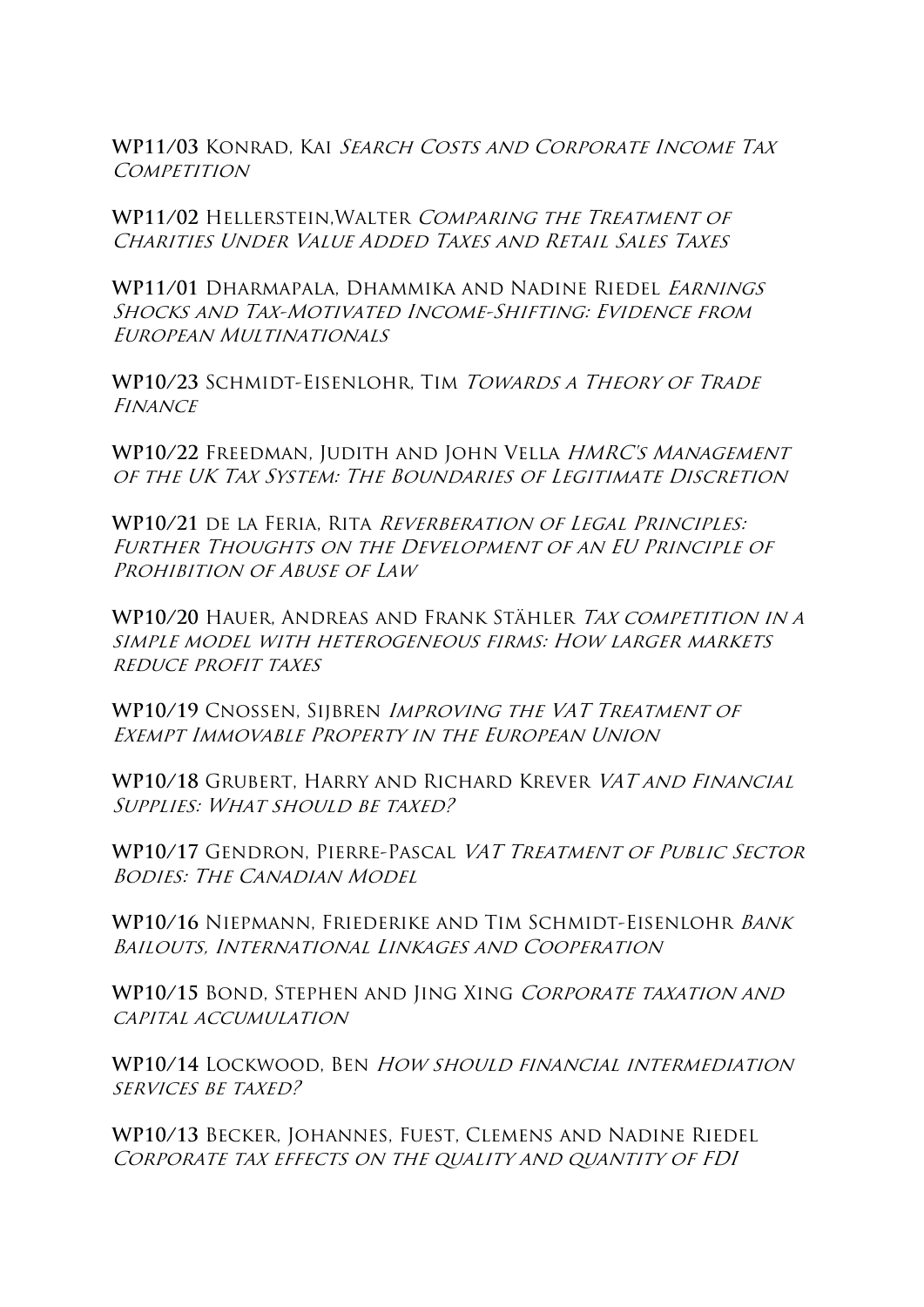**WP11/03** Konrad, Kai *Search Costs and Corporate Income Tax Competition*

**WP11/02** Hellerstein,Walter *Comparing the Treatment of Charities Under Value Added Taxes and Retail Sales Taxes*

**WP11/01** Dharmapala, Dhammika and Nadine Riedel *Earnings Shocks and Tax-Motivated Income-Shifting: Evidence from European Multinationals*

**WP10/23** Schmidt-Eisenlohr, Tim *Towards a Theory of Trade Finance*

**WP10/22** Freedman, Judith and John Vella *HMRC's Management of the UK Tax System: The Boundaries of Legitimate Discretion*

**WP10/21** de la Feria, Rita *Reverberation of Legal Principles: Further Thoughts on the Development of an EU Principle of Prohibition of Abuse of Law*

**WP10/20** Hauer, Andreas and Frank Stähler *Tax competition in a simple model with heterogeneous firms: How larger markets reduce profit taxes*

**WP10/19** Cnossen, Sijbren *Improving the VAT Treatment of Exempt Immovable Property in the European Union*

**WP10/18** Grubert, Harry and Richard Krever *VAT and Financial Supplies: What should be taxed?*

**WP10/17** Gendron, Pierre-Pascal *VAT Treatment of Public Sector Bodies: The Canadian Model*

**WP10/16** Niepmann, Friederike and Tim Schmidt-Eisenlohr *Bank Bailouts, International Linkages and Cooperation*

**WP10/15** Bond, Stephen and Jing Xing *Corporate taxation and capital accumulation*

**WP10/14** Lockwood, Ben *How should financial intermediation services be taxed?*

**WP10/13** Becker, Johannes, Fuest, Clemens and Nadine Riedel *Corporate tax effects on the quality and quantity of FDI*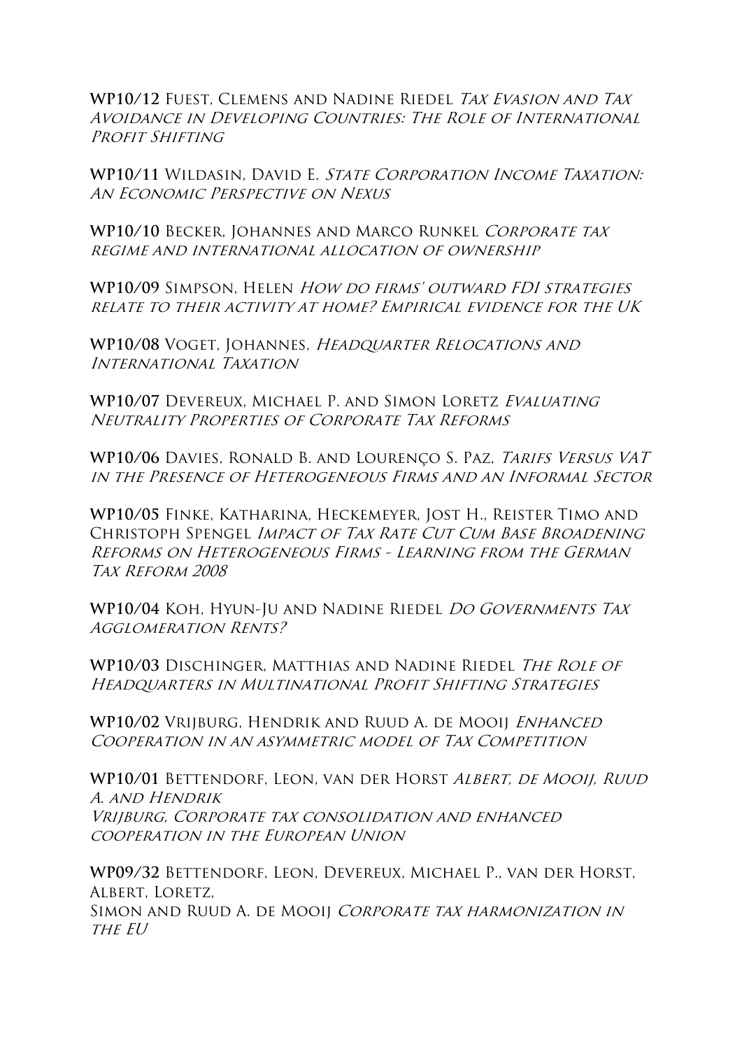**WP10/12** Fuest, Clemens and Nadine Riedel *Tax Evasion and Tax Avoidance in Developing Countries: The Role of International Profit Shifting*

**WP10/11** Wildasin, David E. *State Corporation Income Taxation: An Economic Perspective on Nexus*

**WP10/10** Becker, Johannes and Marco Runkel *Corporate tax regime and international allocation of ownership*

**WP10/09** Simpson, Helen *How do firms' outward FDI strategies relate to their activity at home? Empirical evidence for the UK*

**WP10/08** Voget, Johannes, *Headquarter Relocations and International Taxation*

**WP10/07** Devereux, Michael P. and Simon Loretz *Evaluating Neutrality Properties of Corporate Tax Reforms*

**WP10/06** Davies, Ronald B. and Lourenço S. Paz, *Tarifs Versus VAT in the Presence of Heterogeneous Firms and an Informal Sector*

**WP10/05** Finke, Katharina, Heckemeyer, Jost H., Reister Timo and Christoph Spengel *Impact of Tax Rate Cut Cum Base Broadening Reforms on Heterogeneous Firms - Learning from the German Tax Reform 2008*

**WP10/04** Koh, Hyun-Ju and Nadine Riedel *Do Governments Tax Agglomeration Rents?*

**WP10/03** Dischinger, Matthias and Nadine Riedel *The Role of Headquarters in Multinational Profit Shifting Strategies*

**WP10/02** Vrijburg, Hendrik and Ruud A. de Mooij *Enhanced Cooperation in an asymmetric model of Tax Competition*

**WP10/01** Bettendorf, Leon, van der Horst *Albert, de Mooij, Ruud A. and Hendrik Vrijburg, Corporate tax consolidation and enhanced cooperation in the European Union*

**WP09/32** Bettendorf, Leon, Devereux, Michael P., van der Horst, Albert, Loretz, Simon and Ruud A. de Mooij *Corporate tax harmonization in the EU*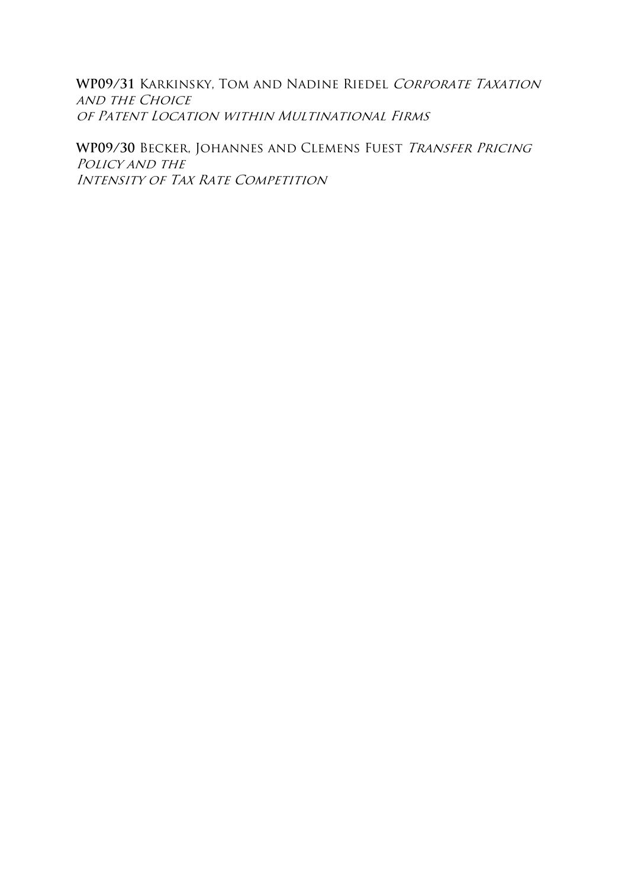**WP09/31** Karkinsky, Tom and Nadine Riedel *Corporate Taxation and the Choice of Patent Location within Multinational Firms*

**WP09/30** Becker, Johannes and Clemens Fuest *Transfer Pricing Policy and the Intensity of Tax Rate Competition*